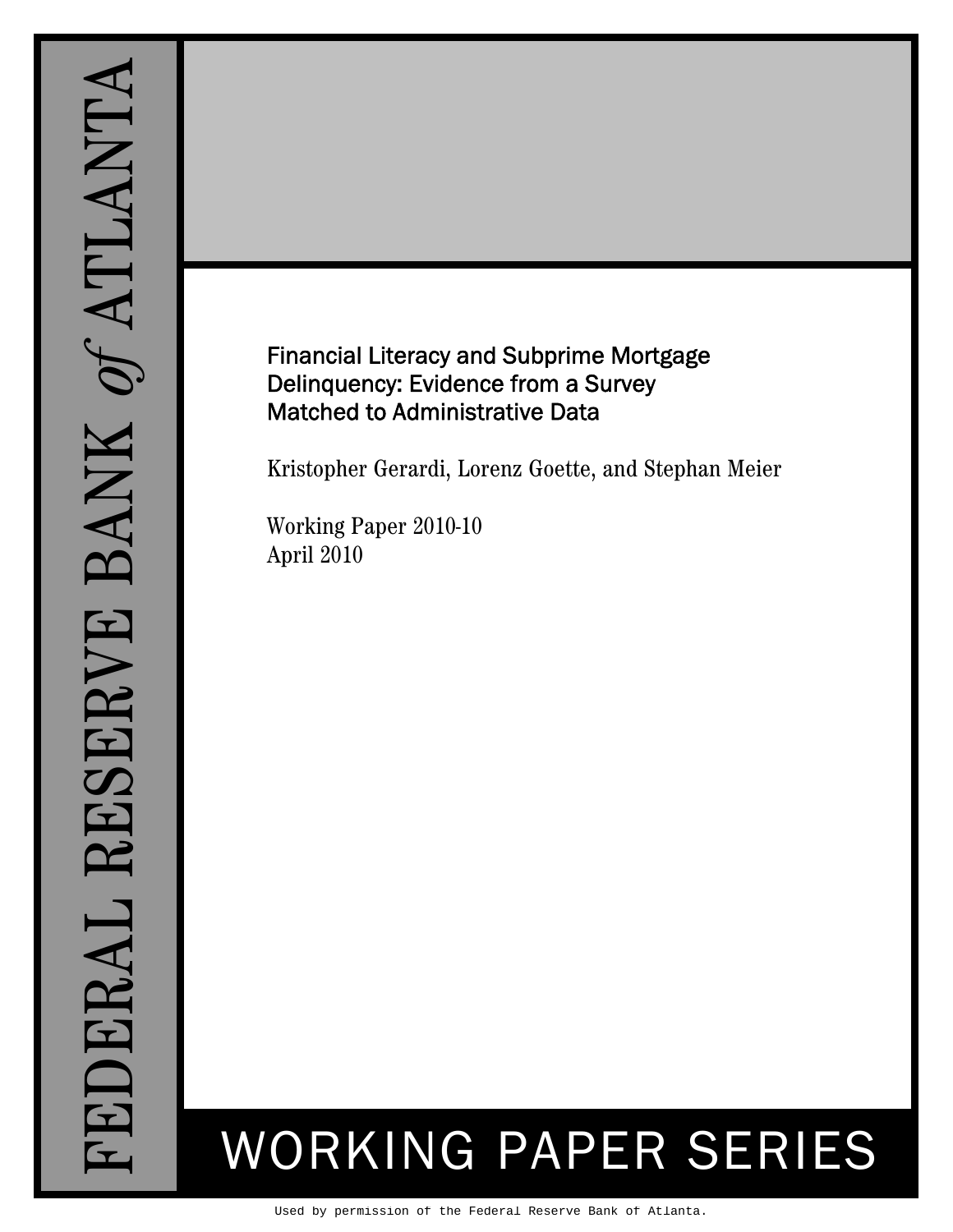FEDERAL RESERVE BANK *of* ATLANTA

# Financial Literacy and Subprime Mortgage Delinquency: Evidence from a Survey Matched to Administrative Data

Kristopher Gerardi, Lorenz Goette, and Stephan Meier

Working Paper 2010-10
April 2010

WORKING PAPER SERIES

Used by permission of the Federal Reserve Bank of Atlanta.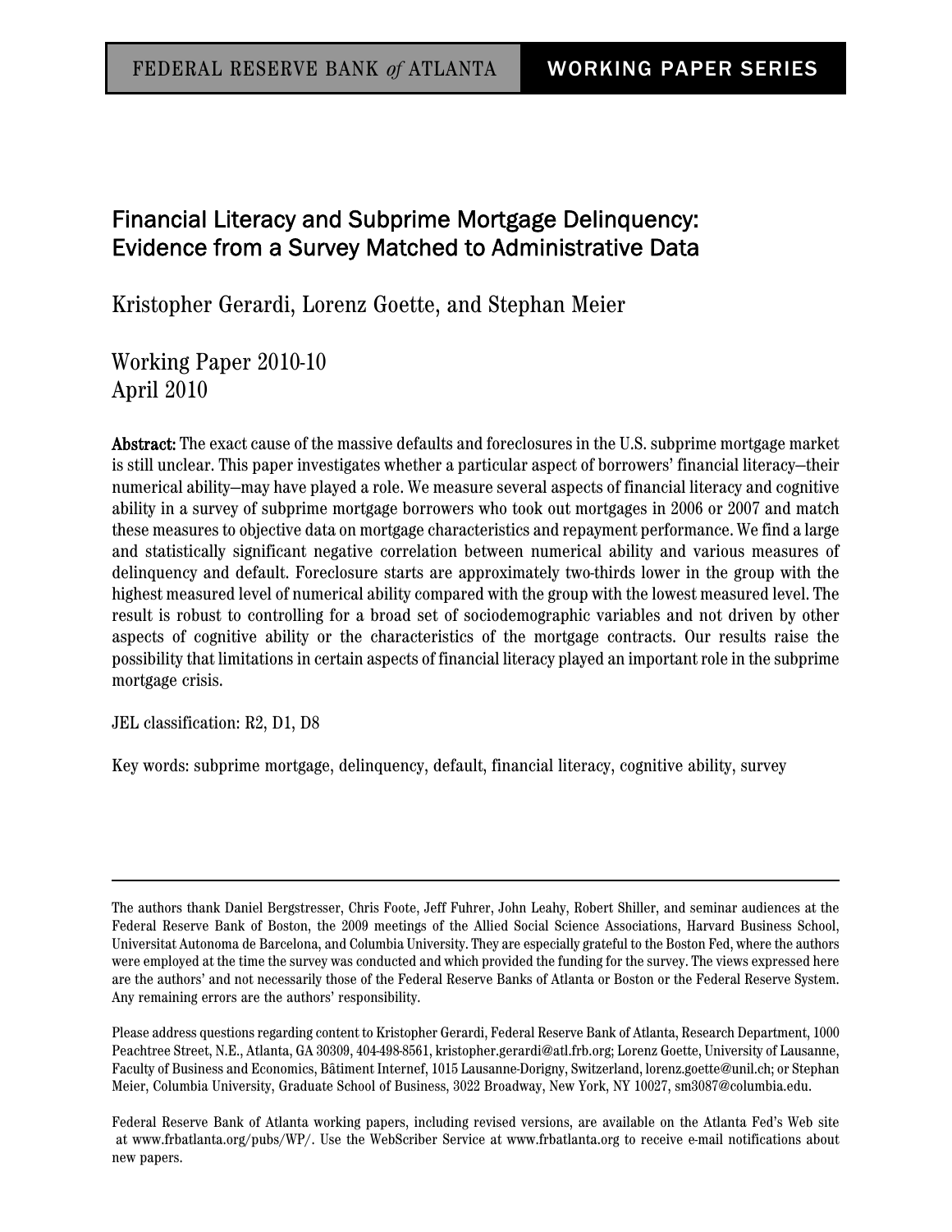FEDERAL RESERVE BANK *of* ATLANTA | WORKING PAPER SERIES

# Financial Literacy and Subprime Mortgage Delinquency: Evidence from a Survey Matched to Administrative Data

Kristopher Gerardi, Lorenz Goette, and Stephan Meier

Working Paper 2010-10
April 2010

**Abstract:** The exact cause of the massive defaults and foreclosures in the U.S. subprime mortgage market is still unclear. This paper investigates whether a particular aspect of borrowers' financial literacy—their numerical ability—may have played a role. We measure several aspects of financial literacy and cognitive ability in a survey of subprime mortgage borrowers who took out mortgages in 2006 or 2007 and match these measures to objective data on mortgage characteristics and repayment performance. We find a large and statistically significant negative correlation between numerical ability and various measures of delinquency and default. Foreclosure starts are approximately two-thirds lower in the group with the highest measured level of numerical ability compared with the group with the lowest measured level. The result is robust to controlling for a broad set of sociodemographic variables and not driven by other aspects of cognitive ability or the characteristics of the mortgage contracts. Our results raise the possibility that limitations in certain aspects of financial literacy played an important role in the subprime mortgage crisis.

JEL classification: R2, D1, D8

Key words: subprime mortgage, delinquency, default, financial literacy, cognitive ability, survey

---

The authors thank Daniel Bergstresser, Chris Foote, Jeff Fuhrer, John Leahy, Robert Shiller, and seminar audiences at the Federal Reserve Bank of Boston, the 2009 meetings of the Allied Social Science Associations, Harvard Business School, Universitat Autonoma de Barcelona, and Columbia University. They are especially grateful to the Boston Fed, where the authors were employed at the time the survey was conducted and which provided the funding for the survey. The views expressed here are the authors' and not necessarily those of the Federal Reserve Banks of Atlanta or Boston or the Federal Reserve System. Any remaining errors are the authors' responsibility.

Please address questions regarding content to Kristopher Gerardi, Federal Reserve Bank of Atlanta, Research Department, 1000 Peachtree Street, N.E., Atlanta, GA 30309, 404-498-8561, kristopher.gerardi@atl.frb.org; Lorenz Goette, University of Lausanne, Faculty of Business and Economics, Bâtiment Internef, 1015 Lausanne-Dorigny, Switzerland, lorenz.goette@unil.ch; or Stephan Meier, Columbia University, Graduate School of Business, 3022 Broadway, New York, NY 10027, sm3087@columbia.edu.

Federal Reserve Bank of Atlanta working papers, including revised versions, are available on the Atlanta Fed's Web site at www.frbatlanta.org/pubs/WP/. Use the WebScriber Service at www.frbatlanta.org to receive e-mail notifications about new papers.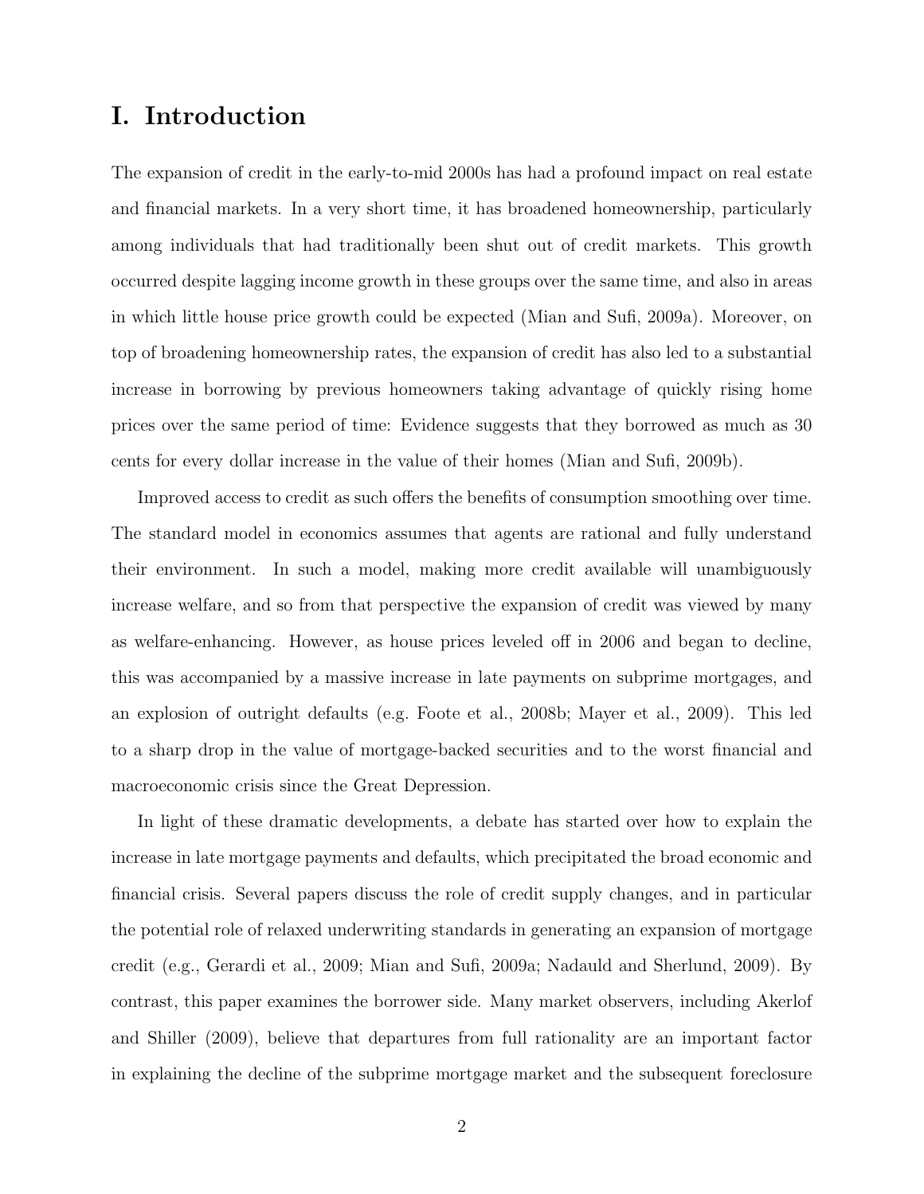# I. Introduction

The expansion of credit in the early-to-mid 2000s has had a profound impact on real estate and financial markets. In a very short time, it has broadened homeownership, particularly among individuals that had traditionally been shut out of credit markets. This growth occurred despite lagging income growth in these groups over the same time, and also in areas in which little house price growth could be expected (Mian and Sufi, 2009a). Moreover, on top of broadening homeownership rates, the expansion of credit has also led to a substantial increase in borrowing by previous homeowners taking advantage of quickly rising home prices over the same period of time: Evidence suggests that they borrowed as much as 30 cents for every dollar increase in the value of their homes (Mian and Sufi, 2009b).

Improved access to credit as such offers the benefits of consumption smoothing over time. The standard model in economics assumes that agents are rational and fully understand their environment. In such a model, making more credit available will unambiguously increase welfare, and so from that perspective the expansion of credit was viewed by many as welfare-enhancing. However, as house prices leveled off in 2006 and began to decline, this was accompanied by a massive increase in late payments on subprime mortgages, and an explosion of outright defaults (e.g. Foote et al., 2008b; Mayer et al., 2009). This led to a sharp drop in the value of mortgage-backed securities and to the worst financial and macroeconomic crisis since the Great Depression.

In light of these dramatic developments, a debate has started over how to explain the increase in late mortgage payments and defaults, which precipitated the broad economic and financial crisis. Several papers discuss the role of credit supply changes, and in particular the potential role of relaxed underwriting standards in generating an expansion of mortgage credit (e.g., Gerardi et al., 2009; Mian and Sufi, 2009a; Nadauld and Sherlund, 2009). By contrast, this paper examines the borrower side. Many market observers, including Akerlof and Shiller (2009), believe that departures from full rationality are an important factor in explaining the decline of the subprime mortgage market and the subsequent foreclosure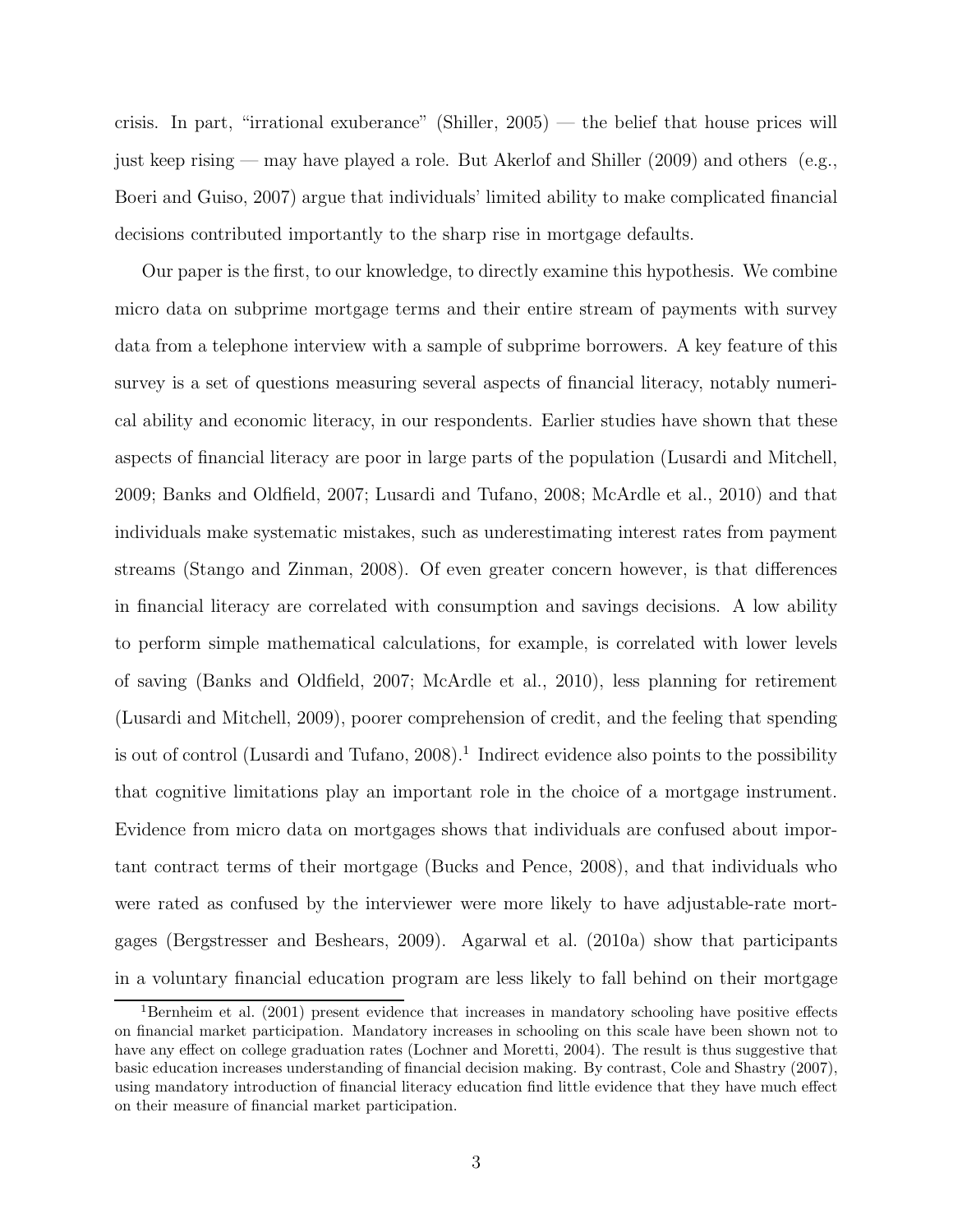crisis. In part, "irrational exuberance" (Shiller, 2005) — the belief that house prices will just keep rising — may have played a role. But Akerlof and Shiller (2009) and others (e.g., Boeri and Guiso, 2007) argue that individuals' limited ability to make complicated financial decisions contributed importantly to the sharp rise in mortgage defaults.

Our paper is the first, to our knowledge, to directly examine this hypothesis. We combine micro data on subprime mortgage terms and their entire stream of payments with survey data from a telephone interview with a sample of subprime borrowers. A key feature of this survey is a set of questions measuring several aspects of financial literacy, notably numerical ability and economic literacy, in our respondents. Earlier studies have shown that these aspects of financial literacy are poor in large parts of the population (Lusardi and Mitchell, 2009; Banks and Oldfield, 2007; Lusardi and Tufano, 2008; McArdle et al., 2010) and that individuals make systematic mistakes, such as underestimating interest rates from payment streams (Stango and Zinman, 2008). Of even greater concern however, is that differences in financial literacy are correlated with consumption and savings decisions. A low ability to perform simple mathematical calculations, for example, is correlated with lower levels of saving (Banks and Oldfield, 2007; McArdle et al., 2010), less planning for retirement (Lusardi and Mitchell, 2009), poorer comprehension of credit, and the feeling that spending is out of control (Lusardi and Tufano, 2008).[1] Indirect evidence also points to the possibility that cognitive limitations play an important role in the choice of a mortgage instrument. Evidence from micro data on mortgages shows that individuals are confused about important contract terms of their mortgage (Bucks and Pence, 2008), and that individuals who were rated as confused by the interviewer were more likely to have adjustable-rate mortgages (Bergstresser and Beshears, 2009). Agarwal et al. (2010a) show that participants in a voluntary financial education program are less likely to fall behind on their mortgage

[1] Bernheim et al. (2001) present evidence that increases in mandatory schooling have positive effects on financial market participation. Mandatory increases in schooling on this scale have been shown not to have any effect on college graduation rates (Lochner and Moretti, 2004). The result is thus suggestive that basic education increases understanding of financial decision making. By contrast, Cole and Shastry (2007), using mandatory introduction of financial literacy education find little evidence that they have much effect on their measure of financial market participation.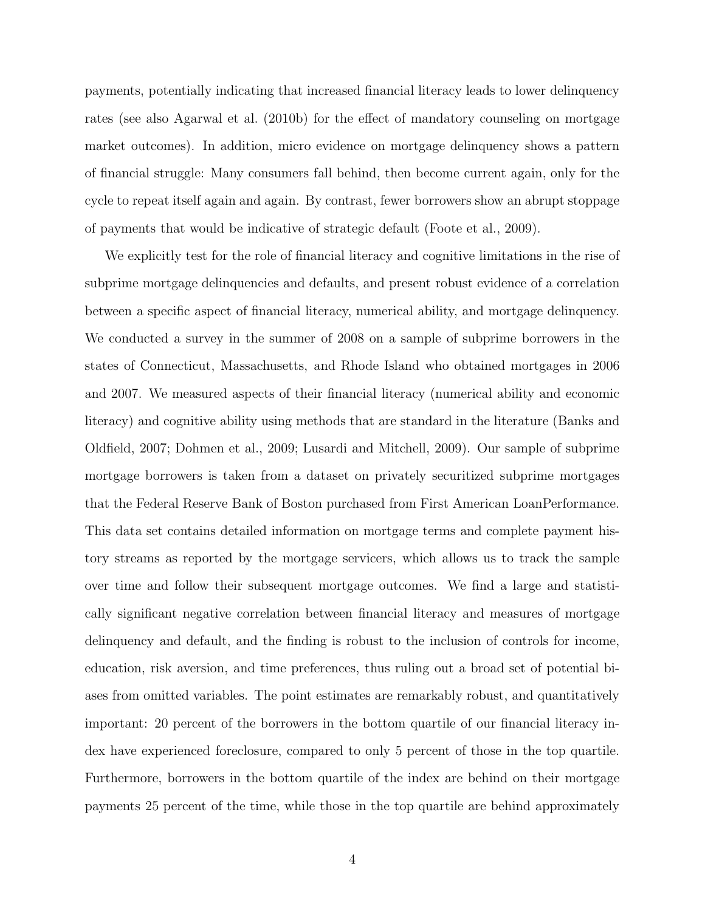payments, potentially indicating that increased financial literacy leads to lower delinquency rates (see also Agarwal et al. (2010b) for the effect of mandatory counseling on mortgage market outcomes). In addition, micro evidence on mortgage delinquency shows a pattern of financial struggle: Many consumers fall behind, then become current again, only for the cycle to repeat itself again and again. By contrast, fewer borrowers show an abrupt stoppage of payments that would be indicative of strategic default (Foote et al., 2009).

We explicitly test for the role of financial literacy and cognitive limitations in the rise of subprime mortgage delinquencies and defaults, and present robust evidence of a correlation between a specific aspect of financial literacy, numerical ability, and mortgage delinquency. We conducted a survey in the summer of 2008 on a sample of subprime borrowers in the states of Connecticut, Massachusetts, and Rhode Island who obtained mortgages in 2006 and 2007. We measured aspects of their financial literacy (numerical ability and economic literacy) and cognitive ability using methods that are standard in the literature (Banks and Oldfield, 2007; Dohmen et al., 2009; Lusardi and Mitchell, 2009). Our sample of subprime mortgage borrowers is taken from a dataset on privately securitized subprime mortgages that the Federal Reserve Bank of Boston purchased from First American LoanPerformance. This data set contains detailed information on mortgage terms and complete payment history streams as reported by the mortgage servicers, which allows us to track the sample over time and follow their subsequent mortgage outcomes. We find a large and statistically significant negative correlation between financial literacy and measures of mortgage delinquency and default, and the finding is robust to the inclusion of controls for income, education, risk aversion, and time preferences, thus ruling out a broad set of potential biases from omitted variables. The point estimates are remarkably robust, and quantitatively important: 20 percent of the borrowers in the bottom quartile of our financial literacy index have experienced foreclosure, compared to only 5 percent of those in the top quartile. Furthermore, borrowers in the bottom quartile of the index are behind on their mortgage payments 25 percent of the time, while those in the top quartile are behind approximately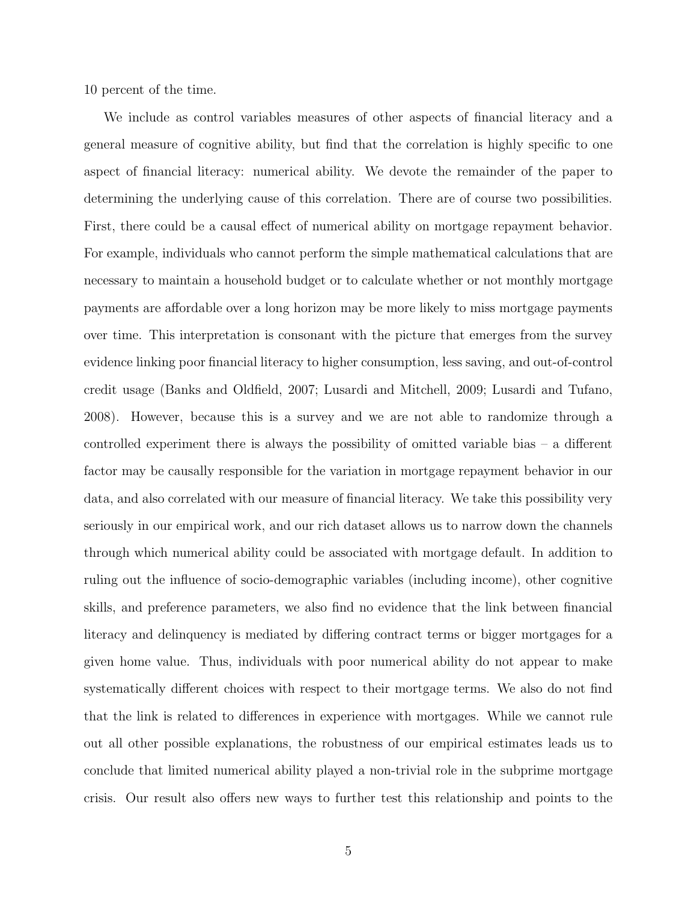10 percent of the time.

We include as control variables measures of other aspects of financial literacy and a general measure of cognitive ability, but find that the correlation is highly specific to one aspect of financial literacy: numerical ability. We devote the remainder of the paper to determining the underlying cause of this correlation. There are of course two possibilities. First, there could be a causal effect of numerical ability on mortgage repayment behavior. For example, individuals who cannot perform the simple mathematical calculations that are necessary to maintain a household budget or to calculate whether or not monthly mortgage payments are affordable over a long horizon may be more likely to miss mortgage payments over time. This interpretation is consonant with the picture that emerges from the survey evidence linking poor financial literacy to higher consumption, less saving, and out-of-control credit usage (Banks and Oldfield, 2007; Lusardi and Mitchell, 2009; Lusardi and Tufano, 2008). However, because this is a survey and we are not able to randomize through a controlled experiment there is always the possibility of omitted variable bias – a different factor may be causally responsible for the variation in mortgage repayment behavior in our data, and also correlated with our measure of financial literacy. We take this possibility very seriously in our empirical work, and our rich dataset allows us to narrow down the channels through which numerical ability could be associated with mortgage default. In addition to ruling out the influence of socio-demographic variables (including income), other cognitive skills, and preference parameters, we also find no evidence that the link between financial literacy and delinquency is mediated by differing contract terms or bigger mortgages for a given home value. Thus, individuals with poor numerical ability do not appear to make systematically different choices with respect to their mortgage terms. We also do not find that the link is related to differences in experience with mortgages. While we cannot rule out all other possible explanations, the robustness of our empirical estimates leads us to conclude that limited numerical ability played a non-trivial role in the subprime mortgage crisis. Our result also offers new ways to further test this relationship and points to the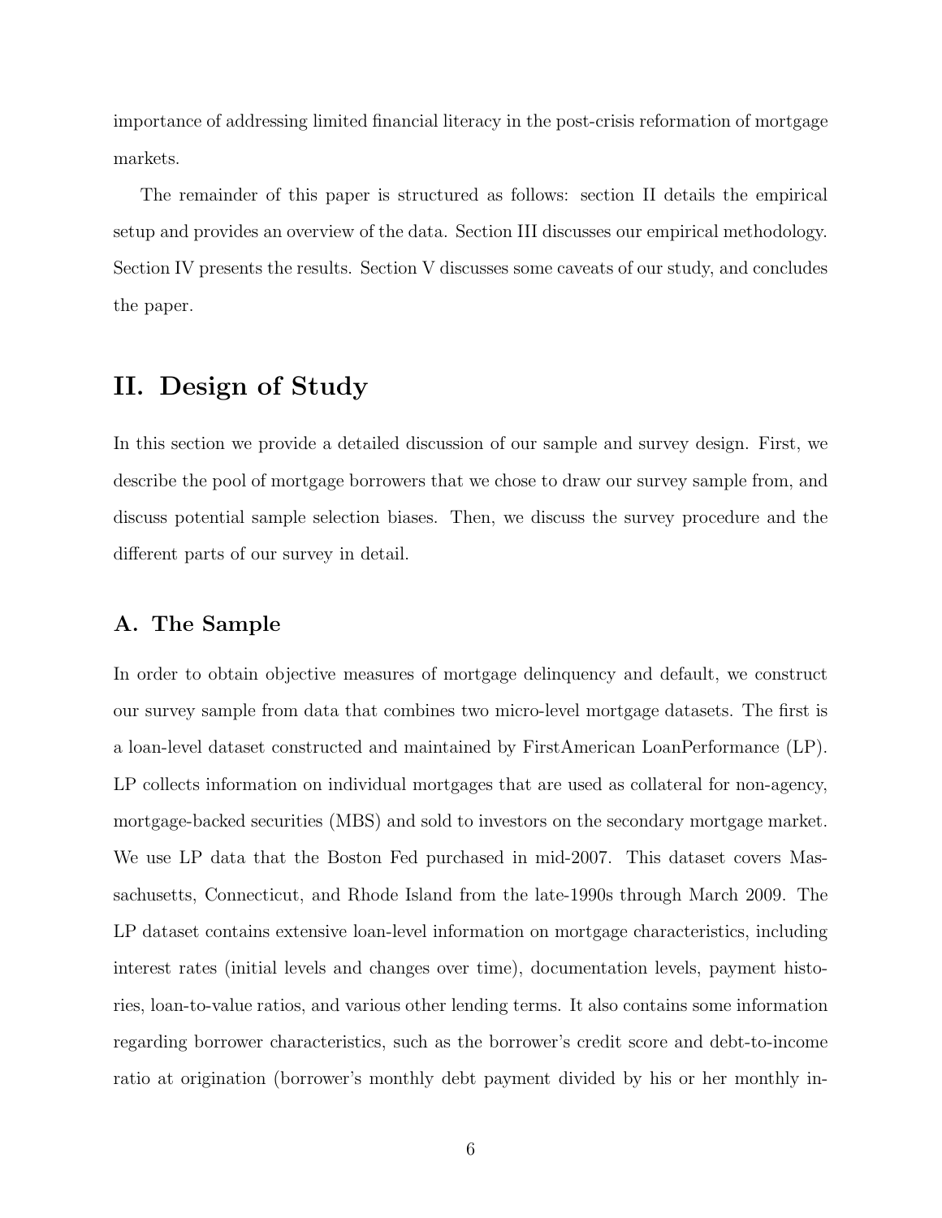importance of addressing limited financial literacy in the post-crisis reformation of mortgage markets.

The remainder of this paper is structured as follows: section II details the empirical setup and provides an overview of the data. Section III discusses our empirical methodology. Section IV presents the results. Section V discusses some caveats of our study, and concludes the paper.

## II. Design of Study

In this section we provide a detailed discussion of our sample and survey design. First, we describe the pool of mortgage borrowers that we chose to draw our survey sample from, and discuss potential sample selection biases. Then, we discuss the survey procedure and the different parts of our survey in detail.

### A. The Sample

In order to obtain objective measures of mortgage delinquency and default, we construct our survey sample from data that combines two micro-level mortgage datasets. The first is a loan-level dataset constructed and maintained by FirstAmerican LoanPerformance (LP). LP collects information on individual mortgages that are used as collateral for non-agency, mortgage-backed securities (MBS) and sold to investors on the secondary mortgage market. We use LP data that the Boston Fed purchased in mid-2007. This dataset covers Massachusetts, Connecticut, and Rhode Island from the late-1990s through March 2009. The LP dataset contains extensive loan-level information on mortgage characteristics, including interest rates (initial levels and changes over time), documentation levels, payment histories, loan-to-value ratios, and various other lending terms. It also contains some information regarding borrower characteristics, such as the borrower's credit score and debt-to-income ratio at origination (borrower's monthly debt payment divided by his or her monthly in-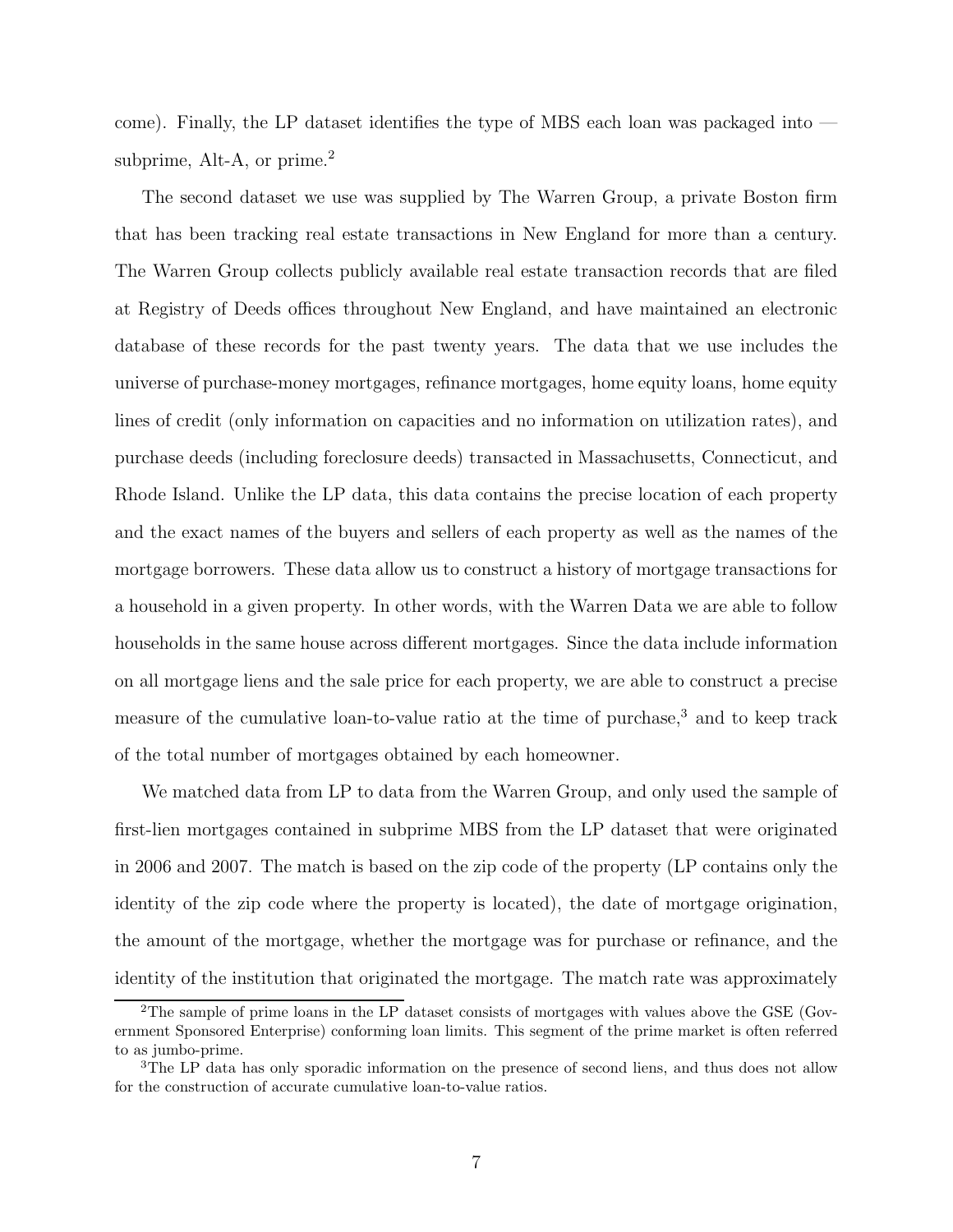come). Finally, the LP dataset identifies the type of MBS each loan was packaged into — subprime, Alt-A, or prime.[2]

The second dataset we use was supplied by The Warren Group, a private Boston firm that has been tracking real estate transactions in New England for more than a century. The Warren Group collects publicly available real estate transaction records that are filed at Registry of Deeds offices throughout New England, and have maintained an electronic database of these records for the past twenty years. The data that we use includes the universe of purchase-money mortgages, refinance mortgages, home equity loans, home equity lines of credit (only information on capacities and no information on utilization rates), and purchase deeds (including foreclosure deeds) transacted in Massachusetts, Connecticut, and Rhode Island. Unlike the LP data, this data contains the precise location of each property and the exact names of the buyers and sellers of each property as well as the names of the mortgage borrowers. These data allow us to construct a history of mortgage transactions for a household in a given property. In other words, with the Warren Data we are able to follow households in the same house across different mortgages. Since the data include information on all mortgage liens and the sale price for each property, we are able to construct a precise measure of the cumulative loan-to-value ratio at the time of purchase,[3] and to keep track of the total number of mortgages obtained by each homeowner.

We matched data from LP to data from the Warren Group, and only used the sample of first-lien mortgages contained in subprime MBS from the LP dataset that were originated in 2006 and 2007. The match is based on the zip code of the property (LP contains only the identity of the zip code where the property is located), the date of mortgage origination, the amount of the mortgage, whether the mortgage was for purchase or refinance, and the identity of the institution that originated the mortgage. The match rate was approximately

[2] The sample of prime loans in the LP dataset consists of mortgages with values above the GSE (Government Sponsored Enterprise) conforming loan limits. This segment of the prime market is often referred to as jumbo-prime.

[3] The LP data has only sporadic information on the presence of second liens, and thus does not allow for the construction of accurate cumulative loan-to-value ratios.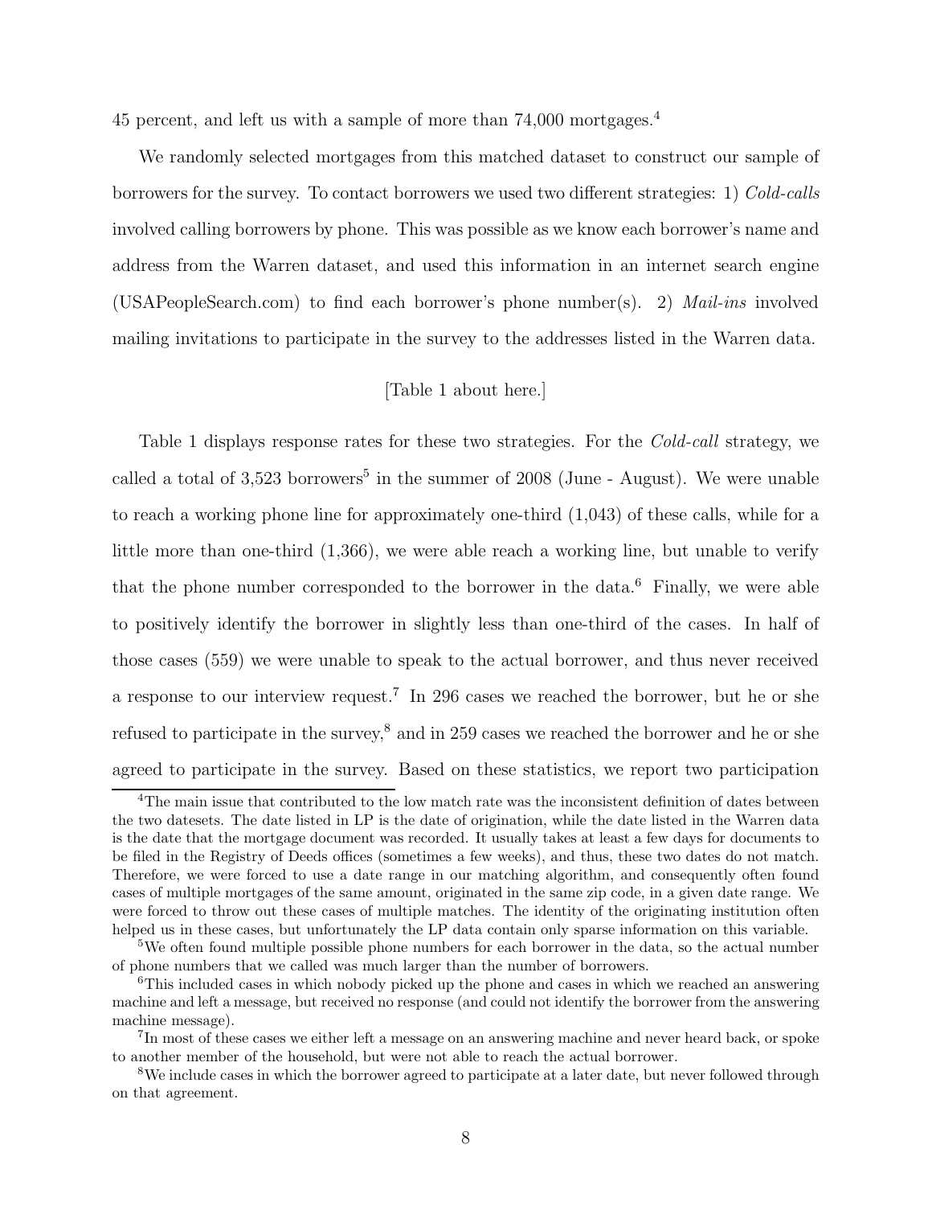45 percent, and left us with a sample of more than 74,000 mortgages.[4]

We randomly selected mortgages from this matched dataset to construct our sample of borrowers for the survey. To contact borrowers we used two different strategies: 1) *Cold-calls* involved calling borrowers by phone. This was possible as we know each borrower's name and address from the Warren dataset, and used this information in an internet search engine (USAPeopleSearch.com) to find each borrower's phone number(s). 2) *Mail-ins* involved mailing invitations to participate in the survey to the addresses listed in the Warren data.

[Table 1 about here.]

Table 1 displays response rates for these two strategies. For the *Cold-call* strategy, we called a total of 3,523 borrowers[5] in the summer of 2008 (June - August). We were unable to reach a working phone line for approximately one-third (1,043) of these calls, while for a little more than one-third (1,366), we were able reach a working line, but unable to verify that the phone number corresponded to the borrower in the data.[6] Finally, we were able to positively identify the borrower in slightly less than one-third of the cases. In half of those cases (559) we were unable to speak to the actual borrower, and thus never received a response to our interview request.[7] In 296 cases we reached the borrower, but he or she refused to participate in the survey,[8] and in 259 cases we reached the borrower and he or she agreed to participate in the survey. Based on these statistics, we report two participation

[4] The main issue that contributed to the low match rate was the inconsistent definition of dates between the two datesets. The date listed in LP is the date of origination, while the date listed in the Warren data is the date that the mortgage document was recorded. It usually takes at least a few days for documents to be filed in the Registry of Deeds offices (sometimes a few weeks), and thus, these two dates do not match. Therefore, we were forced to use a date range in our matching algorithm, and consequently often found cases of multiple mortgages of the same amount, originated in the same zip code, in a given date range. We were forced to throw out these cases of multiple matches. The identity of the originating institution often helped us in these cases, but unfortunately the LP data contain only sparse information on this variable.

[5] We often found multiple possible phone numbers for each borrower in the data, so the actual number of phone numbers that we called was much larger than the number of borrowers.

[6] This included cases in which nobody picked up the phone and cases in which we reached an answering machine and left a message, but received no response (and could not identify the borrower from the answering machine message).

[7] In most of these cases we either left a message on an answering machine and never heard back, or spoke to another member of the household, but were not able to reach the actual borrower.

[8] We include cases in which the borrower agreed to participate at a later date, but never followed through on that agreement.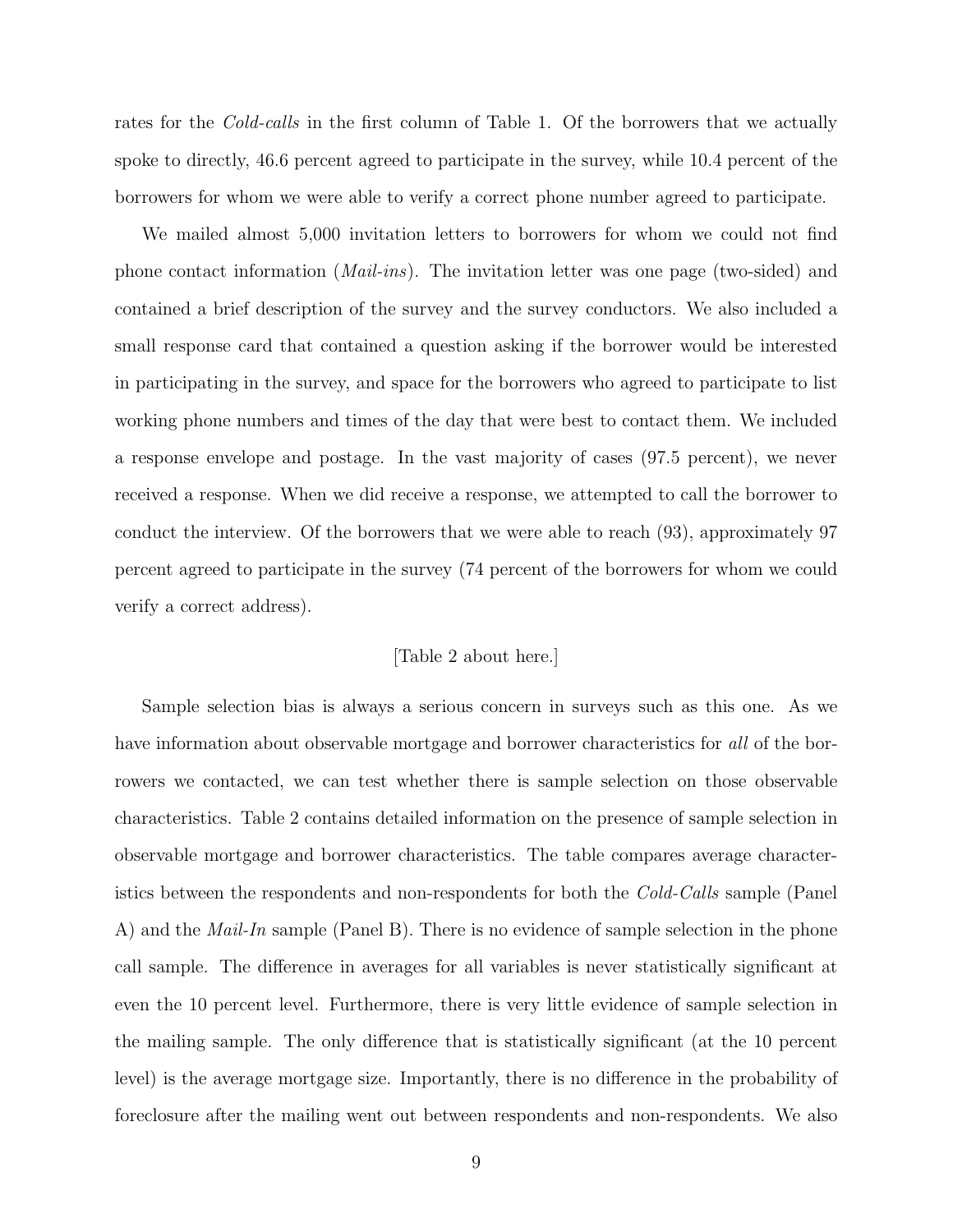rates for the *Cold-calls* in the first column of Table 1. Of the borrowers that we actually spoke to directly, 46.6 percent agreed to participate in the survey, while 10.4 percent of the borrowers for whom we were able to verify a correct phone number agreed to participate.

We mailed almost 5,000 invitation letters to borrowers for whom we could not find phone contact information (*Mail-ins*). The invitation letter was one page (two-sided) and contained a brief description of the survey and the survey conductors. We also included a small response card that contained a question asking if the borrower would be interested in participating in the survey, and space for the borrowers who agreed to participate to list working phone numbers and times of the day that were best to contact them. We included a response envelope and postage. In the vast majority of cases (97.5 percent), we never received a response. When we did receive a response, we attempted to call the borrower to conduct the interview. Of the borrowers that we were able to reach (93), approximately 97 percent agreed to participate in the survey (74 percent of the borrowers for whom we could verify a correct address).

[Table 2 about here.]

Sample selection bias is always a serious concern in surveys such as this one. As we have information about observable mortgage and borrower characteristics for *all* of the borrowers we contacted, we can test whether there is sample selection on those observable characteristics. Table 2 contains detailed information on the presence of sample selection in observable mortgage and borrower characteristics. The table compares average characteristics between the respondents and non-respondents for both the *Cold-Calls* sample (Panel A) and the *Mail-In* sample (Panel B). There is no evidence of sample selection in the phone call sample. The difference in averages for all variables is never statistically significant at even the 10 percent level. Furthermore, there is very little evidence of sample selection in the mailing sample. The only difference that is statistically significant (at the 10 percent level) is the average mortgage size. Importantly, there is no difference in the probability of foreclosure after the mailing went out between respondents and non-respondents. We also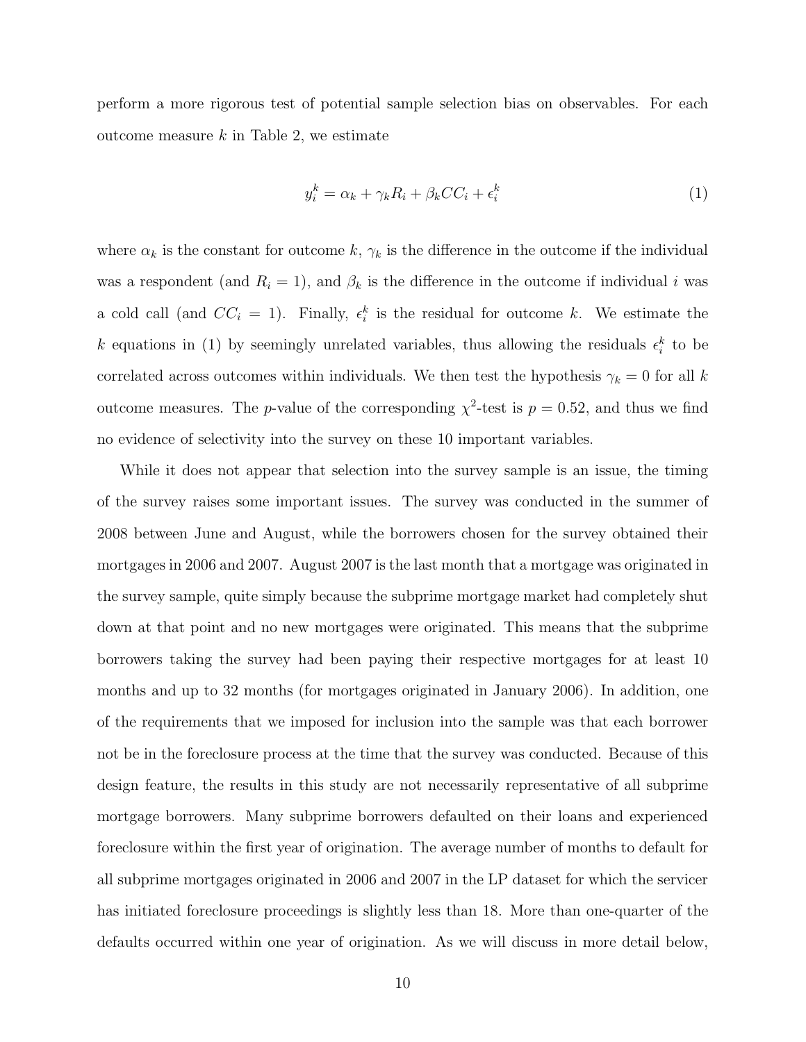perform a more rigorous test of potential sample selection bias on observables. For each outcome measure $k$ in Table 2, we estimate

$$y_i^k = \alpha_k + \gamma_k R_i + \beta_k CC_i + \epsilon_i^k \tag{1}$$

where $\alpha_k$ is the constant for outcome $k$, $\gamma_k$ is the difference in the outcome if the individual was a respondent (and $R_i = 1$), and $\beta_k$ is the difference in the outcome if individual $i$ was a cold call (and $CC_i = 1$). Finally, $\epsilon_i^k$ is the residual for outcome $k$. We estimate the $k$ equations in (1) by seemingly unrelated variables, thus allowing the residuals $\epsilon_i^k$ to be correlated across outcomes within individuals. We then test the hypothesis $\gamma_k = 0$ for all $k$ outcome measures. The $p$-value of the corresponding $\chi^2$-test is $p = 0.52$, and thus we find no evidence of selectivity into the survey on these 10 important variables.

While it does not appear that selection into the survey sample is an issue, the timing of the survey raises some important issues. The survey was conducted in the summer of 2008 between June and August, while the borrowers chosen for the survey obtained their mortgages in 2006 and 2007. August 2007 is the last month that a mortgage was originated in the survey sample, quite simply because the subprime mortgage market had completely shut down at that point and no new mortgages were originated. This means that the subprime borrowers taking the survey had been paying their respective mortgages for at least 10 months and up to 32 months (for mortgages originated in January 2006). In addition, one of the requirements that we imposed for inclusion into the sample was that each borrower not be in the foreclosure process at the time that the survey was conducted. Because of this design feature, the results in this study are not necessarily representative of all subprime mortgage borrowers. Many subprime borrowers defaulted on their loans and experienced foreclosure within the first year of origination. The average number of months to default for all subprime mortgages originated in 2006 and 2007 in the LP dataset for which the servicer has initiated foreclosure proceedings is slightly less than 18. More than one-quarter of the defaults occurred within one year of origination. As we will discuss in more detail below,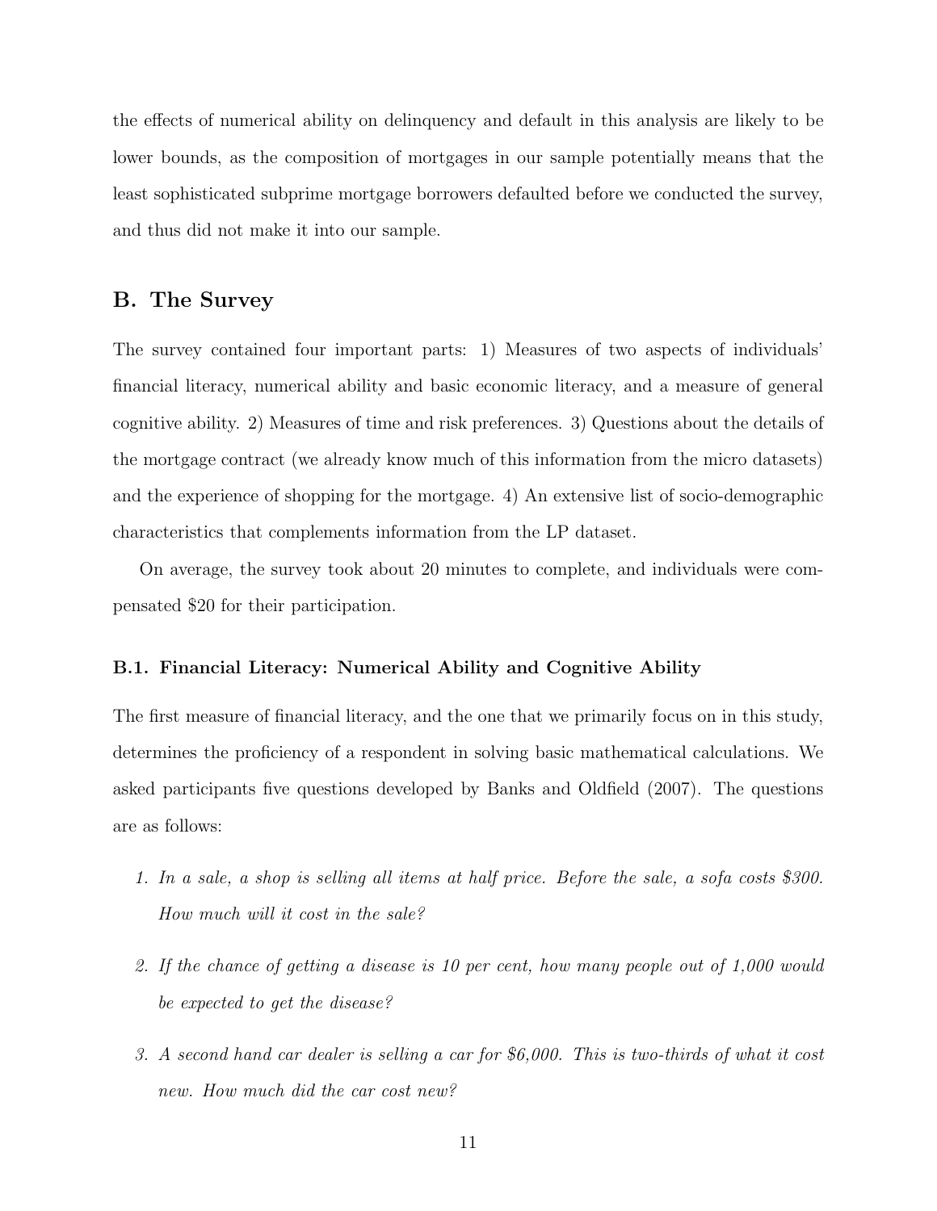the effects of numerical ability on delinquency and default in this analysis are likely to be lower bounds, as the composition of mortgages in our sample potentially means that the least sophisticated subprime mortgage borrowers defaulted before we conducted the survey, and thus did not make it into our sample.

## B. The Survey

The survey contained four important parts: 1) Measures of two aspects of individuals' financial literacy, numerical ability and basic economic literacy, and a measure of general cognitive ability. 2) Measures of time and risk preferences. 3) Questions about the details of the mortgage contract (we already know much of this information from the micro datasets) and the experience of shopping for the mortgage. 4) An extensive list of socio-demographic characteristics that complements information from the LP dataset.

On average, the survey took about 20 minutes to complete, and individuals were compensated $20 for their participation.

### B.1. Financial Literacy: Numerical Ability and Cognitive Ability

The first measure of financial literacy, and the one that we primarily focus on in this study, determines the proficiency of a respondent in solving basic mathematical calculations. We asked participants five questions developed by Banks and Oldfield (2007). The questions are as follows:

1. *In a sale, a shop is selling all items at half price. Before the sale, a sofa costs $300. How much will it cost in the sale?*

2. *If the chance of getting a disease is 10 per cent, how many people out of 1,000 would be expected to get the disease?*

3. *A second hand car dealer is selling a car for $6,000. This is two-thirds of what it cost new. How much did the car cost new?*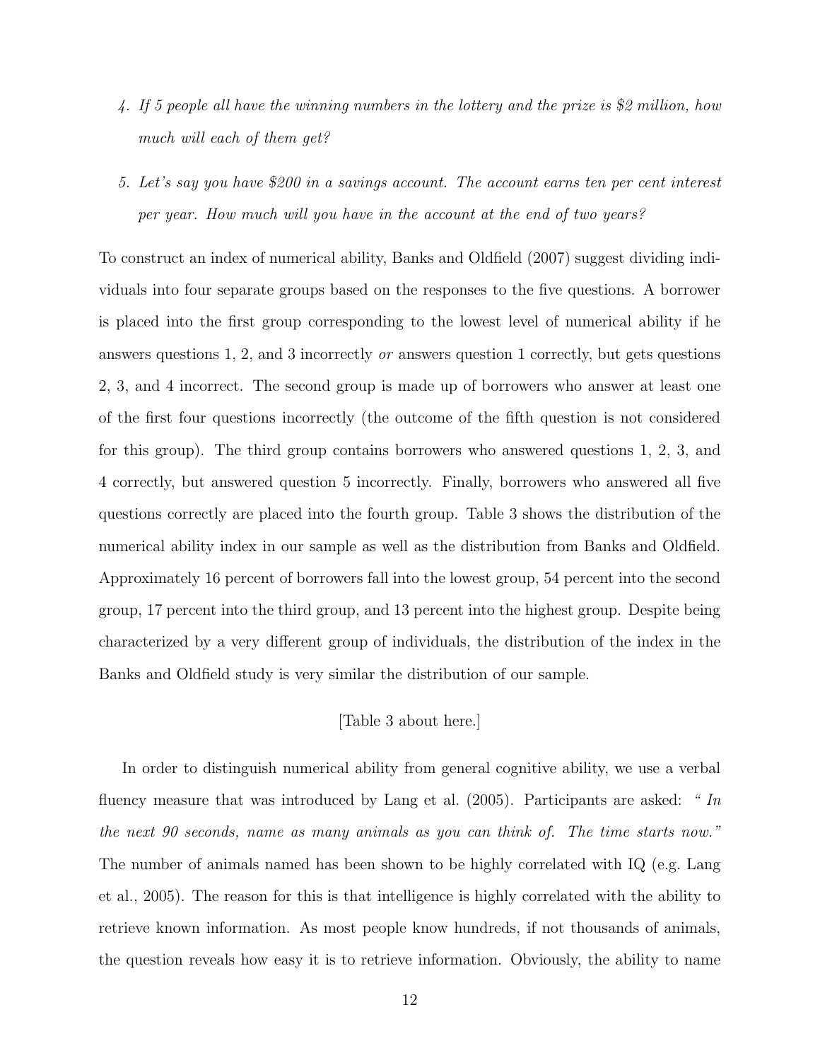4. *If 5 people all have the winning numbers in the lottery and the prize is $2 million, how much will each of them get?*

5. *Let's say you have $200 in a savings account. The account earns ten per cent interest per year. How much will you have in the account at the end of two years?*

To construct an index of numerical ability, Banks and Oldfield (2007) suggest dividing individuals into four separate groups based on the responses to the five questions. A borrower is placed into the first group corresponding to the lowest level of numerical ability if he answers questions 1, 2, and 3 incorrectly *or* answers question 1 correctly, but gets questions 2, 3, and 4 incorrect. The second group is made up of borrowers who answer at least one of the first four questions incorrectly (the outcome of the fifth question is not considered for this group). The third group contains borrowers who answered questions 1, 2, 3, and 4 correctly, but answered question 5 incorrectly. Finally, borrowers who answered all five questions correctly are placed into the fourth group. Table 3 shows the distribution of the numerical ability index in our sample as well as the distribution from Banks and Oldfield. Approximately 16 percent of borrowers fall into the lowest group, 54 percent into the second group, 17 percent into the third group, and 13 percent into the highest group. Despite being characterized by a very different group of individuals, the distribution of the index in the Banks and Oldfield study is very similar the distribution of our sample.

[Table 3 about here.]

In order to distinguish numerical ability from general cognitive ability, we use a verbal fluency measure that was introduced by Lang et al. (2005). Participants are asked: *" In the next 90 seconds, name as many animals as you can think of. The time starts now."* The number of animals named has been shown to be highly correlated with IQ (e.g. Lang et al., 2005). The reason for this is that intelligence is highly correlated with the ability to retrieve known information. As most people know hundreds, if not thousands of animals, the question reveals how easy it is to retrieve information. Obviously, the ability to name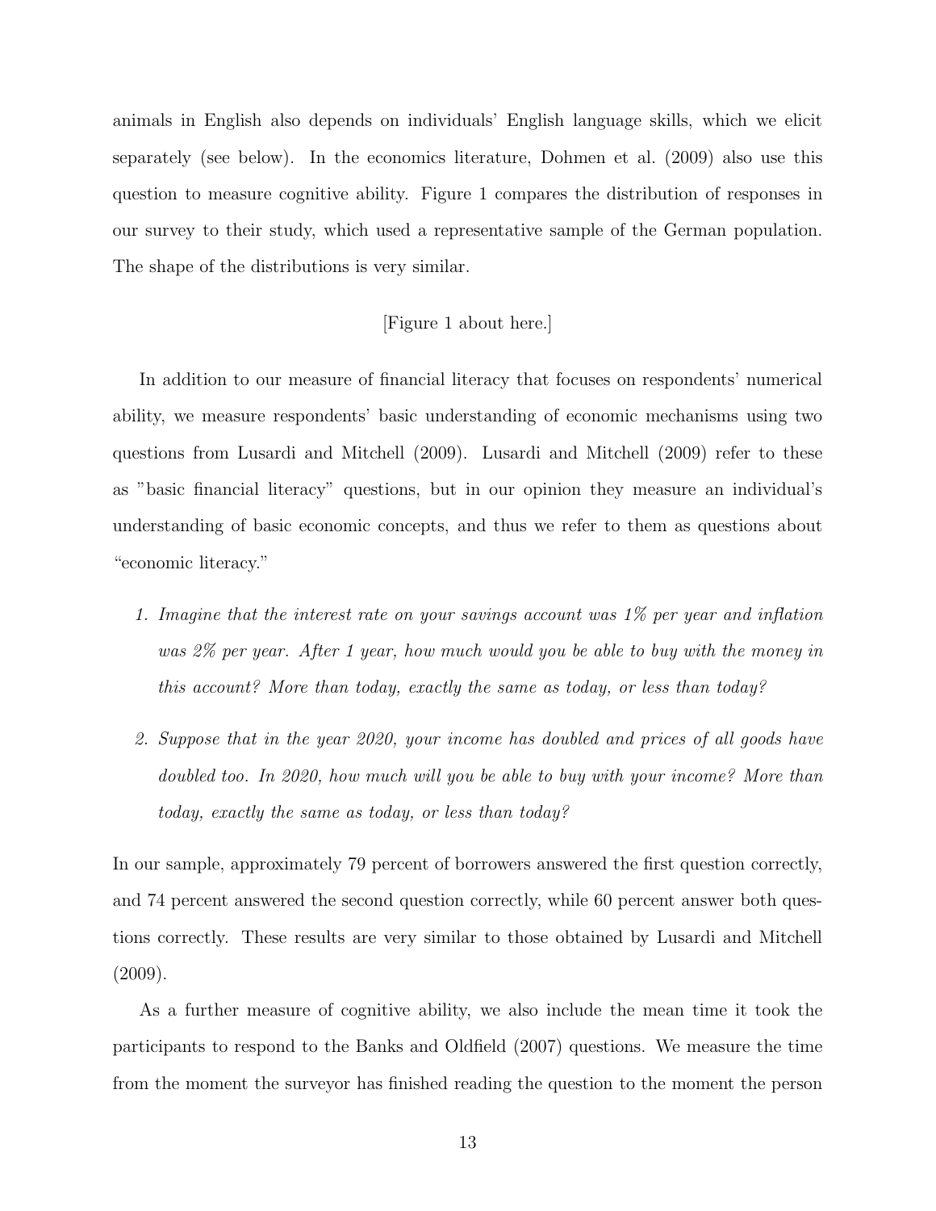animals in English also depends on individuals' English language skills, which we elicit separately (see below). In the economics literature, Dohmen et al. (2009) also use this question to measure cognitive ability. Figure 1 compares the distribution of responses in our survey to their study, which used a representative sample of the German population. The shape of the distributions is very similar.

[Figure 1 about here.]

In addition to our measure of financial literacy that focuses on respondents' numerical ability, we measure respondents' basic understanding of economic mechanisms using two questions from Lusardi and Mitchell (2009). Lusardi and Mitchell (2009) refer to these as "basic financial literacy" questions, but in our opinion they measure an individual's understanding of basic economic concepts, and thus we refer to them as questions about "economic literacy."

1. *Imagine that the interest rate on your savings account was 1% per year and inflation was 2% per year. After 1 year, how much would you be able to buy with the money in this account? More than today, exactly the same as today, or less than today?*

2. *Suppose that in the year 2020, your income has doubled and prices of all goods have doubled too. In 2020, how much will you be able to buy with your income? More than today, exactly the same as today, or less than today?*

In our sample, approximately 79 percent of borrowers answered the first question correctly, and 74 percent answered the second question correctly, while 60 percent answer both questions correctly. These results are very similar to those obtained by Lusardi and Mitchell (2009).

As a further measure of cognitive ability, we also include the mean time it took the participants to respond to the Banks and Oldfield (2007) questions. We measure the time from the moment the surveyor has finished reading the question to the moment the person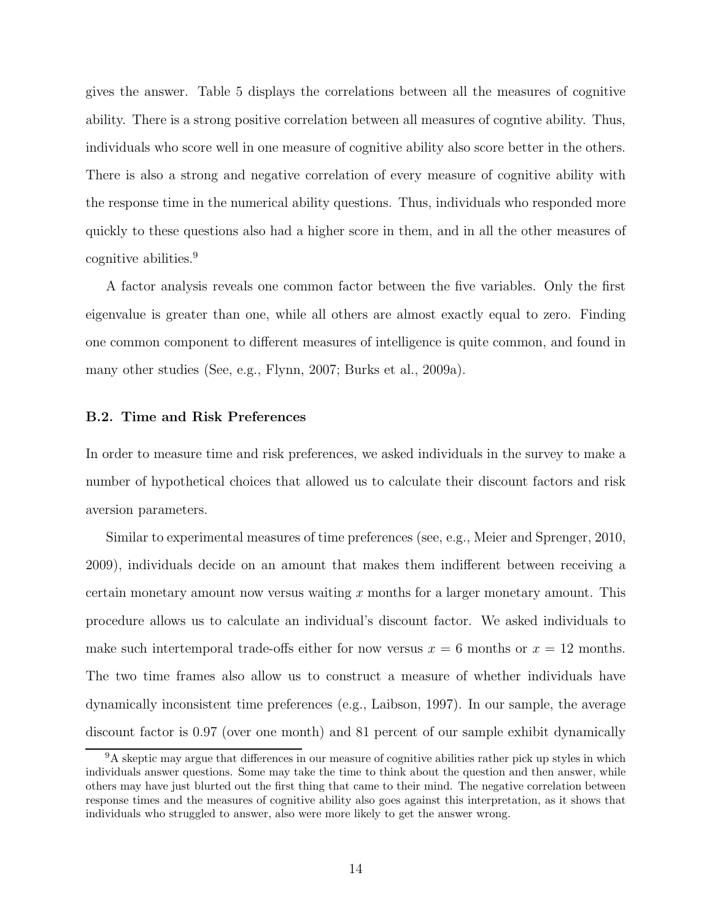gives the answer. Table 5 displays the correlations between all the measures of cognitive ability. There is a strong positive correlation between all measures of cogntive ability. Thus, individuals who score well in one measure of cognitive ability also score better in the others. There is also a strong and negative correlation of every measure of cognitive ability with the response time in the numerical ability questions. Thus, individuals who responded more quickly to these questions also had a higher score in them, and in all the other measures of cognitive abilities.[9]

A factor analysis reveals one common factor between the five variables. Only the first eigenvalue is greater than one, while all others are almost exactly equal to zero. Finding one common component to different measures of intelligence is quite common, and found in many other studies (See, e.g., Flynn, 2007; Burks et al., 2009a).

### B.2. Time and Risk Preferences

In order to measure time and risk preferences, we asked individuals in the survey to make a number of hypothetical choices that allowed us to calculate their discount factors and risk aversion parameters.

Similar to experimental measures of time preferences (see, e.g., Meier and Sprenger, 2010, 2009), individuals decide on an amount that makes them indifferent between receiving a certain monetary amount now versus waiting $x$ months for a larger monetary amount. This procedure allows us to calculate an individual's discount factor. We asked individuals to make such intertemporal trade-offs either for now versus $x = 6$ months or $x = 12$ months. The two time frames also allow us to construct a measure of whether individuals have dynamically inconsistent time preferences (e.g., Laibson, 1997). In our sample, the average discount factor is 0.97 (over one month) and 81 percent of our sample exhibit dynamically

[9] A skeptic may argue that differences in our measure of cognitive abilities rather pick up styles in which individuals answer questions. Some may take the time to think about the question and then answer, while others may have just blurted out the first thing that came to their mind. The negative correlation between response times and the measures of cognitive ability also goes against this interpretation, as it shows that individuals who struggled to answer, also were more likely to get the answer wrong.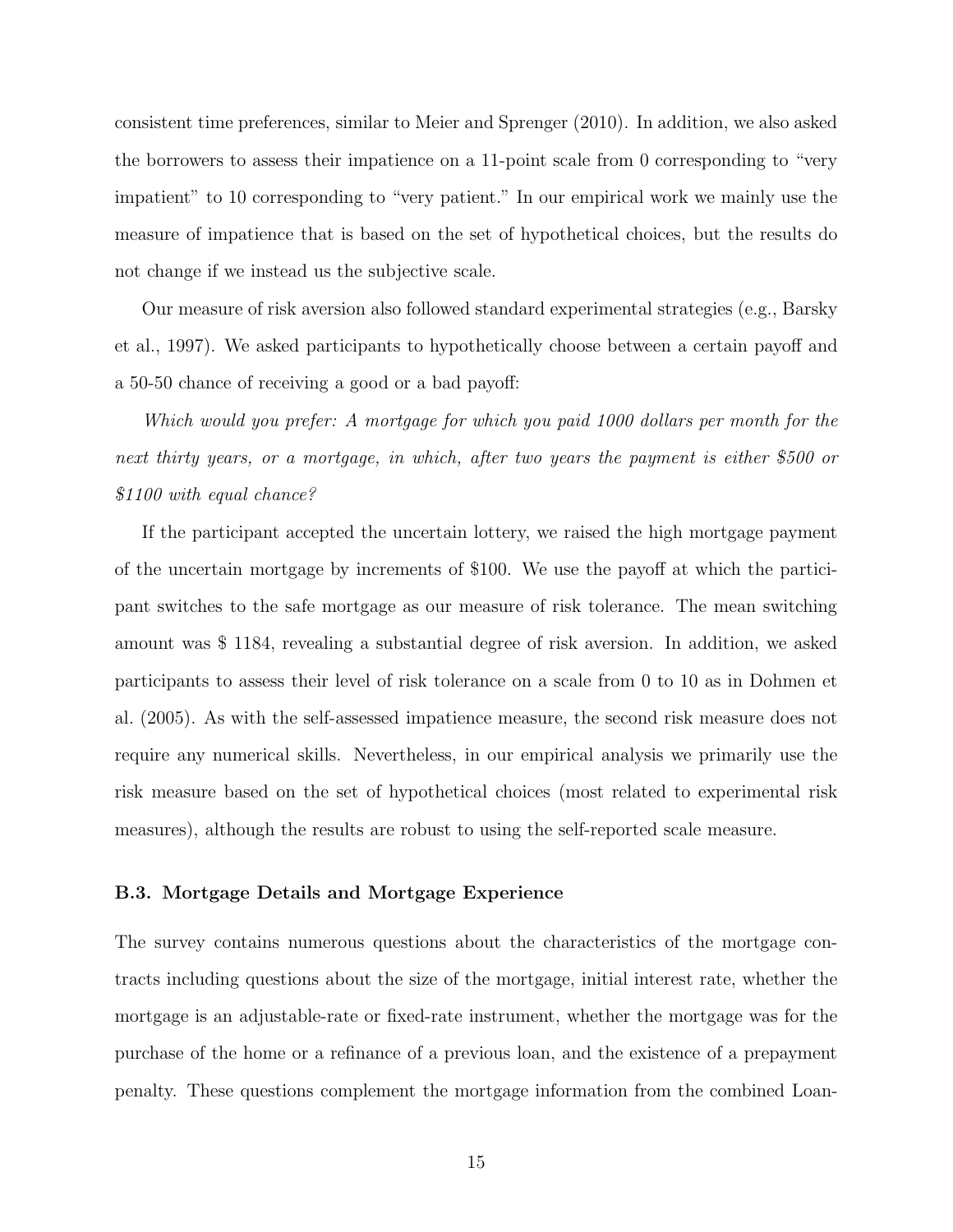consistent time preferences, similar to Meier and Sprenger (2010). In addition, we also asked the borrowers to assess their impatience on a 11-point scale from 0 corresponding to "very impatient" to 10 corresponding to "very patient." In our empirical work we mainly use the measure of impatience that is based on the set of hypothetical choices, but the results do not change if we instead us the subjective scale.

Our measure of risk aversion also followed standard experimental strategies (e.g., Barsky et al., 1997). We asked participants to hypothetically choose between a certain payoff and a 50-50 chance of receiving a good or a bad payoff:

*Which would you prefer: A mortgage for which you paid 1000 dollars per month for the next thirty years, or a mortgage, in which, after two years the payment is either $500 or $1100 with equal chance?*

If the participant accepted the uncertain lottery, we raised the high mortgage payment of the uncertain mortgage by increments of $100. We use the payoff at which the participant switches to the safe mortgage as our measure of risk tolerance. The mean switching amount was $ 1184, revealing a substantial degree of risk aversion. In addition, we asked participants to assess their level of risk tolerance on a scale from 0 to 10 as in Dohmen et al. (2005). As with the self-assessed impatience measure, the second risk measure does not require any numerical skills. Nevertheless, in our empirical analysis we primarily use the risk measure based on the set of hypothetical choices (most related to experimental risk measures), although the results are robust to using the self-reported scale measure.

### B.3. Mortgage Details and Mortgage Experience

The survey contains numerous questions about the characteristics of the mortgage contracts including questions about the size of the mortgage, initial interest rate, whether the mortgage is an adjustable-rate or fixed-rate instrument, whether the mortgage was for the purchase of the home or a refinance of a previous loan, and the existence of a prepayment penalty. These questions complement the mortgage information from the combined Loan-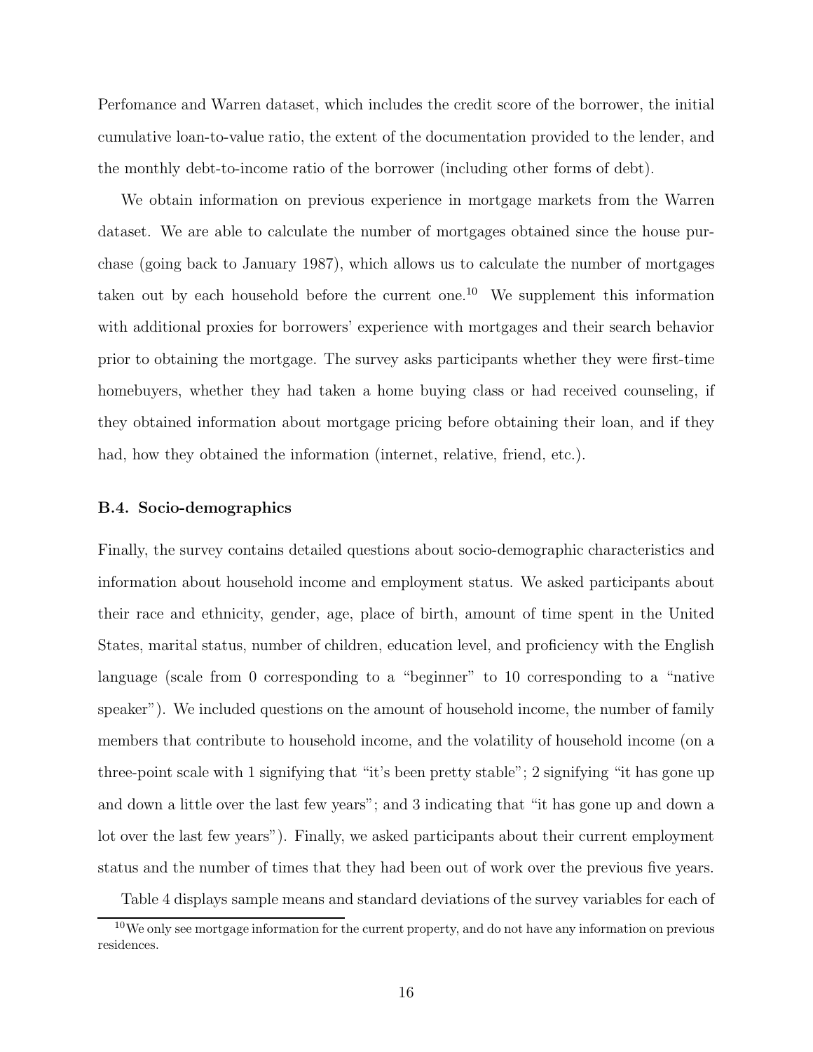Perfomance and Warren dataset, which includes the credit score of the borrower, the initial cumulative loan-to-value ratio, the extent of the documentation provided to the lender, and the monthly debt-to-income ratio of the borrower (including other forms of debt).

We obtain information on previous experience in mortgage markets from the Warren dataset. We are able to calculate the number of mortgages obtained since the house purchase (going back to January 1987), which allows us to calculate the number of mortgages taken out by each household before the current one.[10] We supplement this information with additional proxies for borrowers' experience with mortgages and their search behavior prior to obtaining the mortgage. The survey asks participants whether they were first-time homebuyers, whether they had taken a home buying class or had received counseling, if they obtained information about mortgage pricing before obtaining their loan, and if they had, how they obtained the information (internet, relative, friend, etc.).

### B.4. Socio-demographics

Finally, the survey contains detailed questions about socio-demographic characteristics and information about household income and employment status. We asked participants about their race and ethnicity, gender, age, place of birth, amount of time spent in the United States, marital status, number of children, education level, and proficiency with the English language (scale from 0 corresponding to a "beginner" to 10 corresponding to a "native speaker"). We included questions on the amount of household income, the number of family members that contribute to household income, and the volatility of household income (on a three-point scale with 1 signifying that "it's been pretty stable"; 2 signifying "it has gone up and down a little over the last few years"; and 3 indicating that "it has gone up and down a lot over the last few years"). Finally, we asked participants about their current employment status and the number of times that they had been out of work over the previous five years.

Table 4 displays sample means and standard deviations of the survey variables for each of

[10] We only see mortgage information for the current property, and do not have any information on previous residences.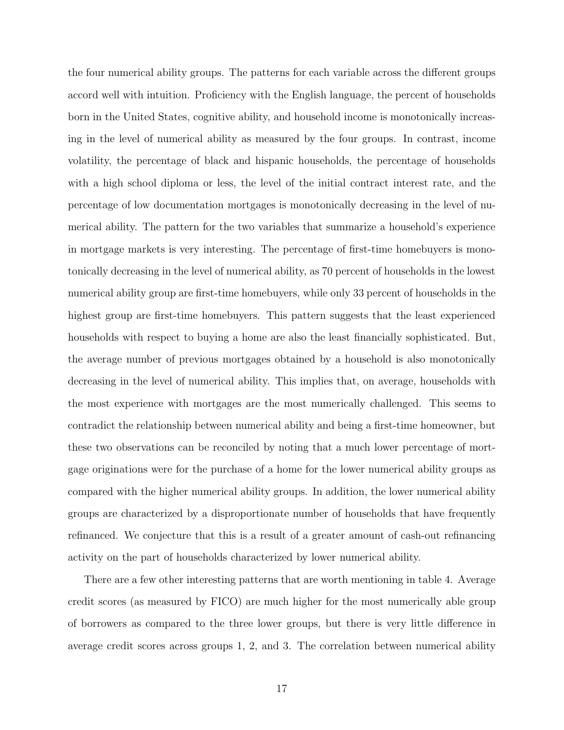the four numerical ability groups. The patterns for each variable across the different groups accord well with intuition. Proficiency with the English language, the percent of households born in the United States, cognitive ability, and household income is monotonically increasing in the level of numerical ability as measured by the four groups. In contrast, income volatility, the percentage of black and hispanic households, the percentage of households with a high school diploma or less, the level of the initial contract interest rate, and the percentage of low documentation mortgages is monotonically decreasing in the level of numerical ability. The pattern for the two variables that summarize a household's experience in mortgage markets is very interesting. The percentage of first-time homebuyers is monotonically decreasing in the level of numerical ability, as 70 percent of households in the lowest numerical ability group are first-time homebuyers, while only 33 percent of households in the highest group are first-time homebuyers. This pattern suggests that the least experienced households with respect to buying a home are also the least financially sophisticated. But, the average number of previous mortgages obtained by a household is also monotonically decreasing in the level of numerical ability. This implies that, on average, households with the most experience with mortgages are the most numerically challenged. This seems to contradict the relationship between numerical ability and being a first-time homeowner, but these two observations can be reconciled by noting that a much lower percentage of mortgage originations were for the purchase of a home for the lower numerical ability groups as compared with the higher numerical ability groups. In addition, the lower numerical ability groups are characterized by a disproportionate number of households that have frequently refinanced. We conjecture that this is a result of a greater amount of cash-out refinancing activity on the part of households characterized by lower numerical ability.

There are a few other interesting patterns that are worth mentioning in table 4. Average credit scores (as measured by FICO) are much higher for the most numerically able group of borrowers as compared to the three lower groups, but there is very little difference in average credit scores across groups 1, 2, and 3. The correlation between numerical ability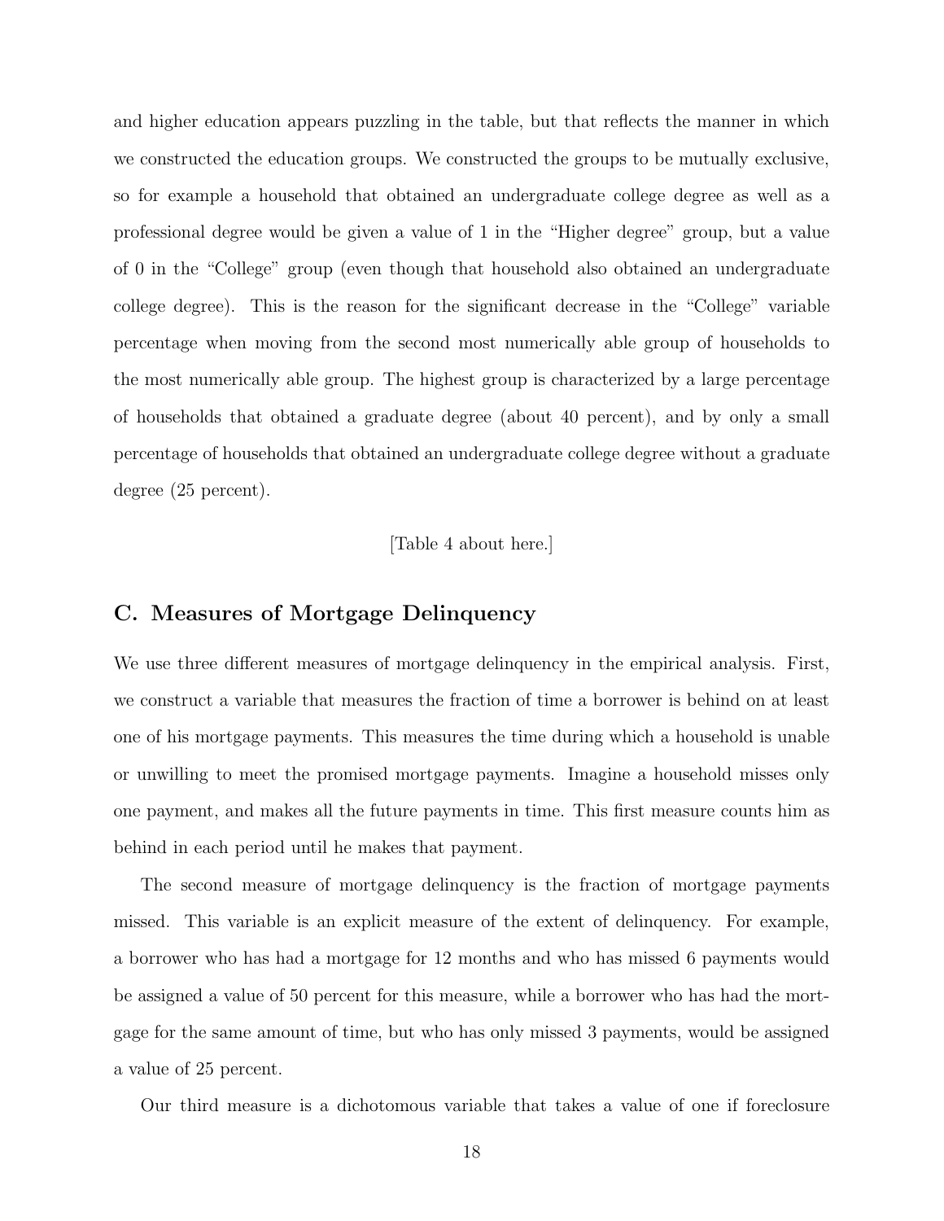and higher education appears puzzling in the table, but that reflects the manner in which we constructed the education groups. We constructed the groups to be mutually exclusive, so for example a household that obtained an undergraduate college degree as well as a professional degree would be given a value of 1 in the "Higher degree" group, but a value of 0 in the "College" group (even though that household also obtained an undergraduate college degree). This is the reason for the significant decrease in the "College" variable percentage when moving from the second most numerically able group of households to the most numerically able group. The highest group is characterized by a large percentage of households that obtained a graduate degree (about 40 percent), and by only a small percentage of households that obtained an undergraduate college degree without a graduate degree (25 percent).

[Table 4 about here.]

## C. Measures of Mortgage Delinquency

We use three different measures of mortgage delinquency in the empirical analysis. First, we construct a variable that measures the fraction of time a borrower is behind on at least one of his mortgage payments. This measures the time during which a household is unable or unwilling to meet the promised mortgage payments. Imagine a household misses only one payment, and makes all the future payments in time. This first measure counts him as behind in each period until he makes that payment.

The second measure of mortgage delinquency is the fraction of mortgage payments missed. This variable is an explicit measure of the extent of delinquency. For example, a borrower who has had a mortgage for 12 months and who has missed 6 payments would be assigned a value of 50 percent for this measure, while a borrower who has had the mortgage for the same amount of time, but who has only missed 3 payments, would be assigned a value of 25 percent.

Our third measure is a dichotomous variable that takes a value of one if foreclosure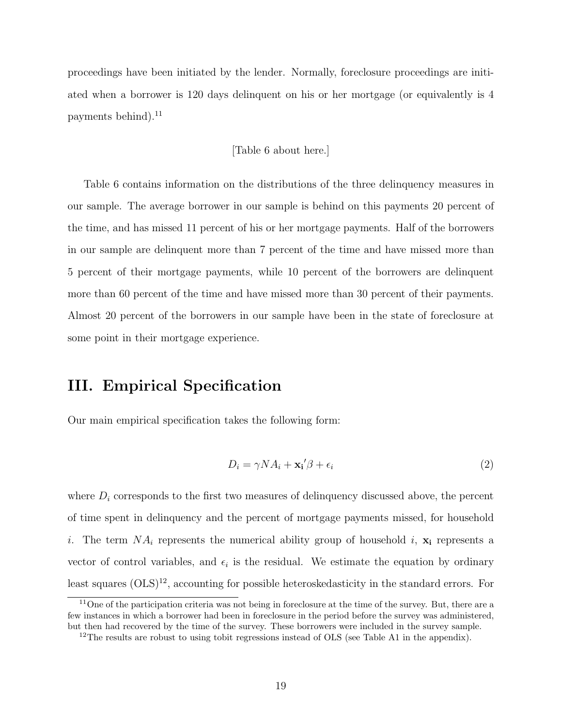proceedings have been initiated by the lender. Normally, foreclosure proceedings are initiated when a borrower is 120 days delinquent on his or her mortgage (or equivalently is 4 payments behind).[11]

[Table 6 about here.]

Table 6 contains information on the distributions of the three delinquency measures in our sample. The average borrower in our sample is behind on this payments 20 percent of the time, and has missed 11 percent of his or her mortgage payments. Half of the borrowers in our sample are delinquent more than 7 percent of the time and have missed more than 5 percent of their mortgage payments, while 10 percent of the borrowers are delinquent more than 60 percent of the time and have missed more than 30 percent of their payments. Almost 20 percent of the borrowers in our sample have been in the state of foreclosure at some point in their mortgage experience.

## III. Empirical Specification

Our main empirical specification takes the following form:

$$D_i = \gamma NA_i + \mathbf{x_i}'\beta + \epsilon_i \tag{2}$$

where $D_i$ corresponds to the first two measures of delinquency discussed above, the percent of time spent in delinquency and the percent of mortgage payments missed, for household $i$. The term $NA_i$ represents the numerical ability group of household $i$, $\mathbf{x_i}$ represents a vector of control variables, and $\epsilon_i$ is the residual. We estimate the equation by ordinary least squares (OLS)[12], accounting for possible heteroskedasticity in the standard errors. For

[11] One of the participation criteria was not being in foreclosure at the time of the survey. But, there are a few instances in which a borrower had been in foreclosure in the period before the survey was administered, but then had recovered by the time of the survey. These borrowers were included in the survey sample.

[12] The results are robust to using tobit regressions instead of OLS (see Table A1 in the appendix).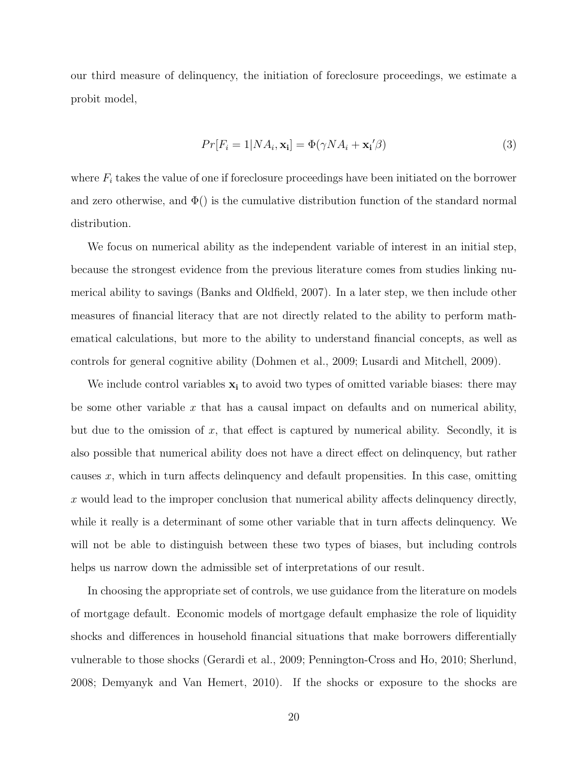our third measure of delinquency, the initiation of foreclosure proceedings, we estimate a probit model,

$$Pr[F_i = 1|NA_i, \mathbf{x_i}] = \Phi(\gamma NA_i + \mathbf{x_i}'\beta) \tag{3}$$

where $F_i$ takes the value of one if foreclosure proceedings have been initiated on the borrower and zero otherwise, and $\Phi()$ is the cumulative distribution function of the standard normal distribution.

We focus on numerical ability as the independent variable of interest in an initial step, because the strongest evidence from the previous literature comes from studies linking numerical ability to savings (Banks and Oldfield, 2007). In a later step, we then include other measures of financial literacy that are not directly related to the ability to perform mathematical calculations, but more to the ability to understand financial concepts, as well as controls for general cognitive ability (Dohmen et al., 2009; Lusardi and Mitchell, 2009).

We include control variables $\mathbf{x_i}$ to avoid two types of omitted variable biases: there may be some other variable $x$ that has a causal impact on defaults and on numerical ability, but due to the omission of $x$, that effect is captured by numerical ability. Secondly, it is also possible that numerical ability does not have a direct effect on delinquency, but rather causes $x$, which in turn affects delinquency and default propensities. In this case, omitting $x$ would lead to the improper conclusion that numerical ability affects delinquency directly, while it really is a determinant of some other variable that in turn affects delinquency. We will not be able to distinguish between these two types of biases, but including controls helps us narrow down the admissible set of interpretations of our result.

In choosing the appropriate set of controls, we use guidance from the literature on models of mortgage default. Economic models of mortgage default emphasize the role of liquidity shocks and differences in household financial situations that make borrowers differentially vulnerable to those shocks (Gerardi et al., 2009; Pennington-Cross and Ho, 2010; Sherlund, 2008; Demyanyk and Van Hemert, 2010). If the shocks or exposure to the shocks are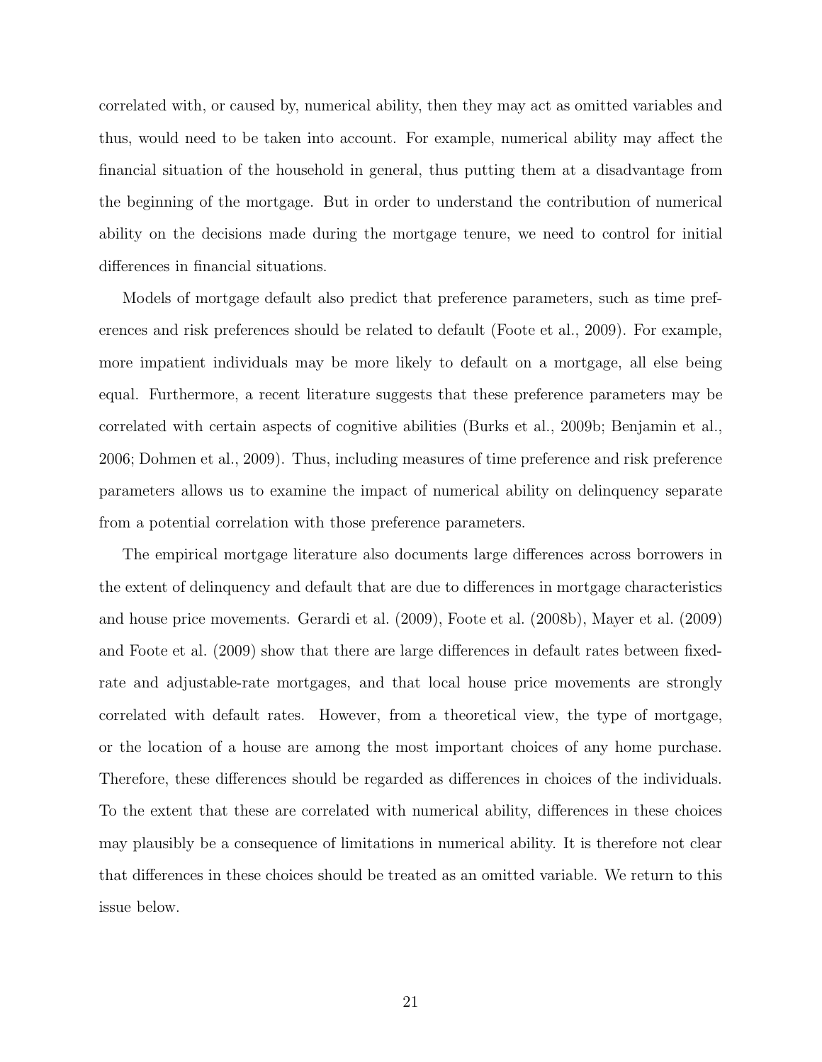correlated with, or caused by, numerical ability, then they may act as omitted variables and thus, would need to be taken into account. For example, numerical ability may affect the financial situation of the household in general, thus putting them at a disadvantage from the beginning of the mortgage. But in order to understand the contribution of numerical ability on the decisions made during the mortgage tenure, we need to control for initial differences in financial situations.

Models of mortgage default also predict that preference parameters, such as time preferences and risk preferences should be related to default (Foote et al., 2009). For example, more impatient individuals may be more likely to default on a mortgage, all else being equal. Furthermore, a recent literature suggests that these preference parameters may be correlated with certain aspects of cognitive abilities (Burks et al., 2009b; Benjamin et al., 2006; Dohmen et al., 2009). Thus, including measures of time preference and risk preference parameters allows us to examine the impact of numerical ability on delinquency separate from a potential correlation with those preference parameters.

The empirical mortgage literature also documents large differences across borrowers in the extent of delinquency and default that are due to differences in mortgage characteristics and house price movements. Gerardi et al. (2009), Foote et al. (2008b), Mayer et al. (2009) and Foote et al. (2009) show that there are large differences in default rates between fixed-rate and adjustable-rate mortgages, and that local house price movements are strongly correlated with default rates. However, from a theoretical view, the type of mortgage, or the location of a house are among the most important choices of any home purchase. Therefore, these differences should be regarded as differences in choices of the individuals. To the extent that these are correlated with numerical ability, differences in these choices may plausibly be a consequence of limitations in numerical ability. It is therefore not clear that differences in these choices should be treated as an omitted variable. We return to this issue below.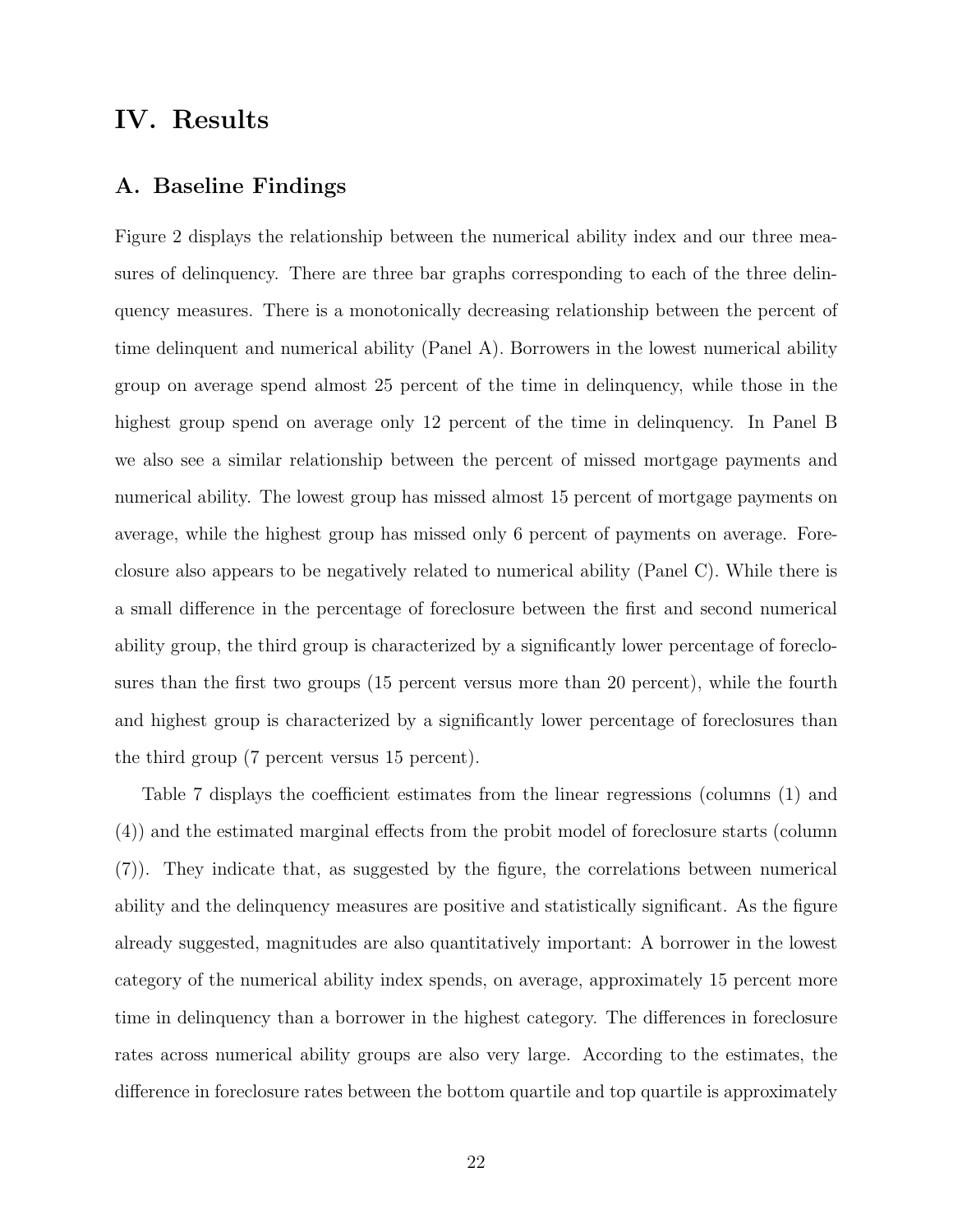# IV. Results

## A. Baseline Findings

Figure 2 displays the relationship between the numerical ability index and our three measures of delinquency. There are three bar graphs corresponding to each of the three delinquency measures. There is a monotonically decreasing relationship between the percent of time delinquent and numerical ability (Panel A). Borrowers in the lowest numerical ability group on average spend almost 25 percent of the time in delinquency, while those in the highest group spend on average only 12 percent of the time in delinquency. In Panel B we also see a similar relationship between the percent of missed mortgage payments and numerical ability. The lowest group has missed almost 15 percent of mortgage payments on average, while the highest group has missed only 6 percent of payments on average. Foreclosure also appears to be negatively related to numerical ability (Panel C). While there is a small difference in the percentage of foreclosure between the first and second numerical ability group, the third group is characterized by a significantly lower percentage of foreclosures than the first two groups (15 percent versus more than 20 percent), while the fourth and highest group is characterized by a significantly lower percentage of foreclosures than the third group (7 percent versus 15 percent).

Table 7 displays the coefficient estimates from the linear regressions (columns (1) and (4)) and the estimated marginal effects from the probit model of foreclosure starts (column (7)). They indicate that, as suggested by the figure, the correlations between numerical ability and the delinquency measures are positive and statistically significant. As the figure already suggested, magnitudes are also quantitatively important: A borrower in the lowest category of the numerical ability index spends, on average, approximately 15 percent more time in delinquency than a borrower in the highest category. The differences in foreclosure rates across numerical ability groups are also very large. According to the estimates, the difference in foreclosure rates between the bottom quartile and top quartile is approximately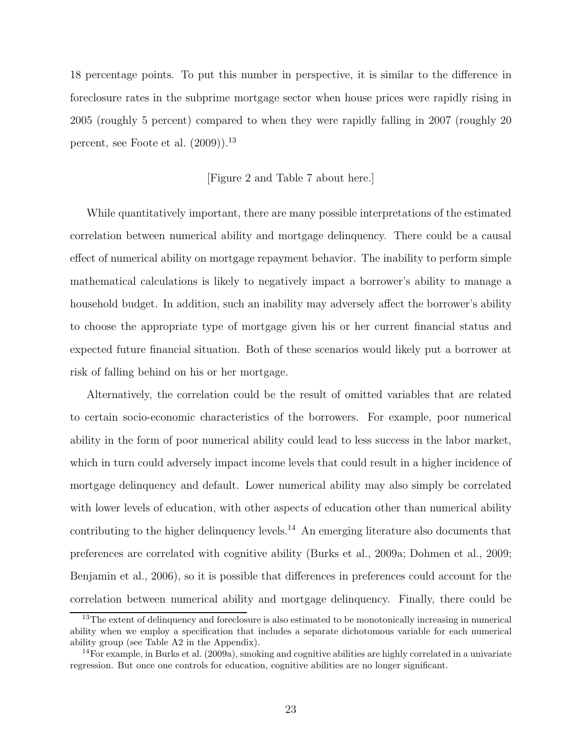18 percentage points. To put this number in perspective, it is similar to the difference in foreclosure rates in the subprime mortgage sector when house prices were rapidly rising in 2005 (roughly 5 percent) compared to when they were rapidly falling in 2007 (roughly 20 percent, see Foote et al. (2009)).[13]

[Figure 2 and Table 7 about here.]

While quantitatively important, there are many possible interpretations of the estimated correlation between numerical ability and mortgage delinquency. There could be a causal effect of numerical ability on mortgage repayment behavior. The inability to perform simple mathematical calculations is likely to negatively impact a borrower's ability to manage a household budget. In addition, such an inability may adversely affect the borrower's ability to choose the appropriate type of mortgage given his or her current financial status and expected future financial situation. Both of these scenarios would likely put a borrower at risk of falling behind on his or her mortgage.

Alternatively, the correlation could be the result of omitted variables that are related to certain socio-economic characteristics of the borrowers. For example, poor numerical ability in the form of poor numerical ability could lead to less success in the labor market, which in turn could adversely impact income levels that could result in a higher incidence of mortgage delinquency and default. Lower numerical ability may also simply be correlated with lower levels of education, with other aspects of education other than numerical ability contributing to the higher delinquency levels.[14] An emerging literature also documents that preferences are correlated with cognitive ability (Burks et al., 2009a; Dohmen et al., 2009; Benjamin et al., 2006), so it is possible that differences in preferences could account for the correlation between numerical ability and mortgage delinquency. Finally, there could be

[13] The extent of delinquency and foreclosure is also estimated to be monotonically increasing in numerical ability when we employ a specification that includes a separate dichotomous variable for each numerical ability group (see Table A2 in the Appendix).

[14] For example, in Burks et al. (2009a), smoking and cognitive abilities are highly correlated in a univariate regression. But once one controls for education, cognitive abilities are no longer significant.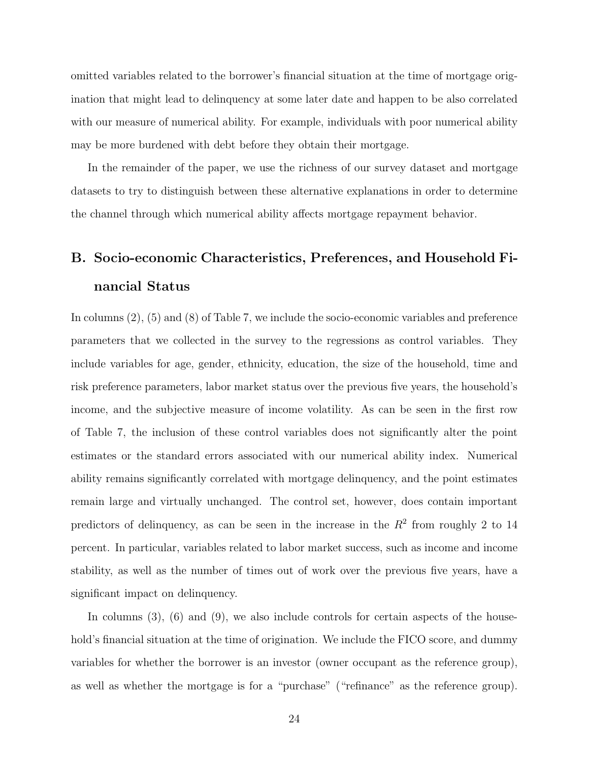omitted variables related to the borrower's financial situation at the time of mortgage origination that might lead to delinquency at some later date and happen to be also correlated with our measure of numerical ability. For example, individuals with poor numerical ability may be more burdened with debt before they obtain their mortgage.

In the remainder of the paper, we use the richness of our survey dataset and mortgage datasets to try to distinguish between these alternative explanations in order to determine the channel through which numerical ability affects mortgage repayment behavior.

## B. Socio-economic Characteristics, Preferences, and Household Financial Status

In columns (2), (5) and (8) of Table 7, we include the socio-economic variables and preference parameters that we collected in the survey to the regressions as control variables. They include variables for age, gender, ethnicity, education, the size of the household, time and risk preference parameters, labor market status over the previous five years, the household's income, and the subjective measure of income volatility. As can be seen in the first row of Table 7, the inclusion of these control variables does not significantly alter the point estimates or the standard errors associated with our numerical ability index. Numerical ability remains significantly correlated with mortgage delinquency, and the point estimates remain large and virtually unchanged. The control set, however, does contain important predictors of delinquency, as can be seen in the increase in the $R^2$ from roughly 2 to 14 percent. In particular, variables related to labor market success, such as income and income stability, as well as the number of times out of work over the previous five years, have a significant impact on delinquency.

In columns (3), (6) and (9), we also include controls for certain aspects of the household's financial situation at the time of origination. We include the FICO score, and dummy variables for whether the borrower is an investor (owner occupant as the reference group), as well as whether the mortgage is for a "purchase" ("refinance" as the reference group).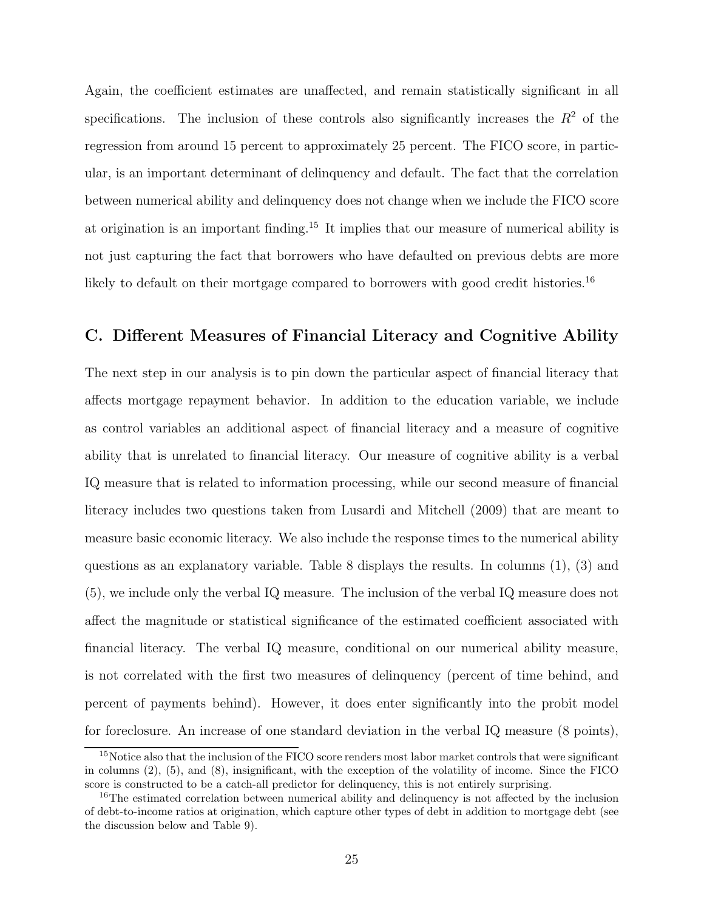Again, the coefficient estimates are unaffected, and remain statistically significant in all specifications. The inclusion of these controls also significantly increases the $R^2$ of the regression from around 15 percent to approximately 25 percent. The FICO score, in particular, is an important determinant of delinquency and default. The fact that the correlation between numerical ability and delinquency does not change when we include the FICO score at origination is an important finding.[15] It implies that our measure of numerical ability is not just capturing the fact that borrowers who have defaulted on previous debts are more likely to default on their mortgage compared to borrowers with good credit histories.[16]

## C. Different Measures of Financial Literacy and Cognitive Ability

The next step in our analysis is to pin down the particular aspect of financial literacy that affects mortgage repayment behavior. In addition to the education variable, we include as control variables an additional aspect of financial literacy and a measure of cognitive ability that is unrelated to financial literacy. Our measure of cognitive ability is a verbal IQ measure that is related to information processing, while our second measure of financial literacy includes two questions taken from Lusardi and Mitchell (2009) that are meant to measure basic economic literacy. We also include the response times to the numerical ability questions as an explanatory variable. Table 8 displays the results. In columns (1), (3) and (5), we include only the verbal IQ measure. The inclusion of the verbal IQ measure does not affect the magnitude or statistical significance of the estimated coefficient associated with financial literacy. The verbal IQ measure, conditional on our numerical ability measure, is not correlated with the first two measures of delinquency (percent of time behind, and percent of payments behind). However, it does enter significantly into the probit model for foreclosure. An increase of one standard deviation in the verbal IQ measure (8 points),

[15] Notice also that the inclusion of the FICO score renders most labor market controls that were significant in columns (2), (5), and (8), insignificant, with the exception of the volatility of income. Since the FICO score is constructed to be a catch-all predictor for delinquency, this is not entirely surprising.

[16] The estimated correlation between numerical ability and delinquency is not affected by the inclusion of debt-to-income ratios at origination, which capture other types of debt in addition to mortgage debt (see the discussion below and Table 9).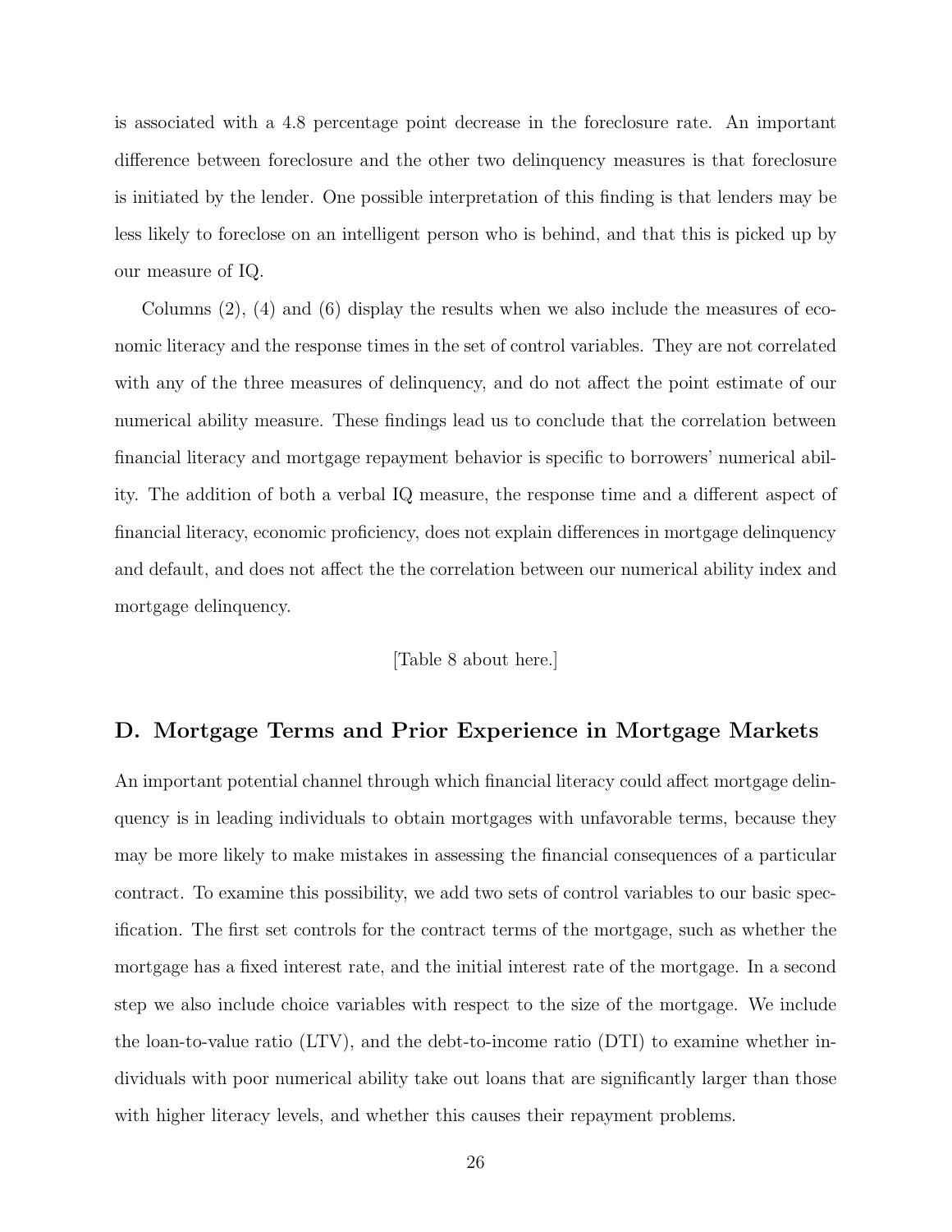is associated with a 4.8 percentage point decrease in the foreclosure rate. An important difference between foreclosure and the other two delinquency measures is that foreclosure is initiated by the lender. One possible interpretation of this finding is that lenders may be less likely to foreclose on an intelligent person who is behind, and that this is picked up by our measure of IQ.

Columns (2), (4) and (6) display the results when we also include the measures of economic literacy and the response times in the set of control variables. They are not correlated with any of the three measures of delinquency, and do not affect the point estimate of our numerical ability measure. These findings lead us to conclude that the correlation between financial literacy and mortgage repayment behavior is specific to borrowers' numerical ability. The addition of both a verbal IQ measure, the response time and a different aspect of financial literacy, economic proficiency, does not explain differences in mortgage delinquency and default, and does not affect the the correlation between our numerical ability index and mortgage delinquency.

[Table 8 about here.]

## D. Mortgage Terms and Prior Experience in Mortgage Markets

An important potential channel through which financial literacy could affect mortgage delinquency is in leading individuals to obtain mortgages with unfavorable terms, because they may be more likely to make mistakes in assessing the financial consequences of a particular contract. To examine this possibility, we add two sets of control variables to our basic specification. The first set controls for the contract terms of the mortgage, such as whether the mortgage has a fixed interest rate, and the initial interest rate of the mortgage. In a second step we also include choice variables with respect to the size of the mortgage. We include the loan-to-value ratio (LTV), and the debt-to-income ratio (DTI) to examine whether individuals with poor numerical ability take out loans that are significantly larger than those with higher literacy levels, and whether this causes their repayment problems.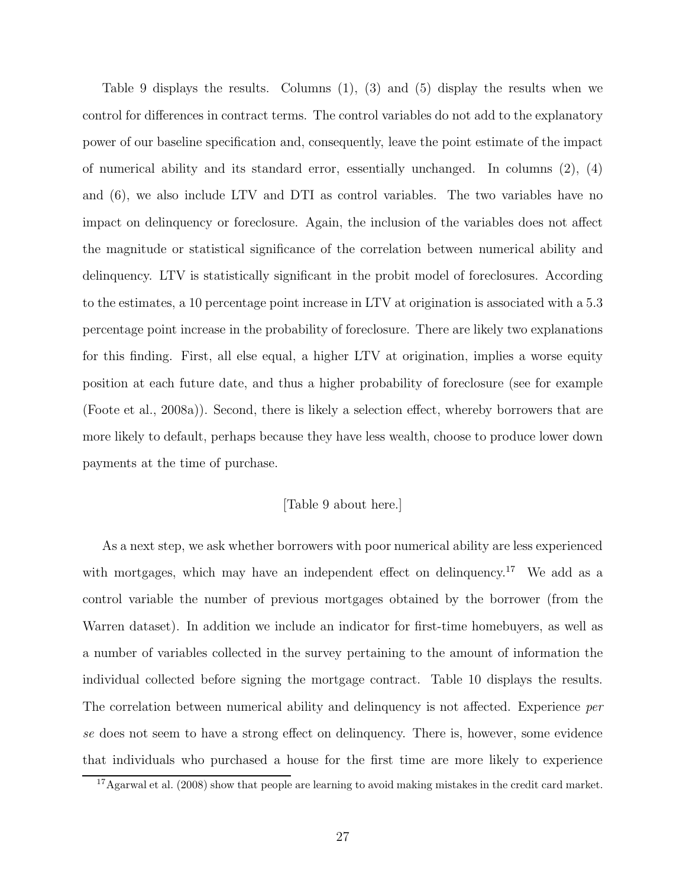Table 9 displays the results. Columns (1), (3) and (5) display the results when we control for differences in contract terms. The control variables do not add to the explanatory power of our baseline specification and, consequently, leave the point estimate of the impact of numerical ability and its standard error, essentially unchanged. In columns (2), (4) and (6), we also include LTV and DTI as control variables. The two variables have no impact on delinquency or foreclosure. Again, the inclusion of the variables does not affect the magnitude or statistical significance of the correlation between numerical ability and delinquency. LTV is statistically significant in the probit model of foreclosures. According to the estimates, a 10 percentage point increase in LTV at origination is associated with a 5.3 percentage point increase in the probability of foreclosure. There are likely two explanations for this finding. First, all else equal, a higher LTV at origination, implies a worse equity position at each future date, and thus a higher probability of foreclosure (see for example (Foote et al., 2008a)). Second, there is likely a selection effect, whereby borrowers that are more likely to default, perhaps because they have less wealth, choose to produce lower down payments at the time of purchase.

[Table 9 about here.]

As a next step, we ask whether borrowers with poor numerical ability are less experienced with mortgages, which may have an independent effect on delinquency.[17] We add as a control variable the number of previous mortgages obtained by the borrower (from the Warren dataset). In addition we include an indicator for first-time homebuyers, as well as a number of variables collected in the survey pertaining to the amount of information the individual collected before signing the mortgage contract. Table 10 displays the results. The correlation between numerical ability and delinquency is not affected. Experience *per se* does not seem to have a strong effect on delinquency. There is, however, some evidence that individuals who purchased a house for the first time are more likely to experience

[17] Agarwal et al. (2008) show that people are learning to avoid making mistakes in the credit card market.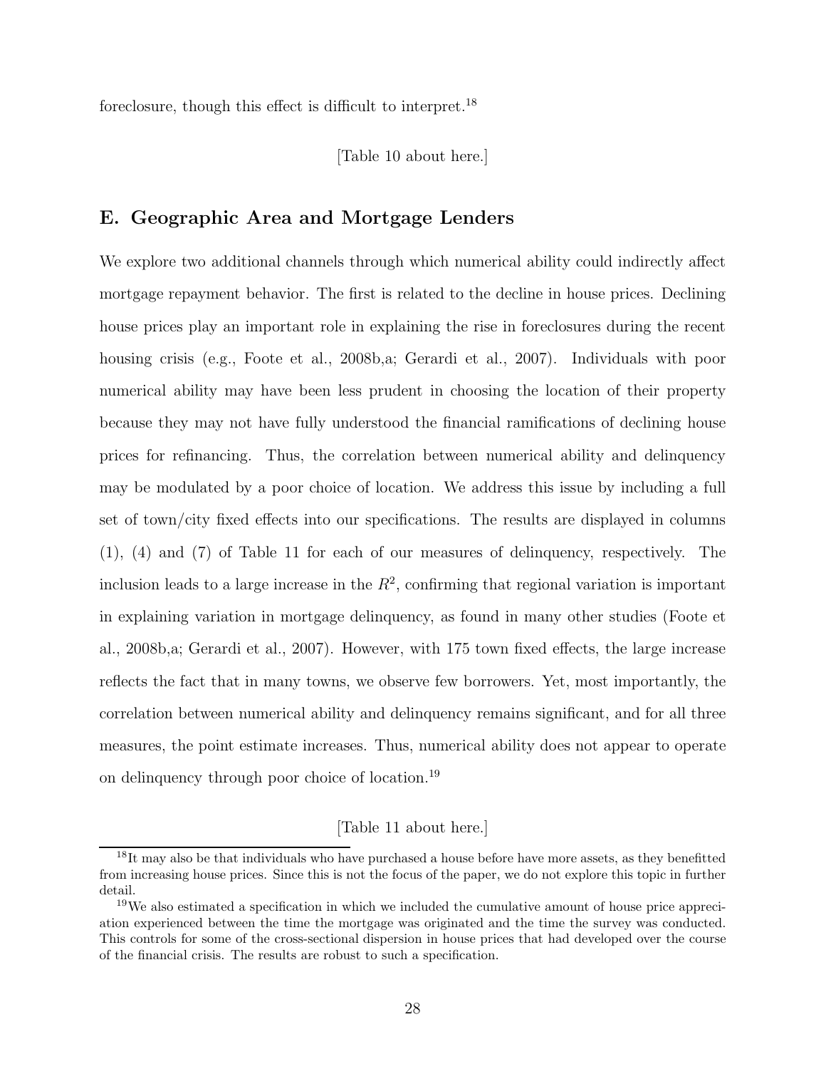foreclosure, though this effect is difficult to interpret.[18]

[Table 10 about here.]

## E. Geographic Area and Mortgage Lenders

We explore two additional channels through which numerical ability could indirectly affect mortgage repayment behavior. The first is related to the decline in house prices. Declining house prices play an important role in explaining the rise in foreclosures during the recent housing crisis (e.g., Foote et al., 2008b,a; Gerardi et al., 2007). Individuals with poor numerical ability may have been less prudent in choosing the location of their property because they may not have fully understood the financial ramifications of declining house prices for refinancing. Thus, the correlation between numerical ability and delinquency may be modulated by a poor choice of location. We address this issue by including a full set of town/city fixed effects into our specifications. The results are displayed in columns (1), (4) and (7) of Table 11 for each of our measures of delinquency, respectively. The inclusion leads to a large increase in the $R^2$, confirming that regional variation is important in explaining variation in mortgage delinquency, as found in many other studies (Foote et al., 2008b,a; Gerardi et al., 2007). However, with 175 town fixed effects, the large increase reflects the fact that in many towns, we observe few borrowers. Yet, most importantly, the correlation between numerical ability and delinquency remains significant, and for all three measures, the point estimate increases. Thus, numerical ability does not appear to operate on delinquency through poor choice of location.[19]

[Table 11 about here.]

[18] It may also be that individuals who have purchased a house before have more assets, as they benefitted from increasing house prices. Since this is not the focus of the paper, we do not explore this topic in further detail.

[19] We also estimated a specification in which we included the cumulative amount of house price appreciation experienced between the time the mortgage was originated and the time the survey was conducted. This controls for some of the cross-sectional dispersion in house prices that had developed over the course of the financial crisis. The results are robust to such a specification.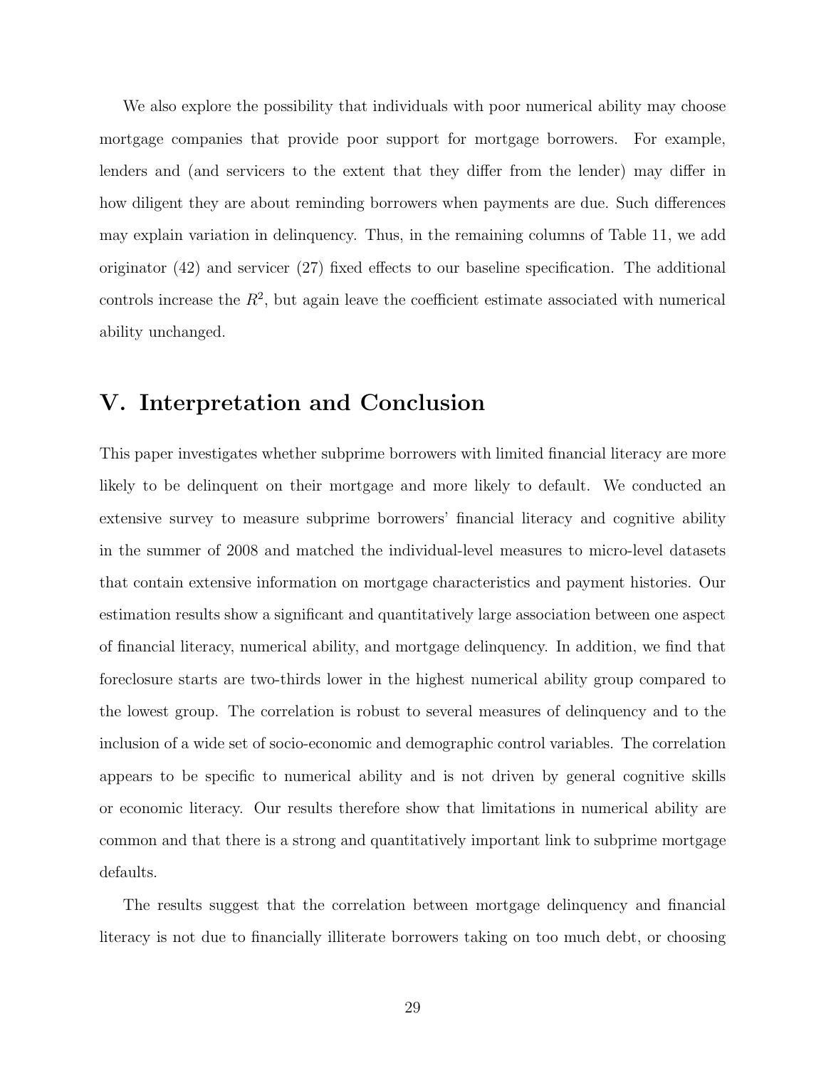We also explore the possibility that individuals with poor numerical ability may choose mortgage companies that provide poor support for mortgage borrowers. For example, lenders and (and servicers to the extent that they differ from the lender) may differ in how diligent they are about reminding borrowers when payments are due. Such differences may explain variation in delinquency. Thus, in the remaining columns of Table 11, we add originator (42) and servicer (27) fixed effects to our baseline specification. The additional controls increase the $R^2$, but again leave the coefficient estimate associated with numerical ability unchanged.

## V. Interpretation and Conclusion

This paper investigates whether subprime borrowers with limited financial literacy are more likely to be delinquent on their mortgage and more likely to default. We conducted an extensive survey to measure subprime borrowers' financial literacy and cognitive ability in the summer of 2008 and matched the individual-level measures to micro-level datasets that contain extensive information on mortgage characteristics and payment histories. Our estimation results show a significant and quantitatively large association between one aspect of financial literacy, numerical ability, and mortgage delinquency. In addition, we find that foreclosure starts are two-thirds lower in the highest numerical ability group compared to the lowest group. The correlation is robust to several measures of delinquency and to the inclusion of a wide set of socio-economic and demographic control variables. The correlation appears to be specific to numerical ability and is not driven by general cognitive skills or economic literacy. Our results therefore show that limitations in numerical ability are common and that there is a strong and quantitatively important link to subprime mortgage defaults.

The results suggest that the correlation between mortgage delinquency and financial literacy is not due to financially illiterate borrowers taking on too much debt, or choosing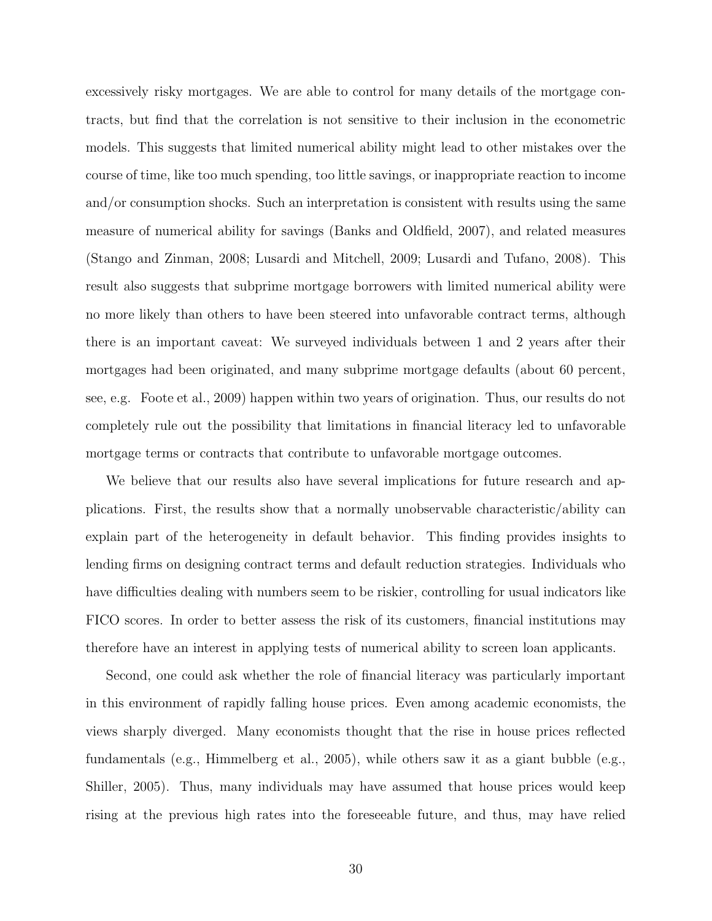excessively risky mortgages. We are able to control for many details of the mortgage contracts, but find that the correlation is not sensitive to their inclusion in the econometric models. This suggests that limited numerical ability might lead to other mistakes over the course of time, like too much spending, too little savings, or inappropriate reaction to income and/or consumption shocks. Such an interpretation is consistent with results using the same measure of numerical ability for savings (Banks and Oldfield, 2007), and related measures (Stango and Zinman, 2008; Lusardi and Mitchell, 2009; Lusardi and Tufano, 2008). This result also suggests that subprime mortgage borrowers with limited numerical ability were no more likely than others to have been steered into unfavorable contract terms, although there is an important caveat: We surveyed individuals between 1 and 2 years after their mortgages had been originated, and many subprime mortgage defaults (about 60 percent, see, e.g. Foote et al., 2009) happen within two years of origination. Thus, our results do not completely rule out the possibility that limitations in financial literacy led to unfavorable mortgage terms or contracts that contribute to unfavorable mortgage outcomes.

We believe that our results also have several implications for future research and applications. First, the results show that a normally unobservable characteristic/ability can explain part of the heterogeneity in default behavior. This finding provides insights to lending firms on designing contract terms and default reduction strategies. Individuals who have difficulties dealing with numbers seem to be riskier, controlling for usual indicators like FICO scores. In order to better assess the risk of its customers, financial institutions may therefore have an interest in applying tests of numerical ability to screen loan applicants.

Second, one could ask whether the role of financial literacy was particularly important in this environment of rapidly falling house prices. Even among academic economists, the views sharply diverged. Many economists thought that the rise in house prices reflected fundamentals (e.g., Himmelberg et al., 2005), while others saw it as a giant bubble (e.g., Shiller, 2005). Thus, many individuals may have assumed that house prices would keep rising at the previous high rates into the foreseeable future, and thus, may have relied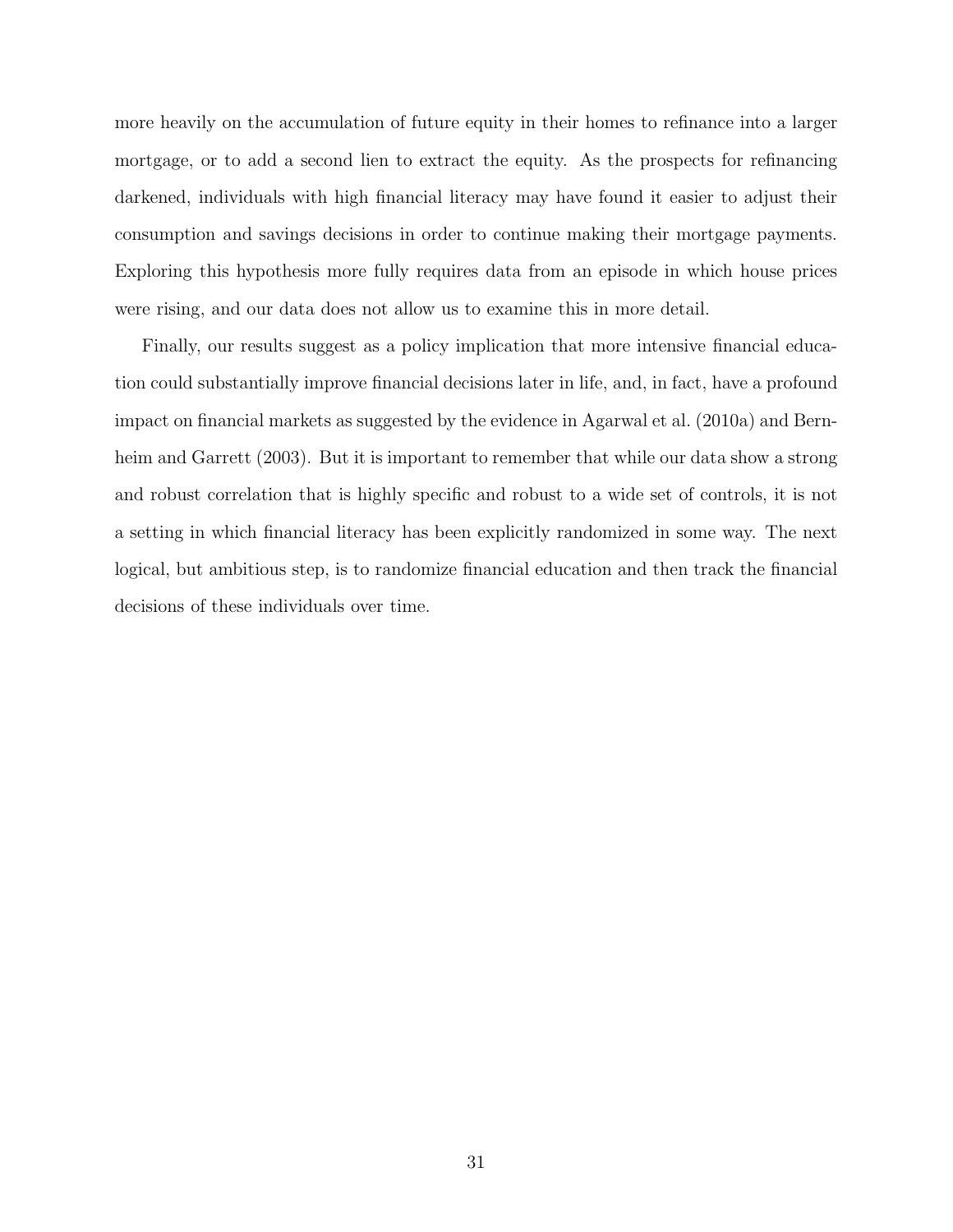more heavily on the accumulation of future equity in their homes to refinance into a larger mortgage, or to add a second lien to extract the equity. As the prospects for refinancing darkened, individuals with high financial literacy may have found it easier to adjust their consumption and savings decisions in order to continue making their mortgage payments. Exploring this hypothesis more fully requires data from an episode in which house prices were rising, and our data does not allow us to examine this in more detail.

Finally, our results suggest as a policy implication that more intensive financial education could substantially improve financial decisions later in life, and, in fact, have a profound impact on financial markets as suggested by the evidence in Agarwal et al. (2010a) and Bernheim and Garrett (2003). But it is important to remember that while our data show a strong and robust correlation that is highly specific and robust to a wide set of controls, it is not a setting in which financial literacy has been explicitly randomized in some way. The next logical, but ambitious step, is to randomize financial education and then track the financial decisions of these individuals over time.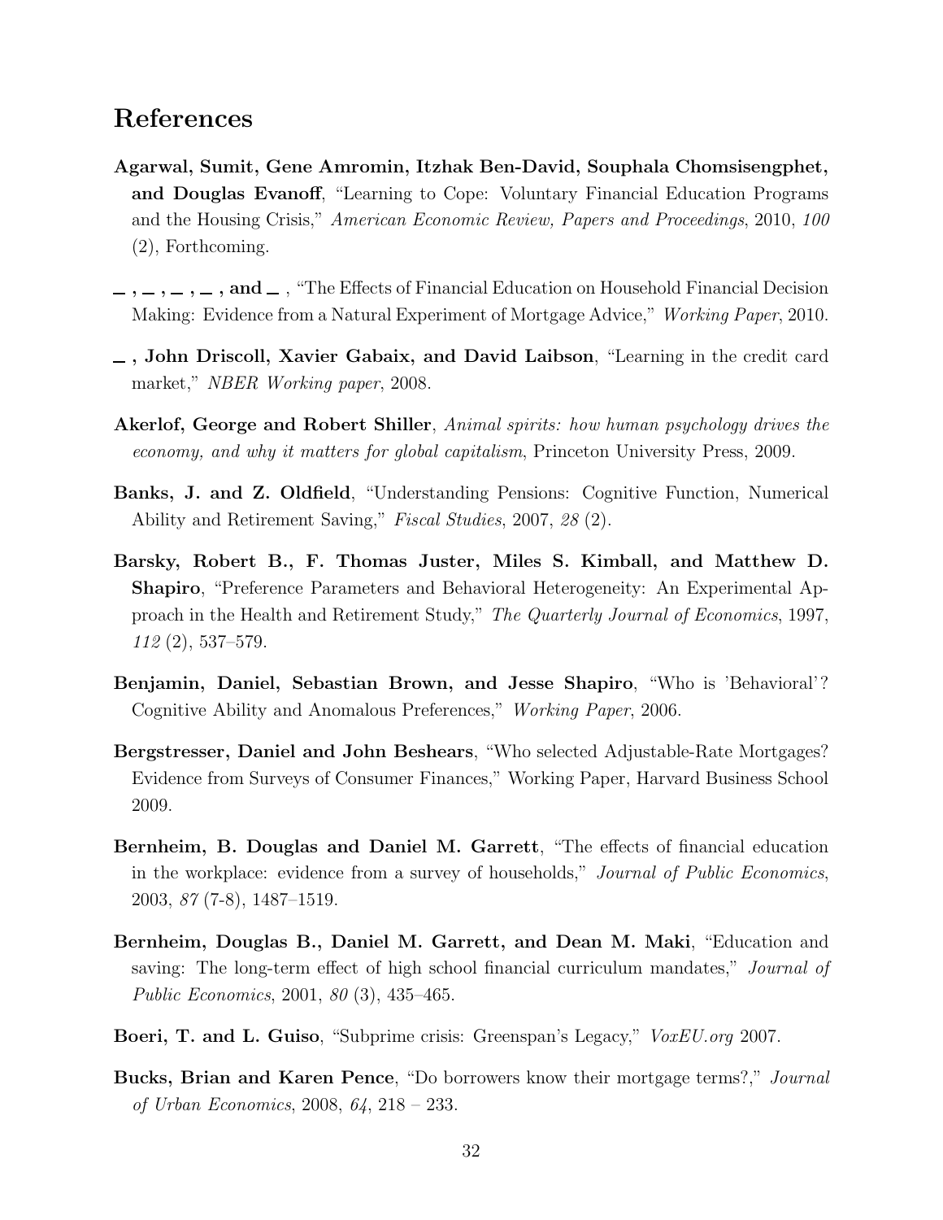## References

**Agarwal, Sumit, Gene Amromin, Itzhak Ben-David, Souphala Chomsisengphet, and Douglas Evanoff**, "Learning to Cope: Voluntary Financial Education Programs and the Housing Crisis," *American Economic Review, Papers and Proceedings*, 2010, *100* (2), Forthcoming.

**\_ , \_ , \_ , \_ , and \_** , "The Effects of Financial Education on Household Financial Decision Making: Evidence from a Natural Experiment of Mortgage Advice," *Working Paper*, 2010.

**\_ , John Driscoll, Xavier Gabaix, and David Laibson**, "Learning in the credit card market," *NBER Working paper*, 2008.

**Akerlof, George and Robert Shiller**, *Animal spirits: how human psychology drives the economy, and why it matters for global capitalism*, Princeton University Press, 2009.

**Banks, J. and Z. Oldfield**, "Understanding Pensions: Cognitive Function, Numerical Ability and Retirement Saving," *Fiscal Studies*, 2007, *28* (2).

**Barsky, Robert B., F. Thomas Juster, Miles S. Kimball, and Matthew D. Shapiro**, "Preference Parameters and Behavioral Heterogeneity: An Experimental Approach in the Health and Retirement Study," *The Quarterly Journal of Economics*, 1997, *112* (2), 537–579.

**Benjamin, Daniel, Sebastian Brown, and Jesse Shapiro**, "Who is 'Behavioral'? Cognitive Ability and Anomalous Preferences," *Working Paper*, 2006.

**Bergstresser, Daniel and John Beshears**, "Who selected Adjustable-Rate Mortgages? Evidence from Surveys of Consumer Finances," Working Paper, Harvard Business School 2009.

**Bernheim, B. Douglas and Daniel M. Garrett**, "The effects of financial education in the workplace: evidence from a survey of households," *Journal of Public Economics*, 2003, *87* (7-8), 1487–1519.

**Bernheim, Douglas B., Daniel M. Garrett, and Dean M. Maki**, "Education and saving: The long-term effect of high school financial curriculum mandates," *Journal of Public Economics*, 2001, *80* (3), 435–465.

**Boeri, T. and L. Guiso**, "Subprime crisis: Greenspan's Legacy," *VoxEU.org* 2007.

**Bucks, Brian and Karen Pence**, "Do borrowers know their mortgage terms?," *Journal of Urban Economics*, 2008, *64*, 218 – 233.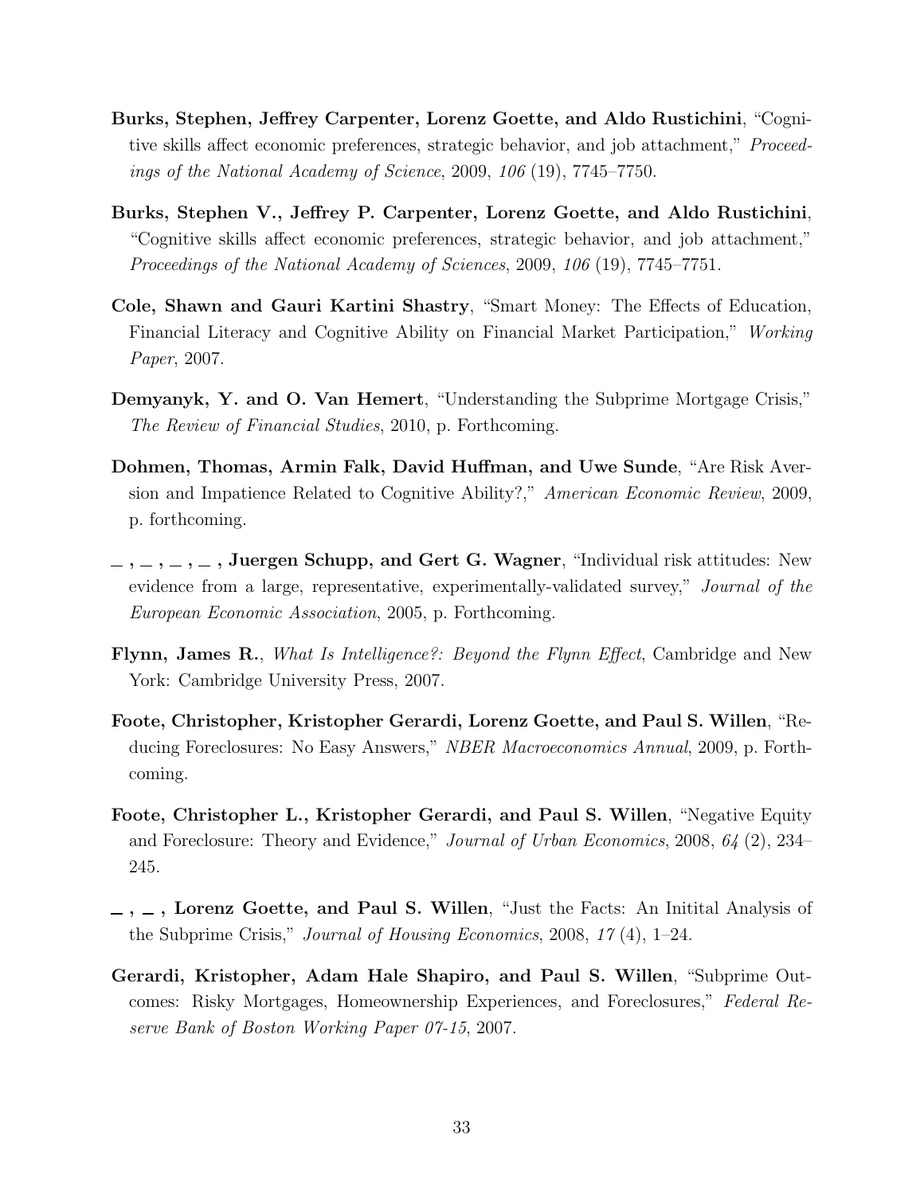**Burks, Stephen, Jeffrey Carpenter, Lorenz Goette, and Aldo Rustichini**, "Cognitive skills affect economic preferences, strategic behavior, and job attachment," *Proceedings of the National Academy of Science*, 2009, *106* (19), 7745–7750.

**Burks, Stephen V., Jeffrey P. Carpenter, Lorenz Goette, and Aldo Rustichini**, "Cognitive skills affect economic preferences, strategic behavior, and job attachment," *Proceedings of the National Academy of Sciences*, 2009, *106* (19), 7745–7751.

**Cole, Shawn and Gauri Kartini Shastry**, "Smart Money: The Effects of Education, Financial Literacy and Cognitive Ability on Financial Market Participation," *Working Paper*, 2007.

**Demyanyk, Y. and O. Van Hemert**, "Understanding the Subprime Mortgage Crisis," *The Review of Financial Studies*, 2010, p. Forthcoming.

**Dohmen, Thomas, Armin Falk, David Huffman, and Uwe Sunde**, "Are Risk Aversion and Impatience Related to Cognitive Ability?," *American Economic Review*, 2009, p. forthcoming.

**\_, \_, \_, \_, Juergen Schupp, and Gert G. Wagner**, "Individual risk attitudes: New evidence from a large, representative, experimentally-validated survey," *Journal of the European Economic Association*, 2005, p. Forthcoming.

**Flynn, James R.**, *What Is Intelligence?: Beyond the Flynn Effect*, Cambridge and New York: Cambridge University Press, 2007.

**Foote, Christopher, Kristopher Gerardi, Lorenz Goette, and Paul S. Willen**, "Reducing Foreclosures: No Easy Answers," *NBER Macroeconomics Annual*, 2009, p. Forthcoming.

**Foote, Christopher L., Kristopher Gerardi, and Paul S. Willen**, "Negative Equity and Foreclosure: Theory and Evidence," *Journal of Urban Economics*, 2008, *64* (2), 234–245.

**\_, \_, Lorenz Goette, and Paul S. Willen**, "Just the Facts: An Initital Analysis of the Subprime Crisis," *Journal of Housing Economics*, 2008, *17* (4), 1–24.

**Gerardi, Kristopher, Adam Hale Shapiro, and Paul S. Willen**, "Subprime Outcomes: Risky Mortgages, Homeownership Experiences, and Foreclosures," *Federal Reserve Bank of Boston Working Paper 07-15*, 2007.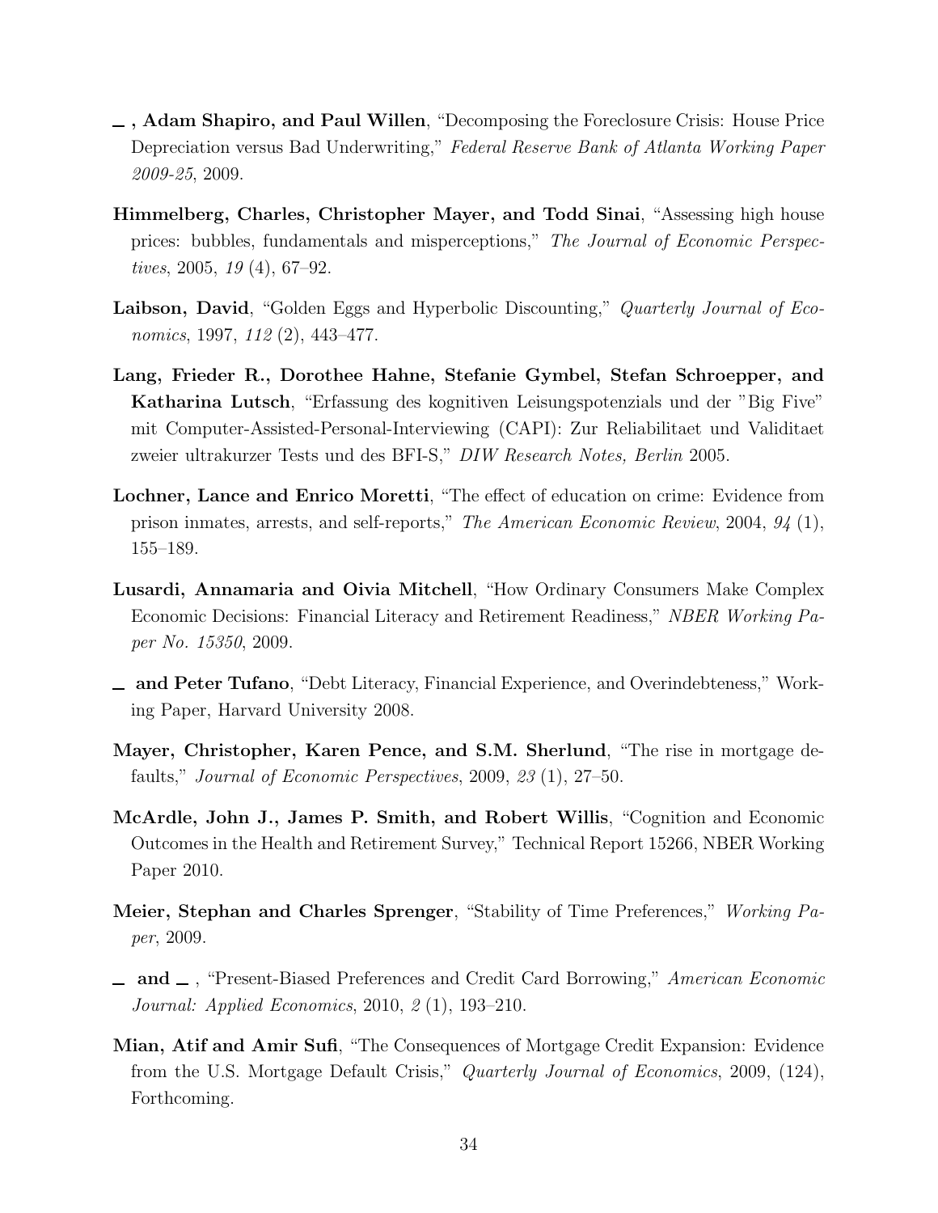— , **Adam Shapiro, and Paul Willen**, "Decomposing the Foreclosure Crisis: House Price Depreciation versus Bad Underwriting," *Federal Reserve Bank of Atlanta Working Paper 2009-25*, 2009.

**Himmelberg, Charles, Christopher Mayer, and Todd Sinai**, "Assessing high house prices: bubbles, fundamentals and misperceptions," *The Journal of Economic Perspectives*, 2005, *19* (4), 67–92.

**Laibson, David**, "Golden Eggs and Hyperbolic Discounting," *Quarterly Journal of Economics*, 1997, *112* (2), 443–477.

**Lang, Frieder R., Dorothee Hahne, Stefanie Gymbel, Stefan Schroepper, and Katharina Lutsch**, "Erfassung des kognitiven Leisungspotenzials und der "Big Five" mit Computer-Assisted-Personal-Interviewing (CAPI): Zur Reliabilitaet und Validitaet zweier ultrakurzer Tests und des BFI-S," *DIW Research Notes, Berlin* 2005.

**Lochner, Lance and Enrico Moretti**, "The effect of education on crime: Evidence from prison inmates, arrests, and self-reports," *The American Economic Review*, 2004, *94* (1), 155–189.

**Lusardi, Annamaria and Oivia Mitchell**, "How Ordinary Consumers Make Complex Economic Decisions: Financial Literacy and Retirement Readiness," *NBER Working Paper No. 15350*, 2009.

— **and Peter Tufano**, "Debt Literacy, Financial Experience, and Overindebteness," Working Paper, Harvard University 2008.

**Mayer, Christopher, Karen Pence, and S.M. Sherlund**, "The rise in mortgage defaults," *Journal of Economic Perspectives*, 2009, *23* (1), 27–50.

**McArdle, John J., James P. Smith, and Robert Willis**, "Cognition and Economic Outcomes in the Health and Retirement Survey," Technical Report 15266, NBER Working Paper 2010.

**Meier, Stephan and Charles Sprenger**, "Stability of Time Preferences," *Working Paper*, 2009.

— **and** — , "Present-Biased Preferences and Credit Card Borrowing," *American Economic Journal: Applied Economics*, 2010, *2* (1), 193–210.

**Mian, Atif and Amir Sufi**, "The Consequences of Mortgage Credit Expansion: Evidence from the U.S. Mortgage Default Crisis," *Quarterly Journal of Economics*, 2009, (124), Forthcoming.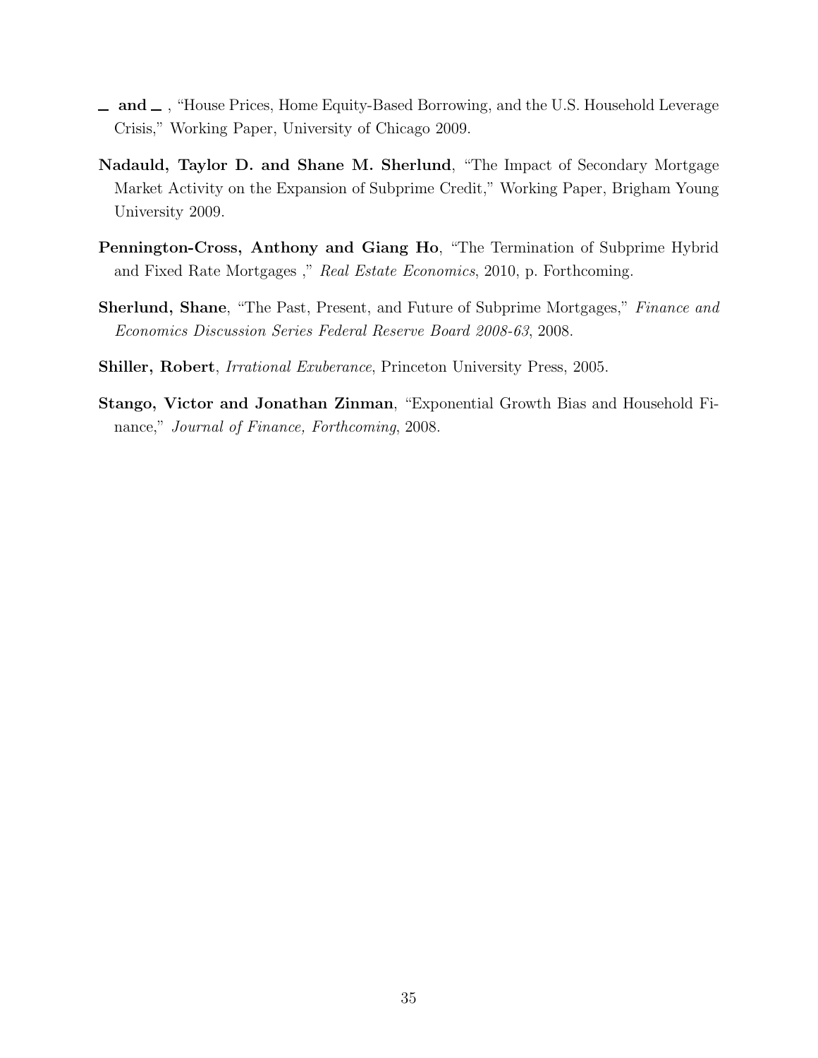\_ **and** \_ , "House Prices, Home Equity-Based Borrowing, and the U.S. Household Leverage Crisis," Working Paper, University of Chicago 2009.

**Nadauld, Taylor D. and Shane M. Sherlund**, "The Impact of Secondary Mortgage Market Activity on the Expansion of Subprime Credit," Working Paper, Brigham Young University 2009.

**Pennington-Cross, Anthony and Giang Ho**, "The Termination of Subprime Hybrid and Fixed Rate Mortgages ," *Real Estate Economics*, 2010, p. Forthcoming.

**Sherlund, Shane**, "The Past, Present, and Future of Subprime Mortgages," *Finance and Economics Discussion Series Federal Reserve Board 2008-63*, 2008.

**Shiller, Robert**, *Irrational Exuberance*, Princeton University Press, 2005.

**Stango, Victor and Jonathan Zinman**, "Exponential Growth Bias and Household Finance," *Journal of Finance, Forthcoming*, 2008.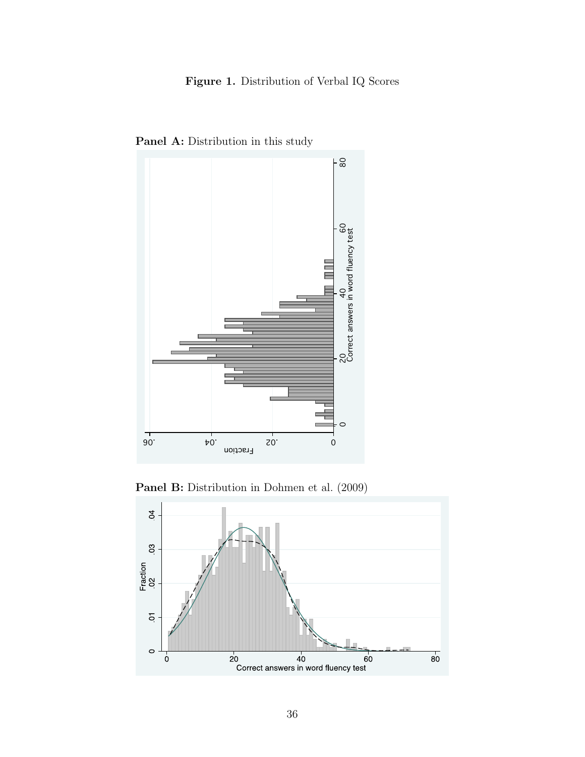**Figure 1.** Distribution of Verbal IQ Scores

**Panel A:** Distribution in this study

**Panel B:** Distribution in Dohmen et al. (2009)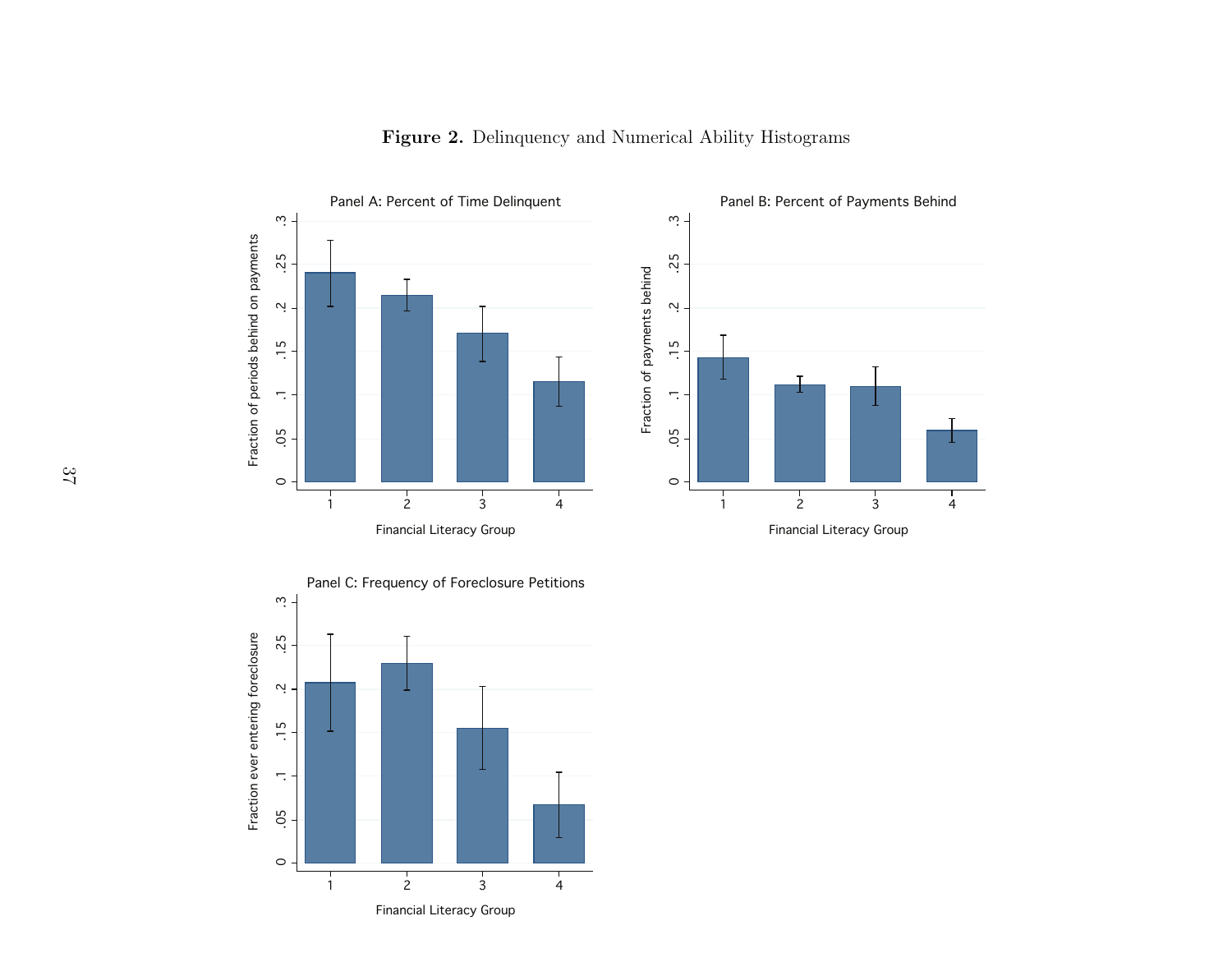**Figure 2.** Delinquency and Numerical Ability Histograms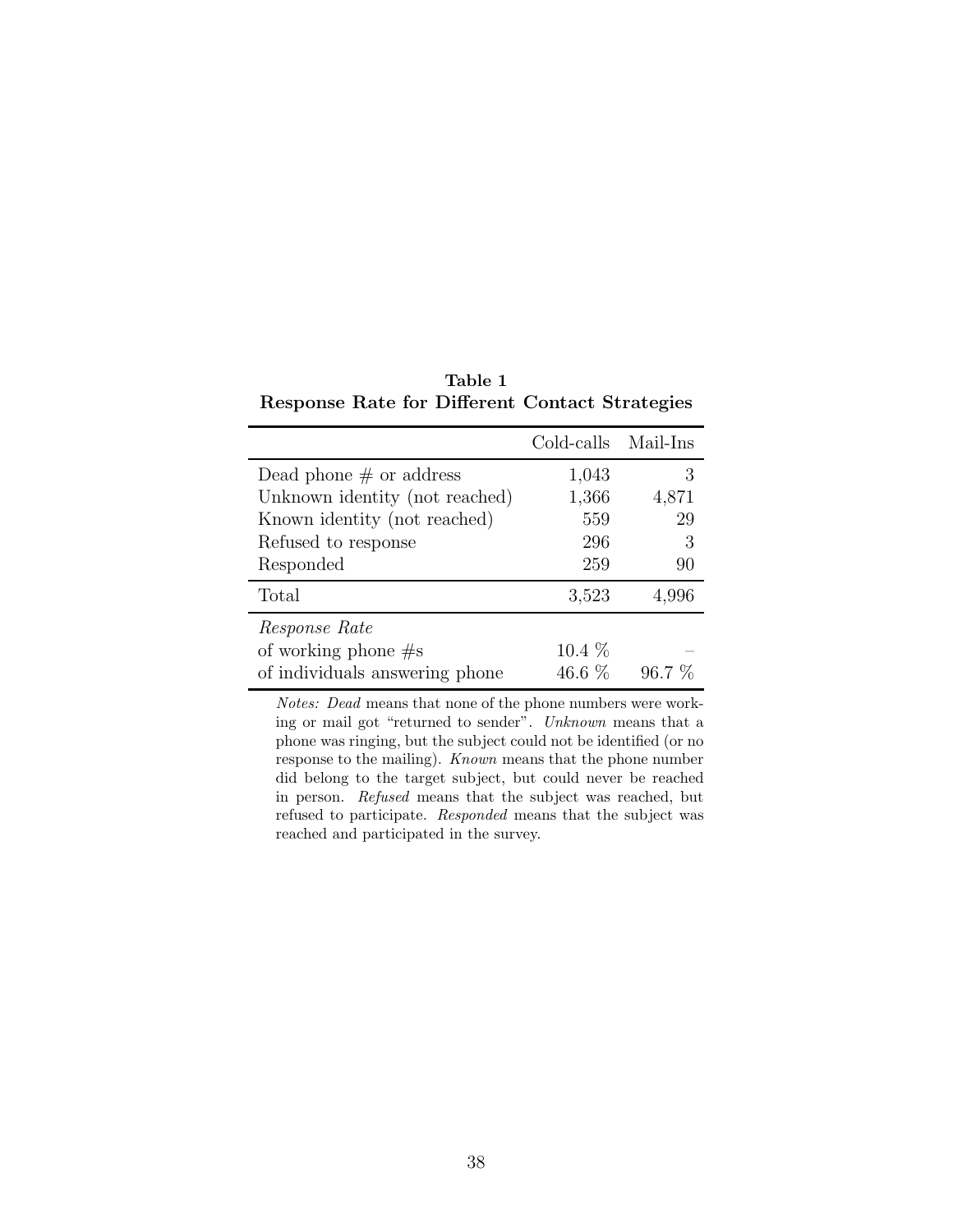**Table 1**
**Response Rate for Different Contact Strategies**

| | Cold-calls | Mail-Ins |
|---|---|---|
| Dead phone # or address | 1,043 | 3 |
| Unknown identity (not reached) | 1,366 | 4,871 |
| Known identity (not reached) | 559 | 29 |
| Refused to response | 296 | 3 |
| Responded | 259 | 90 |
| Total | 3,523 | 4,996 |
| *Response Rate* | | |
| of working phone #s | 10.4 % | – |
| of individuals answering phone | 46.6 % | 96.7 % |

*Notes: Dead* means that none of the phone numbers were working or mail got "returned to sender". *Unknown* means that a phone was ringing, but the subject could not be identified (or no response to the mailing). *Known* means that the phone number did belong to the target subject, but could never be reached in person. *Refused* means that the subject was reached, but refused to participate. *Responded* means that the subject was reached and participated in the survey.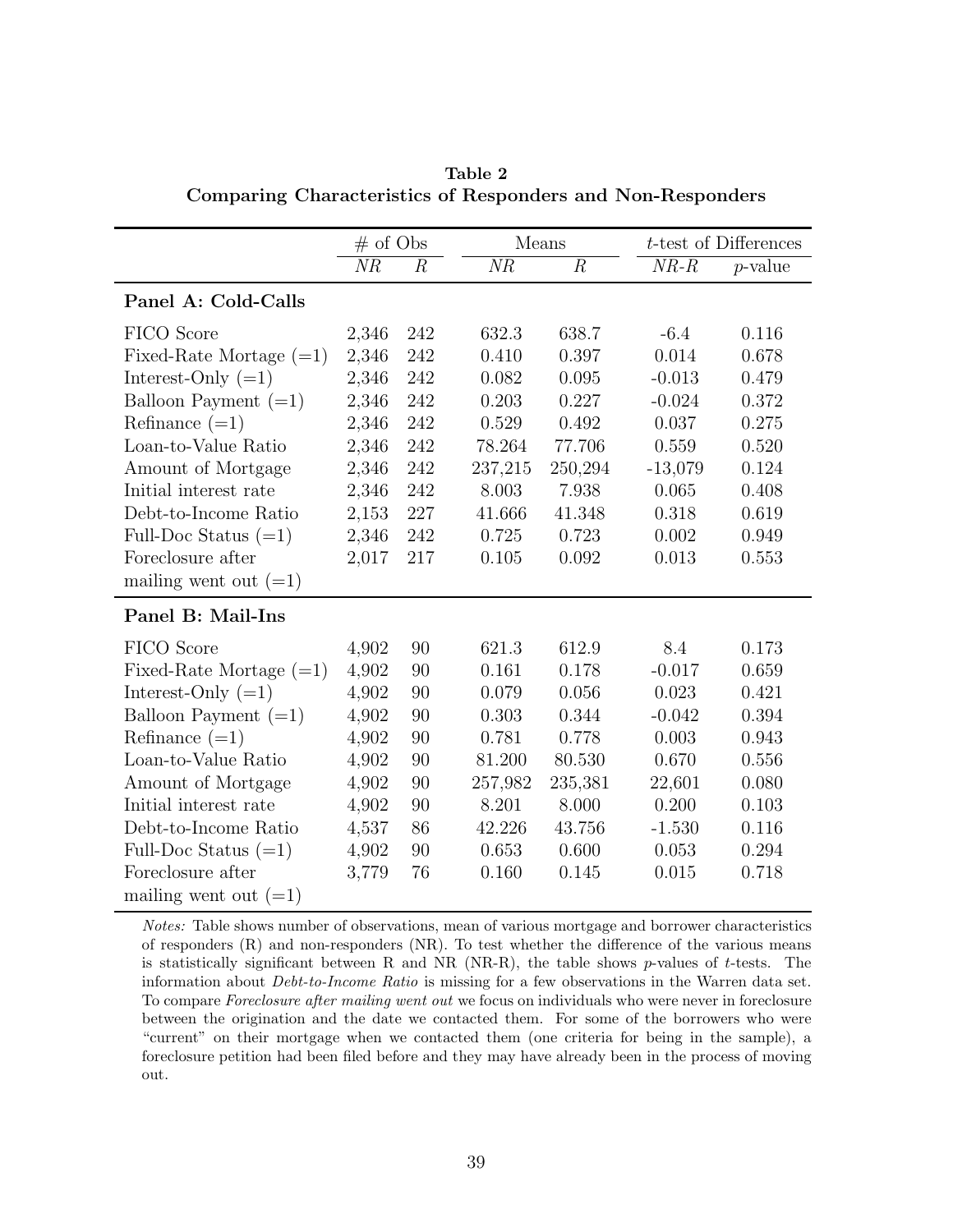**Table 2**
**Comparing Characteristics of Responders and Non-Responders**

| | # of Obs | | Means | | *t*-test of Differences | |
|---|---|---|---|---|---|---|
| | *NR* | *R* | *NR* | *R* | *NR-R* | *p*-value |
| **Panel A: Cold-Calls** | | | | | | |
| FICO Score | 2,346 | 242 | 632.3 | 638.7 | -6.4 | 0.116 |
| Fixed-Rate Mortage (=1) | 2,346 | 242 | 0.410 | 0.397 | 0.014 | 0.678 |
| Interest-Only (=1) | 2,346 | 242 | 0.082 | 0.095 | -0.013 | 0.479 |
| Balloon Payment (=1) | 2,346 | 242 | 0.203 | 0.227 | -0.024 | 0.372 |
| Refinance (=1) | 2,346 | 242 | 0.529 | 0.492 | 0.037 | 0.275 |
| Loan-to-Value Ratio | 2,346 | 242 | 78.264 | 77.706 | 0.559 | 0.520 |
| Amount of Mortgage | 2,346 | 242 | 237,215 | 250,294 | -13,079 | 0.124 |
| Initial interest rate | 2,346 | 242 | 8.003 | 7.938 | 0.065 | 0.408 |
| Debt-to-Income Ratio | 2,153 | 227 | 41.666 | 41.348 | 0.318 | 0.619 |
| Full-Doc Status (=1) | 2,346 | 242 | 0.725 | 0.723 | 0.002 | 0.949 |
| Foreclosure after mailing went out (=1) | 2,017 | 217 | 0.105 | 0.092 | 0.013 | 0.553 |
| **Panel B: Mail-Ins** | | | | | | |
| FICO Score | 4,902 | 90 | 621.3 | 612.9 | 8.4 | 0.173 |
| Fixed-Rate Mortage (=1) | 4,902 | 90 | 0.161 | 0.178 | -0.017 | 0.659 |
| Interest-Only (=1) | 4,902 | 90 | 0.079 | 0.056 | 0.023 | 0.421 |
| Balloon Payment (=1) | 4,902 | 90 | 0.303 | 0.344 | -0.042 | 0.394 |
| Refinance (=1) | 4,902 | 90 | 0.781 | 0.778 | 0.003 | 0.943 |
| Loan-to-Value Ratio | 4,902 | 90 | 81.200 | 80.530 | 0.670 | 0.556 |
| Amount of Mortgage | 4,902 | 90 | 257,982 | 235,381 | 22,601 | 0.080 |
| Initial interest rate | 4,902 | 90 | 8.201 | 8.000 | 0.200 | 0.103 |
| Debt-to-Income Ratio | 4,537 | 86 | 42.226 | 43.756 | -1.530 | 0.116 |
| Full-Doc Status (=1) | 4,902 | 90 | 0.653 | 0.600 | 0.053 | 0.294 |
| Foreclosure after mailing went out (=1) | 3,779 | 76 | 0.160 | 0.145 | 0.015 | 0.718 |

*Notes:* Table shows number of observations, mean of various mortgage and borrower characteristics of responders (R) and non-responders (NR). To test whether the difference of the various means is statistically significant between R and NR (NR-R), the table shows *p*-values of *t*-tests. The information about *Debt-to-Income Ratio* is missing for a few observations in the Warren data set. To compare *Foreclosure after mailing went out* we focus on individuals who were never in foreclosure between the origination and the date we contacted them. For some of the borrowers who were "current" on their mortgage when we contacted them (one criteria for being in the sample), a foreclosure petition had been filed before and they may have already been in the process of moving out.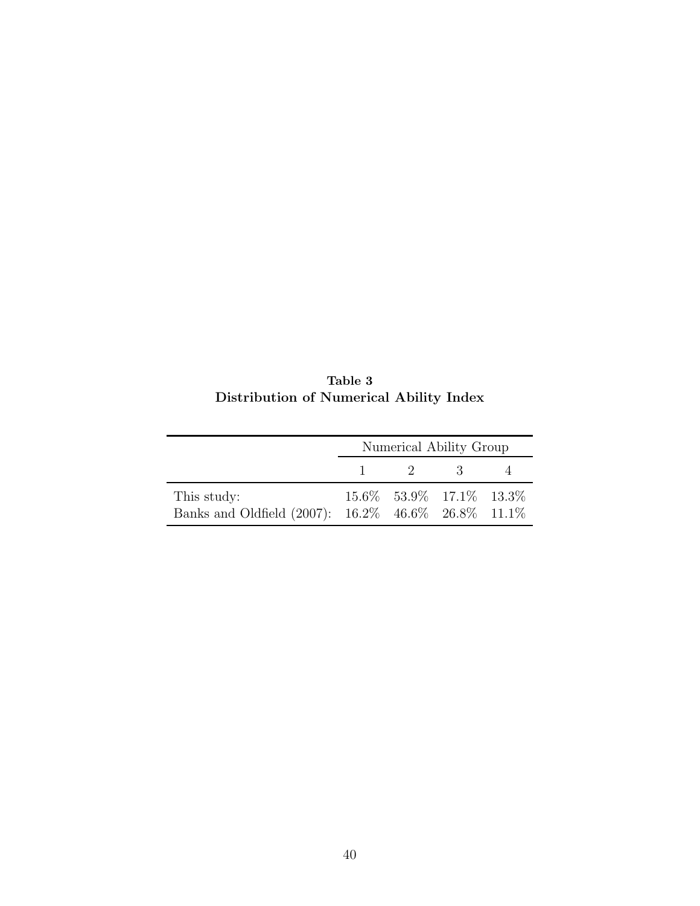**Table 3**
**Distribution of Numerical Ability Index**

| | Numerical Ability Group | | | |
|---|---|---|---|---|
| | 1 | 2 | 3 | 4 |
| This study: | 15.6% | 53.9% | 17.1% | 13.3% |
| Banks and Oldfield (2007): | 16.2% | 46.6% | 26.8% | 11.1% |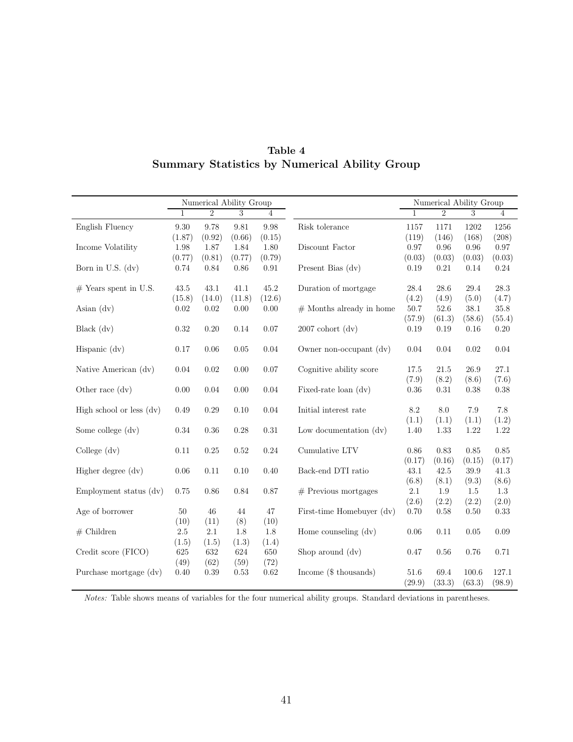**Table 4**
**Summary Statistics by Numerical Ability Group**

| | Numerical Ability Group | | | | | Numerical Ability Group | | | |
|---|---|---|---|---|---|---|---|---|---|
| | 1 | 2 | 3 | 4 | | 1 | 2 | 3 | 4 |
| English Fluency | 9.30 | 9.78 | 9.81 | 9.98 | Risk tolerance | 1157 | 1171 | 1202 | 1256 |
| | (1.87) | (0.92) | (0.66) | (0.15) | | (119) | (146) | (168) | (208) |
| Income Volatility | 1.98 | 1.87 | 1.84 | 1.80 | Discount Factor | 0.97 | 0.96 | 0.96 | 0.97 |
| | (0.77) | (0.81) | (0.77) | (0.79) | | (0.03) | (0.03) | (0.03) | (0.03) |
| Born in U.S. (dv) | 0.74 | 0.84 | 0.86 | 0.91 | Present Bias (dv) | 0.19 | 0.21 | 0.14 | 0.24 |
| # Years spent in U.S. | 43.5 | 43.1 | 41.1 | 45.2 | Duration of mortgage | 28.4 | 28.6 | 29.4 | 28.3 |
| | (15.8) | (14.0) | (11.8) | (12.6) | | (4.2) | (4.9) | (5.0) | (4.7) |
| Asian (dv) | 0.02 | 0.02 | 0.00 | 0.00 | # Months already in home | 50.7 | 52.6 | 38.1 | 35.8 |
| | | | | | | (57.9) | (61.3) | (58.6) | (55.4) |
| Black (dv) | 0.32 | 0.20 | 0.14 | 0.07 | 2007 cohort (dv) | 0.19 | 0.19 | 0.16 | 0.20 |
| Hispanic (dv) | 0.17 | 0.06 | 0.05 | 0.04 | Owner non-occupant (dv) | 0.04 | 0.04 | 0.02 | 0.04 |
| Native American (dv) | 0.04 | 0.02 | 0.00 | 0.07 | Cognitive ability score | 17.5 | 21.5 | 26.9 | 27.1 |
| | | | | | | (7.9) | (8.2) | (8.6) | (7.6) |
| Other race (dv) | 0.00 | 0.04 | 0.00 | 0.04 | Fixed-rate loan (dv) | 0.36 | 0.31 | 0.38 | 0.38 |
| High school or less (dv) | 0.49 | 0.29 | 0.10 | 0.04 | Initial interest rate | 8.2 | 8.0 | 7.9 | 7.8 |
| | | | | | | (1.1) | (1.1) | (1.1) | (1.2) |
| Some college (dv) | 0.34 | 0.36 | 0.28 | 0.31 | Low documentation (dv) | 1.40 | 1.33 | 1.22 | 1.22 |
| College (dv) | 0.11 | 0.25 | 0.52 | 0.24 | Cumulative LTV | 0.86 | 0.83 | 0.85 | 0.85 |
| | | | | | | (0.17) | (0.16) | (0.15) | (0.17) |
| Higher degree (dv) | 0.06 | 0.11 | 0.10 | 0.40 | Back-end DTI ratio | 43.1 | 42.5 | 39.9 | 41.3 |
| | | | | | | (6.8) | (8.1) | (9.3) | (8.6) |
| Employment status (dv) | 0.75 | 0.86 | 0.84 | 0.87 | # Previous mortgages | 2.1 | 1.9 | 1.5 | 1.3 |
| | | | | | | (2.6) | (2.2) | (2.2) | (2.0) |
| Age of borrower | 50 | 46 | 44 | 47 | First-time Homebuyer (dv) | 0.70 | 0.58 | 0.50 | 0.33 |
| | (10) | (11) | (8) | (10) | | | | | |
| # Children | 2.5 | 2.1 | 1.8 | 1.8 | Home counseling (dv) | 0.06 | 0.11 | 0.05 | 0.09 |
| | (1.5) | (1.5) | (1.3) | (1.4) | | | | | |
| Credit score (FICO) | 625 | 632 | 624 | 650 | Shop around (dv) | 0.47 | 0.56 | 0.76 | 0.71 |
| | (49) | (62) | (59) | (72) | | | | | |
| Purchase mortgage (dv) | 0.40 | 0.39 | 0.53 | 0.62 | Income ($ thousands) | 51.6 | 69.4 | 100.6 | 127.1 |
| | | | | | | (29.9) | (33.3) | (63.3) | (98.9) |

*Notes:* Table shows means of variables for the four numerical ability groups. Standard deviations in parentheses.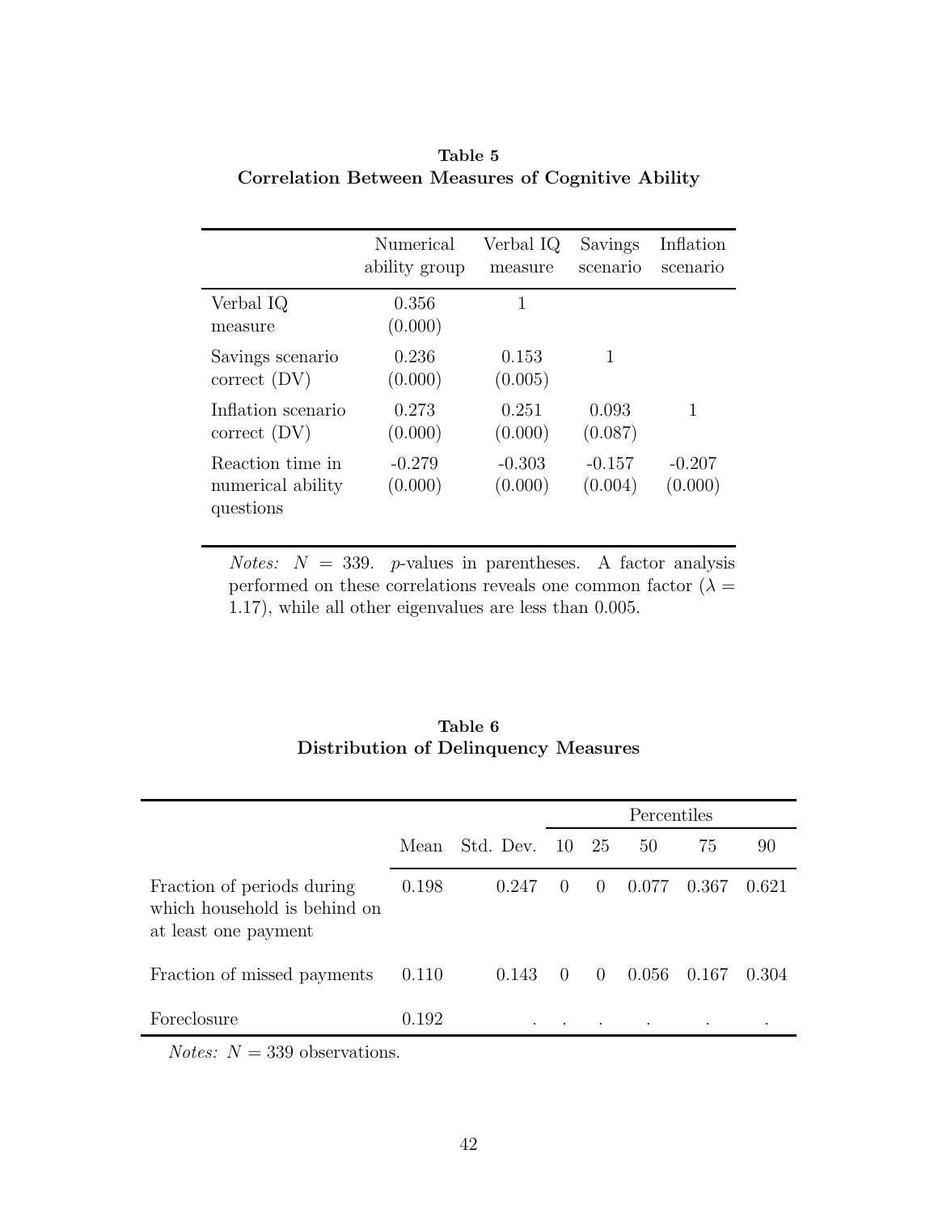**Table 5**
**Correlation Between Measures of Cognitive Ability**

| | Numerical ability group | Verbal IQ measure | Savings scenario | Inflation scenario |
|---|---|---|---|---|
| Verbal IQ measure | 0.356 (0.000) | 1 | | |
| Savings scenario correct (DV) | 0.236 (0.000) | 0.153 (0.005) | 1 | |
| Inflation scenario correct (DV) | 0.273 (0.000) | 0.251 (0.000) | 0.093 (0.087) | 1 |
| Reaction time in numerical ability questions | -0.279 (0.000) | -0.303 (0.000) | -0.157 (0.004) | -0.207 (0.000) |

*Notes:* $N = 339$. $p$-values in parentheses. A factor analysis performed on these correlations reveals one common factor ($\lambda = 1.17$), while all other eigenvalues are less than 0.005.

**Table 6**
**Distribution of Delinquency Measures**

| | | | Percentiles | | | | |
|---|---|---|---|---|---|---|---|
| | Mean | Std. Dev. | 10 | 25 | 50 | 75 | 90 |
| Fraction of periods during which household is behind on at least one payment | 0.198 | 0.247 | 0 | 0 | 0.077 | 0.367 | 0.621 |
| Fraction of missed payments | 0.110 | 0.143 | 0 | 0 | 0.056 | 0.167 | 0.304 |
| Foreclosure | 0.192 | . | . | . | . | . | . |

*Notes:* $N = 339$ observations.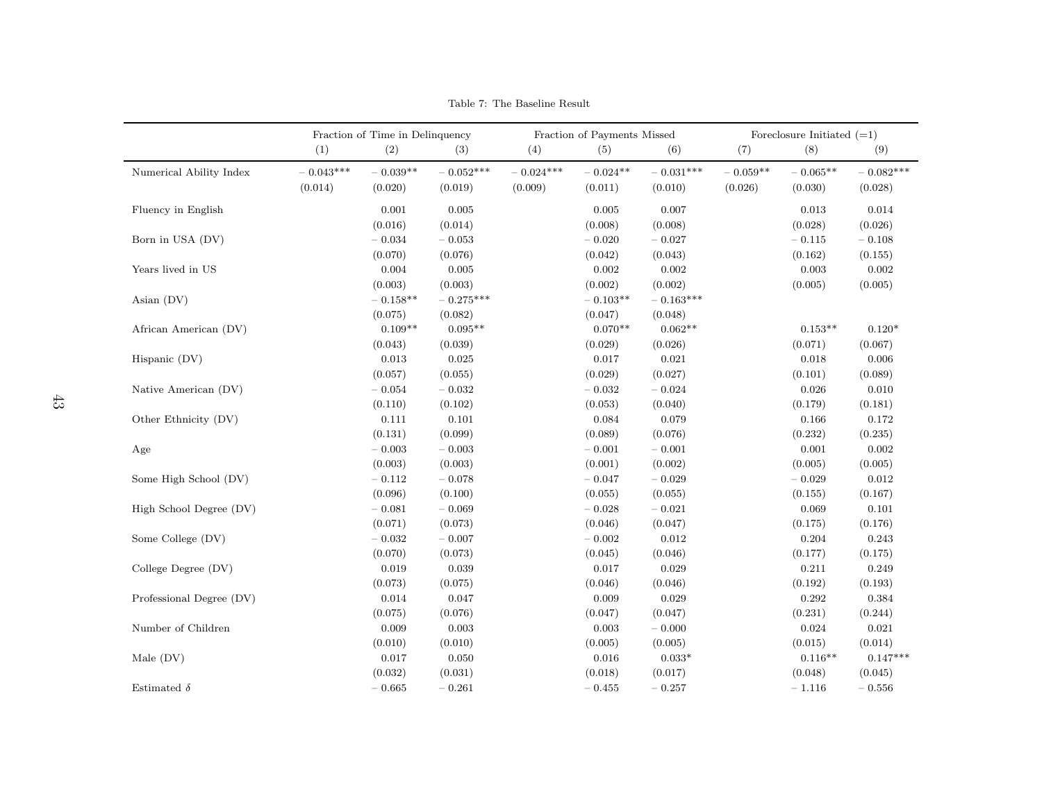Table 7: The Baseline Result

| | Fraction of Time in Delinquency | | | Fraction of Payments Missed | | | Foreclosure Initiated (=1) | | |
|---|---|---|---|---|---|---|---|---|---|
| | (1) | (2) | (3) | (4) | (5) | (6) | (7) | (8) | (9) |
| Numerical Ability Index | − 0.043*** | − 0.039** | − 0.052*** | − 0.024*** | − 0.024** | − 0.031*** | − 0.059** | − 0.065** | − 0.082*** |
| | (0.014) | (0.020) | (0.019) | (0.009) | (0.011) | (0.010) | (0.026) | (0.030) | (0.028) |
| Fluency in English | | 0.001 | 0.005 | | 0.005 | 0.007 | | 0.013 | 0.014 |
| | | (0.016) | (0.014) | | (0.008) | (0.008) | | (0.028) | (0.026) |
| Born in USA (DV) | | − 0.034 | − 0.053 | | − 0.020 | − 0.027 | | − 0.115 | − 0.108 |
| | | (0.070) | (0.076) | | (0.042) | (0.043) | | (0.162) | (0.155) |
| Years lived in US | | 0.004 | 0.005 | | 0.002 | 0.002 | | 0.003 | 0.002 |
| | | (0.003) | (0.003) | | (0.002) | (0.002) | | (0.005) | (0.005) |
| Asian (DV) | | − 0.158** | − 0.275*** | | − 0.103** | − 0.163*** | | | |
| | | (0.075) | (0.082) | | (0.047) | (0.048) | | | |
| African American (DV) | | 0.109** | 0.095** | | 0.070** | 0.062** | | 0.153** | 0.120* |
| | | (0.043) | (0.039) | | (0.029) | (0.026) | | (0.071) | (0.067) |
| Hispanic (DV) | | 0.013 | 0.025 | | 0.017 | 0.021 | | 0.018 | 0.006 |
| | | (0.057) | (0.055) | | (0.029) | (0.027) | | (0.101) | (0.089) |
| Native American (DV) | | − 0.054 | − 0.032 | | − 0.032 | − 0.024 | | 0.026 | 0.010 |
| | | (0.110) | (0.102) | | (0.053) | (0.040) | | (0.179) | (0.181) |
| Other Ethnicity (DV) | | 0.111 | 0.101 | | 0.084 | 0.079 | | 0.166 | 0.172 |
| | | (0.131) | (0.099) | | (0.089) | (0.076) | | (0.232) | (0.235) |
| Age | | − 0.003 | − 0.003 | | − 0.001 | − 0.001 | | 0.001 | 0.002 |
| | | (0.003) | (0.003) | | (0.001) | (0.002) | | (0.005) | (0.005) |
| Some High School (DV) | | − 0.112 | − 0.078 | | − 0.047 | − 0.029 | | − 0.029 | 0.012 |
| | | (0.096) | (0.100) | | (0.055) | (0.055) | | (0.155) | (0.167) |
| High School Degree (DV) | | − 0.081 | − 0.069 | | − 0.028 | − 0.021 | | 0.069 | 0.101 |
| | | (0.071) | (0.073) | | (0.046) | (0.047) | | (0.175) | (0.176) |
| Some College (DV) | | − 0.032 | − 0.007 | | − 0.002 | 0.012 | | 0.204 | 0.243 |
| | | (0.070) | (0.073) | | (0.045) | (0.046) | | (0.177) | (0.175) |
| College Degree (DV) | | 0.019 | 0.039 | | 0.017 | 0.029 | | 0.211 | 0.249 |
| | | (0.073) | (0.075) | | (0.046) | (0.046) | | (0.192) | (0.193) |
| Professional Degree (DV) | | 0.014 | 0.047 | | 0.009 | 0.029 | | 0.292 | 0.384 |
| | | (0.075) | (0.076) | | (0.047) | (0.047) | | (0.231) | (0.244) |
| Number of Children | | 0.009 | 0.003 | | 0.003 | − 0.000 | | 0.024 | 0.021 |
| | | (0.010) | (0.010) | | (0.005) | (0.005) | | (0.015) | (0.014) |
| Male (DV) | | 0.017 | 0.050 | | 0.016 | 0.033* | | 0.116** | 0.147*** |
| | | (0.032) | (0.031) | | (0.018) | (0.017) | | (0.048) | (0.045) |
| Estimated $\delta$ | | − 0.665 | − 0.261 | | − 0.455 | − 0.257 | | − 1.116 | − 0.556 |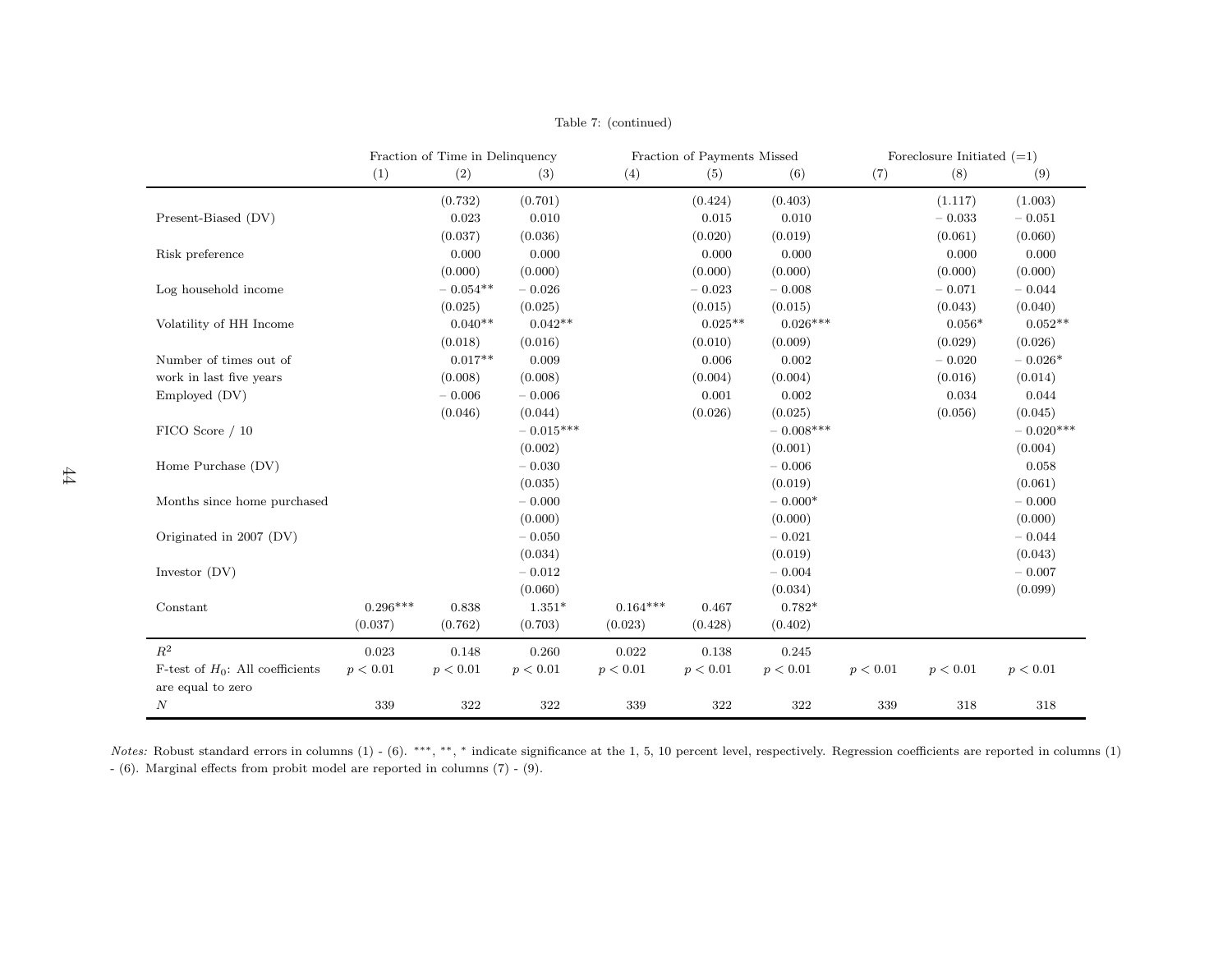Table 7: (continued)

| | Fraction of Time in Delinquency | | | Fraction of Payments Missed | | | Foreclosure Initiated (=1) | | |
|---|---|---|---|---|---|---|---|---|---|
| | (1) | (2) | (3) | (4) | (5) | (6) | (7) | (8) | (9) |
| | | (0.732) | (0.701) | | (0.424) | (0.403) | | (1.117) | (1.003) |
| Present-Biased (DV) | | 0.023 | 0.010 | | 0.015 | 0.010 | | − 0.033 | − 0.051 |
| | | (0.037) | (0.036) | | (0.020) | (0.019) | | (0.061) | (0.060) |
| Risk preference | | 0.000 | 0.000 | | 0.000 | 0.000 | | 0.000 | 0.000 |
| | | (0.000) | (0.000) | | (0.000) | (0.000) | | (0.000) | (0.000) |
| Log household income | | − 0.054** | − 0.026 | | − 0.023 | − 0.008 | | − 0.071 | − 0.044 |
| | | (0.025) | (0.025) | | (0.015) | (0.015) | | (0.043) | (0.040) |
| Volatility of HH Income | | 0.040** | 0.042** | | 0.025** | 0.026*** | | 0.056* | 0.052** |
| | | (0.018) | (0.016) | | (0.010) | (0.009) | | (0.029) | (0.026) |
| Number of times out of work in last five years | | 0.017** | 0.009 | | 0.006 | 0.002 | | − 0.020 | − 0.026* |
| | | (0.008) | (0.008) | | (0.004) | (0.004) | | (0.016) | (0.014) |
| Employed (DV) | | − 0.006 | − 0.006 | | 0.001 | 0.002 | | 0.034 | 0.044 |
| | | (0.046) | (0.044) | | (0.026) | (0.025) | | (0.056) | (0.045) |
| FICO Score / 10 | | | − 0.015*** | | | − 0.008*** | | | − 0.020*** |
| | | | (0.002) | | | (0.001) | | | (0.004) |
| Home Purchase (DV) | | | − 0.030 | | | − 0.006 | | | 0.058 |
| | | | (0.035) | | | (0.019) | | | (0.061) |
| Months since home purchased | | | − 0.000 | | | − 0.000* | | | − 0.000 |
| | | | (0.000) | | | (0.000) | | | (0.000) |
| Originated in 2007 (DV) | | | − 0.050 | | | − 0.021 | | | − 0.044 |
| | | | (0.034) | | | (0.019) | | | (0.043) |
| Investor (DV) | | | − 0.012 | | | − 0.004 | | | − 0.007 |
| | | | (0.060) | | | (0.034) | | | (0.099) |
| Constant | 0.296*** | 0.838 | 1.351* | 0.164*** | 0.467 | 0.782* | | | |
| | (0.037) | (0.762) | (0.703) | (0.023) | (0.428) | (0.402) | | | |
| $R^2$ | 0.023 | 0.148 | 0.260 | 0.022 | 0.138 | 0.245 | | | |
| F-test of $H_0$: All coefficients are equal to zero | $p < 0.01$ | $p < 0.01$ | $p < 0.01$ | $p < 0.01$ | $p < 0.01$ | $p < 0.01$ | $p < 0.01$ | $p < 0.01$ | $p < 0.01$ |
| $N$ | 339 | 322 | 322 | 339 | 322 | 322 | 339 | 318 | 318 |

*Notes:* Robust standard errors in columns (1) - (6). ***, **, * indicate significance at the 1, 5, 10 percent level, respectively. Regression coefficients are reported in columns (1) - (6). Marginal effects from probit model are reported in columns (7) - (9).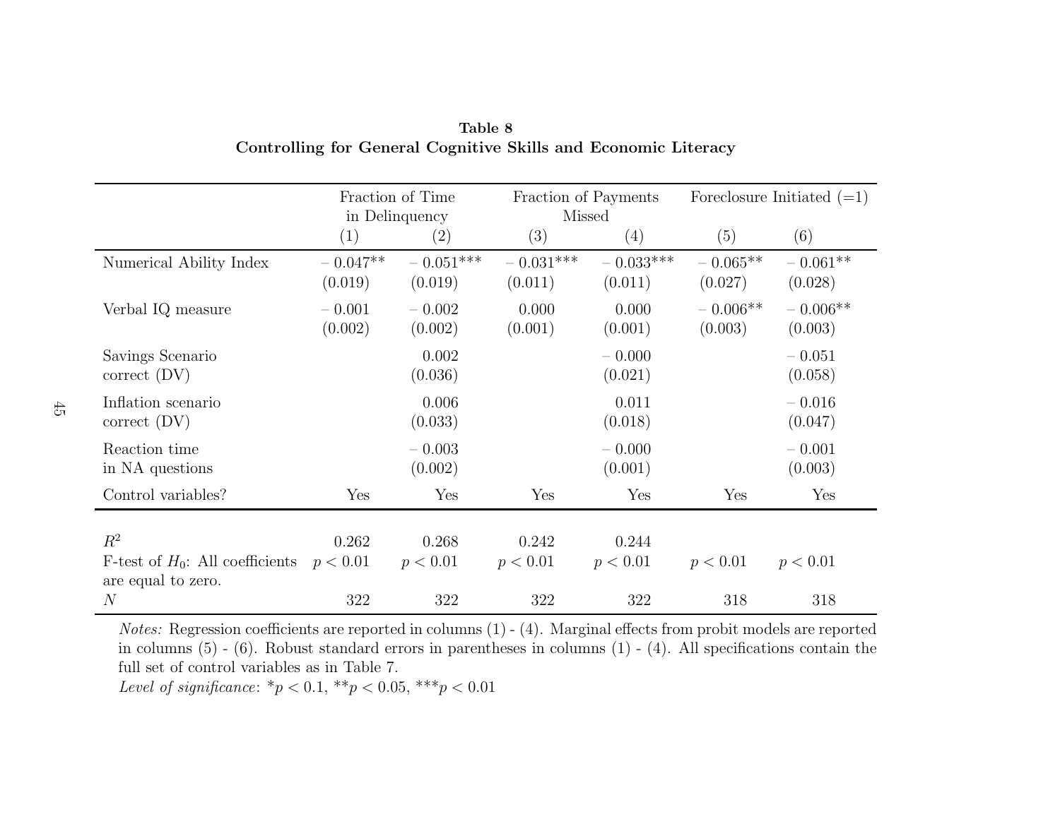**Table 8**
**Controlling for General Cognitive Skills and Economic Literacy**

| | Fraction of Time in Delinquency | | Fraction of Payments Missed | | Foreclosure Initiated (=1) | |
|---|---|---|---|---|---|---|
| | (1) | (2) | (3) | (4) | (5) | (6) |
| Numerical Ability Index | – 0.047** | – 0.051*** | – 0.031*** | – 0.033*** | – 0.065** | – 0.061** |
| | (0.019) | (0.019) | (0.011) | (0.011) | (0.027) | (0.028) |
| Verbal IQ measure | – 0.001 | – 0.002 | 0.000 | 0.000 | – 0.006** | – 0.006** |
| | (0.002) | (0.002) | (0.001) | (0.001) | (0.003) | (0.003) |
| Savings Scenario correct (DV) | | 0.002 | | – 0.000 | | – 0.051 |
| | | (0.036) | | (0.021) | | (0.058) |
| Inflation scenario correct (DV) | | 0.006 | | 0.011 | | – 0.016 |
| | | (0.033) | | (0.018) | | (0.047) |
| Reaction time in NA questions | | – 0.003 | | – 0.000 | | – 0.001 |
| | | (0.002) | | (0.001) | | (0.003) |
| Control variables? | Yes | Yes | Yes | Yes | Yes | Yes |
| $R^2$ | 0.262 | 0.268 | 0.242 | 0.244 | | |
| F-test of $H_0$: All coefficients are equal to zero. | $p < 0.01$ | $p < 0.01$ | $p < 0.01$ | $p < 0.01$ | $p < 0.01$ | $p < 0.01$ |
| $N$ | 322 | 322 | 322 | 322 | 318 | 318 |

*Notes:* Regression coefficients are reported in columns (1) - (4). Marginal effects from probit models are reported in columns (5) - (6). Robust standard errors in parentheses in columns (1) - (4). All specifications contain the full set of control variables as in Table 7.

*Level of significance*: *$p < 0.1$, **$p < 0.05$, ***$p < 0.01$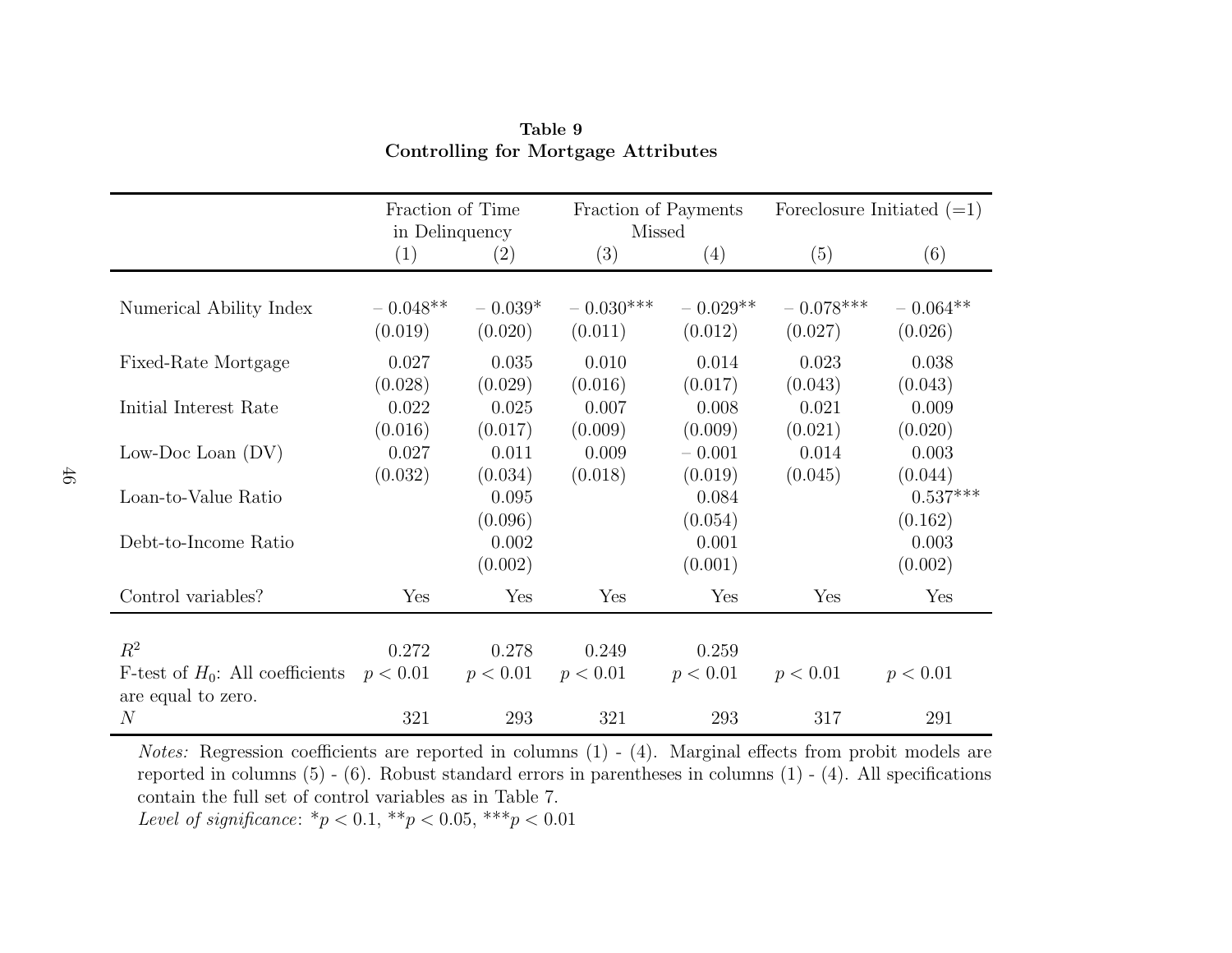**Table 9**
**Controlling for Mortgage Attributes**

| | Fraction of Time in Delinquency | | Fraction of Payments Missed | | Foreclosure Initiated (=1) | |
|---|---|---|---|---|---|---|
| | (1) | (2) | (3) | (4) | (5) | (6) |
| Numerical Ability Index | – 0.048** | – 0.039* | – 0.030*** | – 0.029** | – 0.078*** | – 0.064** |
| | (0.019) | (0.020) | (0.011) | (0.012) | (0.027) | (0.026) |
| Fixed-Rate Mortgage | 0.027 | 0.035 | 0.010 | 0.014 | 0.023 | 0.038 |
| | (0.028) | (0.029) | (0.016) | (0.017) | (0.043) | (0.043) |
| Initial Interest Rate | 0.022 | 0.025 | 0.007 | 0.008 | 0.021 | 0.009 |
| | (0.016) | (0.017) | (0.009) | (0.009) | (0.021) | (0.020) |
| Low-Doc Loan (DV) | 0.027 | 0.011 | 0.009 | – 0.001 | 0.014 | 0.003 |
| | (0.032) | (0.034) | (0.018) | (0.019) | (0.045) | (0.044) |
| Loan-to-Value Ratio | | 0.095 | | 0.084 | | 0.537*** |
| | | (0.096) | | (0.054) | | (0.162) |
| Debt-to-Income Ratio | | 0.002 | | 0.001 | | 0.003 |
| | | (0.002) | | (0.001) | | (0.002) |
| Control variables? | Yes | Yes | Yes | Yes | Yes | Yes |
| $R^2$ | 0.272 | 0.278 | 0.249 | 0.259 | | |
| F-test of $H_0$: All coefficients are equal to zero. | $p < 0.01$ | $p < 0.01$ | $p < 0.01$ | $p < 0.01$ | $p < 0.01$ | $p < 0.01$ |
| $N$ | 321 | 293 | 321 | 293 | 317 | 291 |

*Notes:* Regression coefficients are reported in columns (1) - (4). Marginal effects from probit models are reported in columns (5) - (6). Robust standard errors in parentheses in columns (1) - (4). All specifications contain the full set of control variables as in Table 7.

*Level of significance*: $^*p < 0.1$, $^{**}p < 0.05$, $^{***}p < 0.01$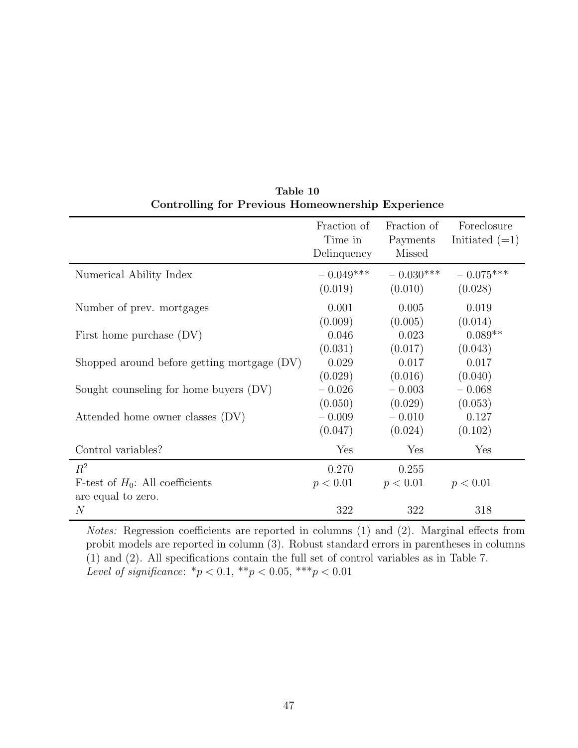**Table 10**
**Controlling for Previous Homeownership Experience**

| | Fraction of Time in Delinquency | Fraction of Payments Missed | Foreclosure Initiated (=1) |
|---|---|---|---|
| Numerical Ability Index | – 0.049*** | – 0.030*** | – 0.075*** |
| | (0.019) | (0.010) | (0.028) |
| Number of prev. mortgages | 0.001 | 0.005 | 0.019 |
| | (0.009) | (0.005) | (0.014) |
| First home purchase (DV) | 0.046 | 0.023 | 0.089** |
| | (0.031) | (0.017) | (0.043) |
| Shopped around before getting mortgage (DV) | 0.029 | 0.017 | 0.017 |
| | (0.029) | (0.016) | (0.040) |
| Sought counseling for home buyers (DV) | – 0.026 | – 0.003 | – 0.068 |
| | (0.050) | (0.029) | (0.053) |
| Attended home owner classes (DV) | – 0.009 | – 0.010 | 0.127 |
| | (0.047) | (0.024) | (0.102) |
| Control variables? | Yes | Yes | Yes |
| $R^2$ | 0.270 | 0.255 | |
| F-test of $H_0$: All coefficients are equal to zero. | $p < 0.01$ | $p < 0.01$ | $p < 0.01$ |
| $N$ | 322 | 322 | 318 |

*Notes:* Regression coefficients are reported in columns (1) and (2). Marginal effects from probit models are reported in column (3). Robust standard errors in parentheses in columns (1) and (2). All specifications contain the full set of control variables as in Table 7.
*Level of significance*: $*p < 0.1$, $**p < 0.05$, $***p < 0.01$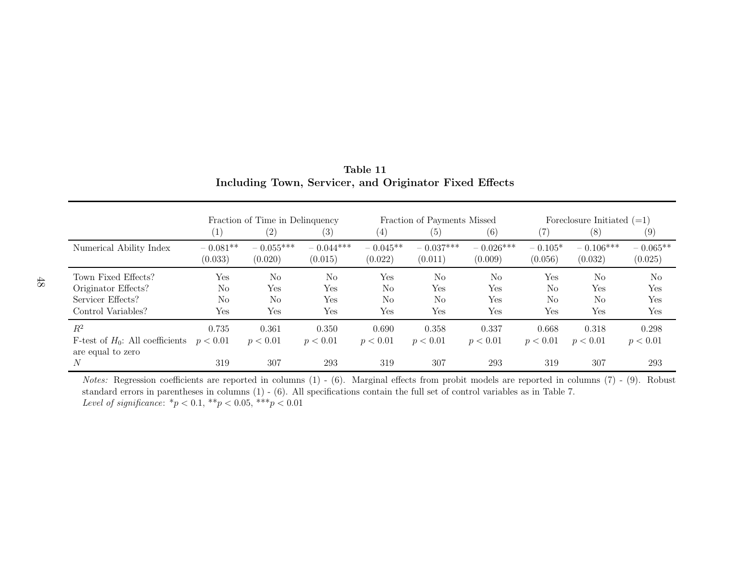**Table 11**
**Including Town, Servicer, and Originator Fixed Effects**

| | Fraction of Time in Delinquency | | | Fraction of Payments Missed | | | Foreclosure Initiated (=1) | | |
|---|---|---|---|---|---|---|---|---|---|
| | (1) | (2) | (3) | (4) | (5) | (6) | (7) | (8) | (9) |
| Numerical Ability Index | − 0.081** | − 0.055*** | − 0.044*** | − 0.045** | − 0.037*** | − 0.026*** | − 0.105* | − 0.106*** | − 0.065** |
| | (0.033) | (0.020) | (0.015) | (0.022) | (0.011) | (0.009) | (0.056) | (0.032) | (0.025) |
| Town Fixed Effects? | Yes | No | No | Yes | No | No | Yes | No | No |
| Originator Effects? | No | Yes | Yes | No | Yes | Yes | No | Yes | Yes |
| Servicer Effects? | No | No | Yes | No | No | Yes | No | No | Yes |
| Control Variables? | Yes | Yes | Yes | Yes | Yes | Yes | Yes | Yes | Yes |
| $R^2$ | 0.735 | 0.361 | 0.350 | 0.690 | 0.358 | 0.337 | 0.668 | 0.318 | 0.298 |
| F-test of $H_0$: All coefficients are equal to zero | $p < 0.01$ | $p < 0.01$ | $p < 0.01$ | $p < 0.01$ | $p < 0.01$ | $p < 0.01$ | $p < 0.01$ | $p < 0.01$ | $p < 0.01$ |
| $N$ | 319 | 307 | 293 | 319 | 307 | 293 | 319 | 307 | 293 |

*Notes:* Regression coefficients are reported in columns (1) - (6). Marginal effects from probit models are reported in columns (7) - (9). Robust standard errors in parentheses in columns (1) - (6). All specifications contain the full set of control variables as in Table 7.
*Level of significance*: *$p < 0.1$, **$p < 0.05$, ***$p < 0.01$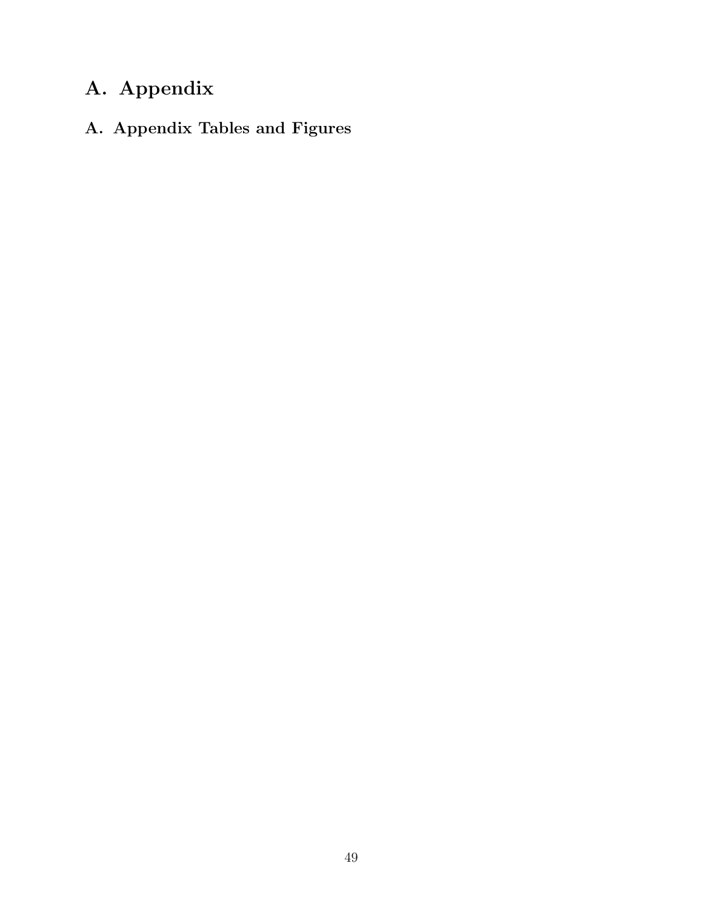# A. Appendix

## A. Appendix Tables and Figures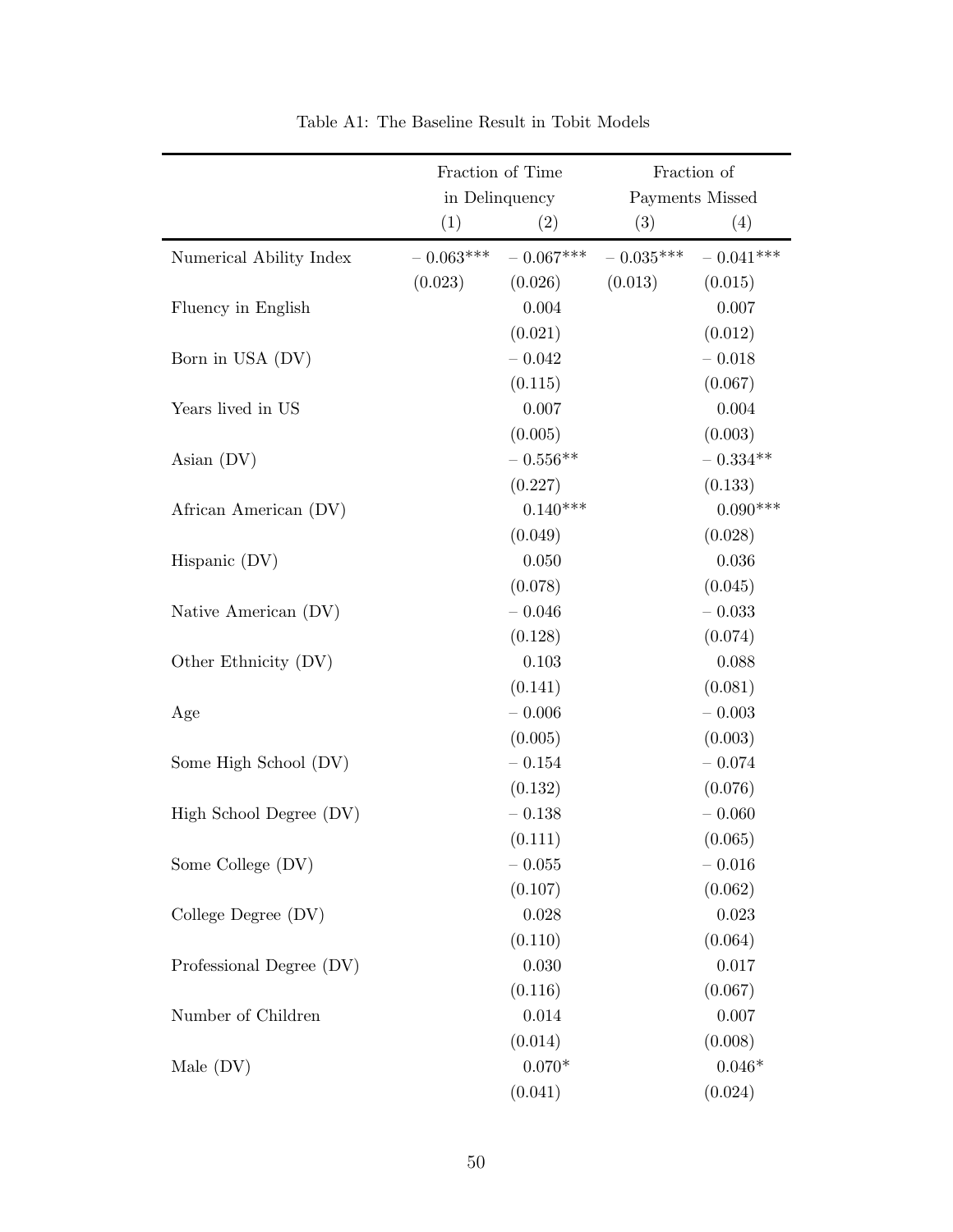Table A1: The Baseline Result in Tobit Models

| | Fraction of Time in Delinquency | | Fraction of Payments Missed | |
|---|---|---|---|---|
| | (1) | (2) | (3) | (4) |
| Numerical Ability Index | − 0.063*** | − 0.067*** | − 0.035*** | − 0.041*** |
| | (0.023) | (0.026) | (0.013) | (0.015) |
| Fluency in English | | 0.004 | | 0.007 |
| | | (0.021) | | (0.012) |
| Born in USA (DV) | | − 0.042 | | − 0.018 |
| | | (0.115) | | (0.067) |
| Years lived in US | | 0.007 | | 0.004 |
| | | (0.005) | | (0.003) |
| Asian (DV) | | − 0.556** | | − 0.334** |
| | | (0.227) | | (0.133) |
| African American (DV) | | 0.140*** | | 0.090*** |
| | | (0.049) | | (0.028) |
| Hispanic (DV) | | 0.050 | | 0.036 |
| | | (0.078) | | (0.045) |
| Native American (DV) | | − 0.046 | | − 0.033 |
| | | (0.128) | | (0.074) |
| Other Ethnicity (DV) | | 0.103 | | 0.088 |
| | | (0.141) | | (0.081) |
| Age | | − 0.006 | | − 0.003 |
| | | (0.005) | | (0.003) |
| Some High School (DV) | | − 0.154 | | − 0.074 |
| | | (0.132) | | (0.076) |
| High School Degree (DV) | | − 0.138 | | − 0.060 |
| | | (0.111) | | (0.065) |
| Some College (DV) | | − 0.055 | | − 0.016 |
| | | (0.107) | | (0.062) |
| College Degree (DV) | | 0.028 | | 0.023 |
| | | (0.110) | | (0.064) |
| Professional Degree (DV) | | 0.030 | | 0.017 |
| | | (0.116) | | (0.067) |
| Number of Children | | 0.014 | | 0.007 |
| | | (0.014) | | (0.008) |
| Male (DV) | | 0.070* | | 0.046* |
| | | (0.041) | | (0.024) |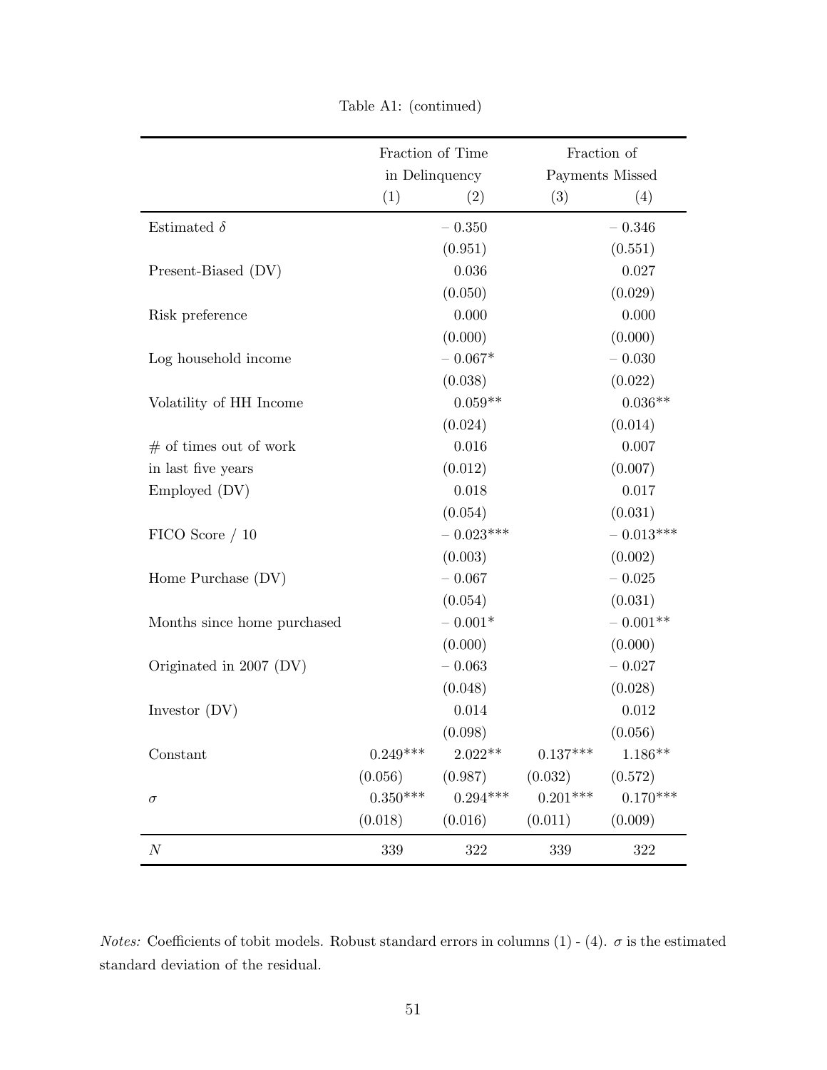Table A1: (continued)

| | Fraction of Time in Delinquency | | Fraction of Payments Missed | |
|---|---|---|---|---|
| | (1) | (2) | (3) | (4) |
| Estimated $\delta$ | | – 0.350 | | – 0.346 |
| | | (0.951) | | (0.551) |
| Present-Biased (DV) | | 0.036 | | 0.027 |
| | | (0.050) | | (0.029) |
| Risk preference | | 0.000 | | 0.000 |
| | | (0.000) | | (0.000) |
| Log household income | | – 0.067* | | – 0.030 |
| | | (0.038) | | (0.022) |
| Volatility of HH Income | | 0.059** | | 0.036** |
| | | (0.024) | | (0.014) |
| # of times out of work | | 0.016 | | 0.007 |
| in last five years | | (0.012) | | (0.007) |
| Employed (DV) | | 0.018 | | 0.017 |
| | | (0.054) | | (0.031) |
| FICO Score / 10 | | – 0.023*** | | – 0.013*** |
| | | (0.003) | | (0.002) |
| Home Purchase (DV) | | – 0.067 | | – 0.025 |
| | | (0.054) | | (0.031) |
| Months since home purchased | | – 0.001* | | – 0.001** |
| | | (0.000) | | (0.000) |
| Originated in 2007 (DV) | | – 0.063 | | – 0.027 |
| | | (0.048) | | (0.028) |
| Investor (DV) | | 0.014 | | 0.012 |
| | | (0.098) | | (0.056) |
| Constant | 0.249*** | 2.022** | 0.137*** | 1.186** |
| | (0.056) | (0.987) | (0.032) | (0.572) |
| $\sigma$ | 0.350*** | 0.294*** | 0.201*** | 0.170*** |
| | (0.018) | (0.016) | (0.011) | (0.009) |
| $N$ | 339 | 322 | 339 | 322 |

*Notes:* Coefficients of tobit models. Robust standard errors in columns (1) - (4). $\sigma$ is the estimated standard deviation of the residual.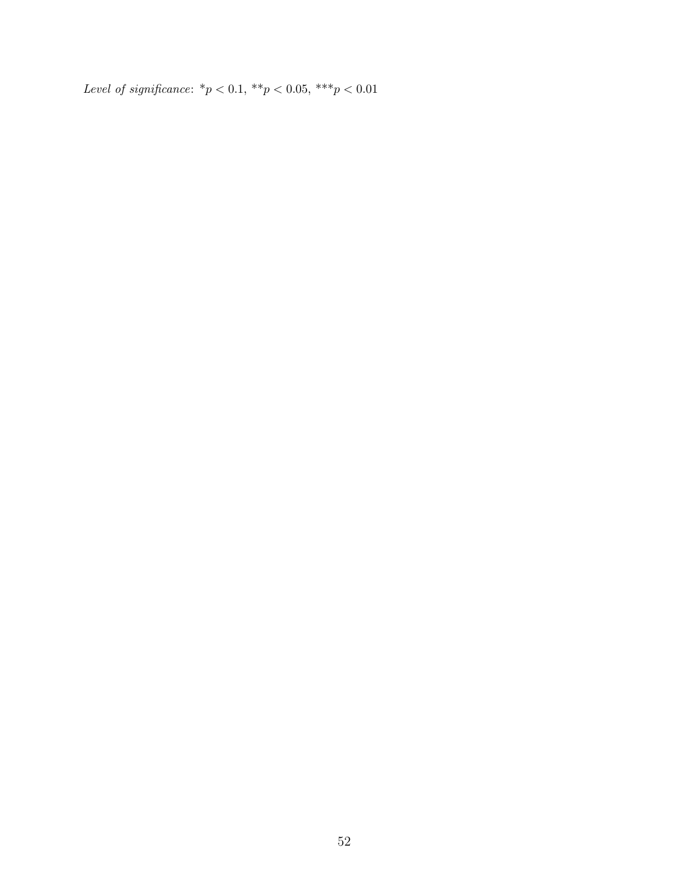*Level of significance*: $^{*}p < 0.1$, $^{**}p < 0.05$, $^{***}p < 0.01$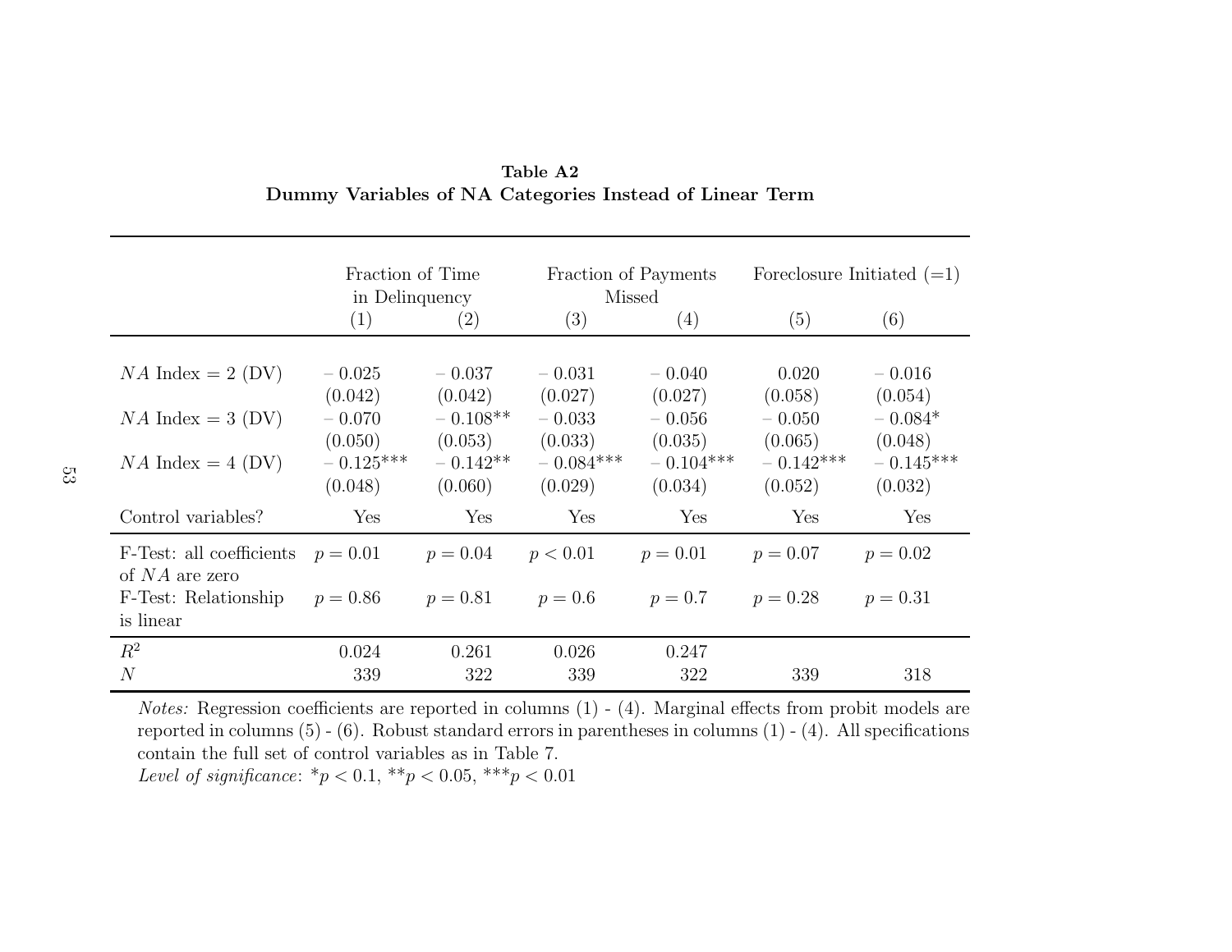**Table A2**
**Dummy Variables of NA Categories Instead of Linear Term**

| | Fraction of Time in Delinquency | | Fraction of Payments Missed | | Foreclosure Initiated (=1) | |
|---|---|---|---|---|---|---|
| | (1) | (2) | (3) | (4) | (5) | (6) |
| $NA$ Index = 2 (DV) | – 0.025 | – 0.037 | – 0.031 | – 0.040 | 0.020 | – 0.016 |
| | (0.042) | (0.042) | (0.027) | (0.027) | (0.058) | (0.054) |
| $NA$ Index = 3 (DV) | – 0.070 | – 0.108** | – 0.033 | – 0.056 | – 0.050 | – 0.084* |
| | (0.050) | (0.053) | (0.033) | (0.035) | (0.065) | (0.048) |
| $NA$ Index = 4 (DV) | – 0.125*** | – 0.142** | – 0.084*** | – 0.104*** | – 0.142*** | – 0.145*** |
| | (0.048) | (0.060) | (0.029) | (0.034) | (0.052) | (0.032) |
| Control variables? | Yes | Yes | Yes | Yes | Yes | Yes |
| F-Test: all coefficients of $NA$ are zero | $p = 0.01$ | $p = 0.04$ | $p < 0.01$ | $p = 0.01$ | $p = 0.07$ | $p = 0.02$ |
| F-Test: Relationship is linear | $p = 0.86$ | $p = 0.81$ | $p = 0.6$ | $p = 0.7$ | $p = 0.28$ | $p = 0.31$ |
| $R^2$ | 0.024 | 0.261 | 0.026 | 0.247 | | |
| $N$ | 339 | 322 | 339 | 322 | 339 | 318 |

*Notes:* Regression coefficients are reported in columns (1) - (4). Marginal effects from probit models are reported in columns (5) - (6). Robust standard errors in parentheses in columns (1) - (4). All specifications contain the full set of control variables as in Table 7.

*Level of significance*: \*$p < 0.1$, \*\*$p < 0.05$, \*\*\*$p < 0.01$